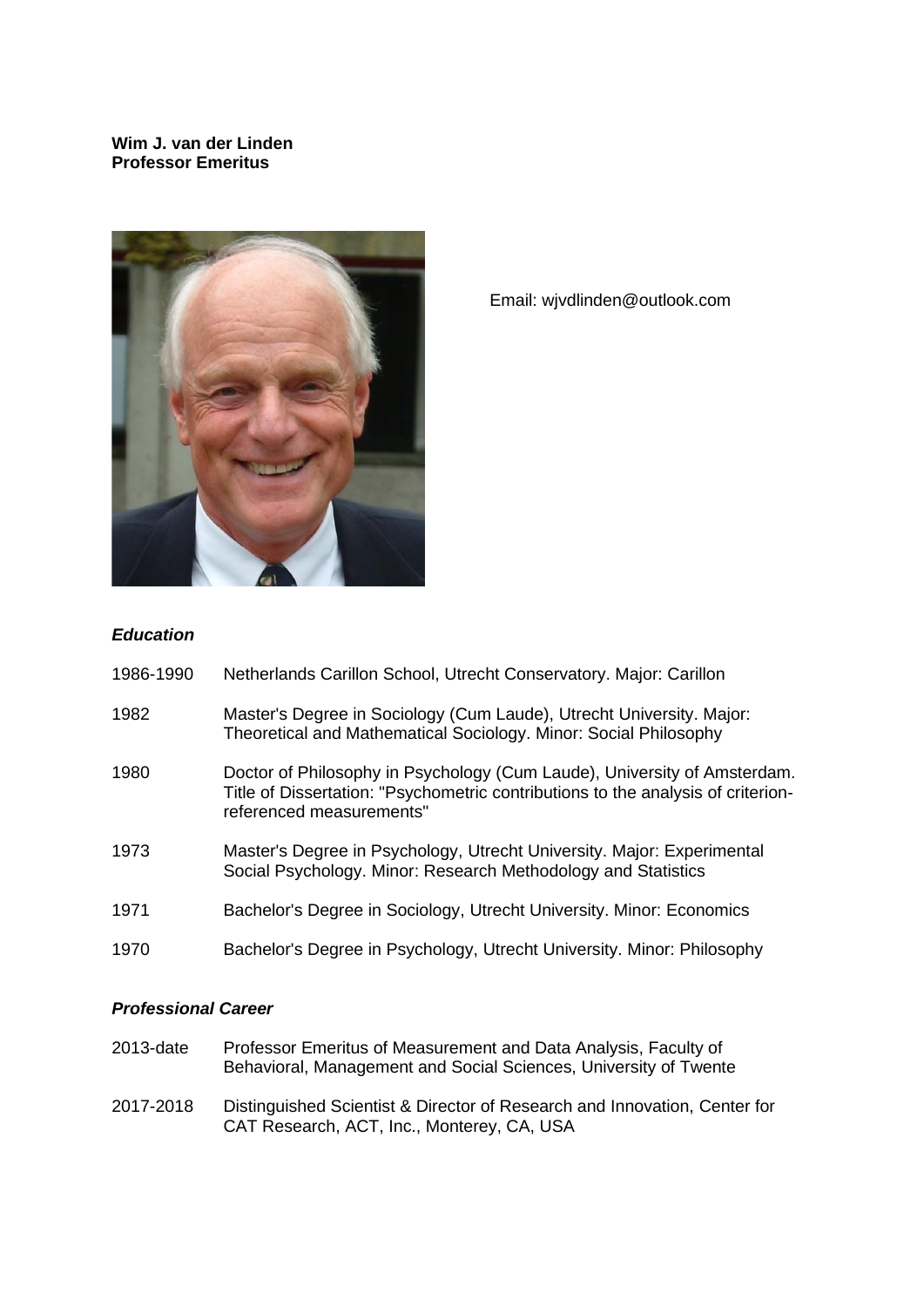**Wim J. van der Linden**
**Professor Emeritus**

Email: wjvdlinden@outlook.com

***Education***

| | |
|---|---|
| 1986-1990 | Netherlands Carillon School, Utrecht Conservatory. Major: Carillon |
| 1982 | Master's Degree in Sociology (Cum Laude), Utrecht University. Major: Theoretical and Mathematical Sociology. Minor: Social Philosophy |
| 1980 | Doctor of Philosophy in Psychology (Cum Laude), University of Amsterdam. Title of Dissertation: "Psychometric contributions to the analysis of criterion-referenced measurements" |
| 1973 | Master's Degree in Psychology, Utrecht University. Major: Experimental Social Psychology. Minor: Research Methodology and Statistics |
| 1971 | Bachelor's Degree in Sociology, Utrecht University. Minor: Economics |
| 1970 | Bachelor's Degree in Psychology, Utrecht University. Minor: Philosophy |

***Professional Career***

| | |
|---|---|
| 2013-date | Professor Emeritus of Measurement and Data Analysis, Faculty of Behavioral, Management and Social Sciences, University of Twente |
| 2017-2018 | Distinguished Scientist & Director of Research and Innovation, Center for CAT Research, ACT, Inc., Monterey, CA, USA |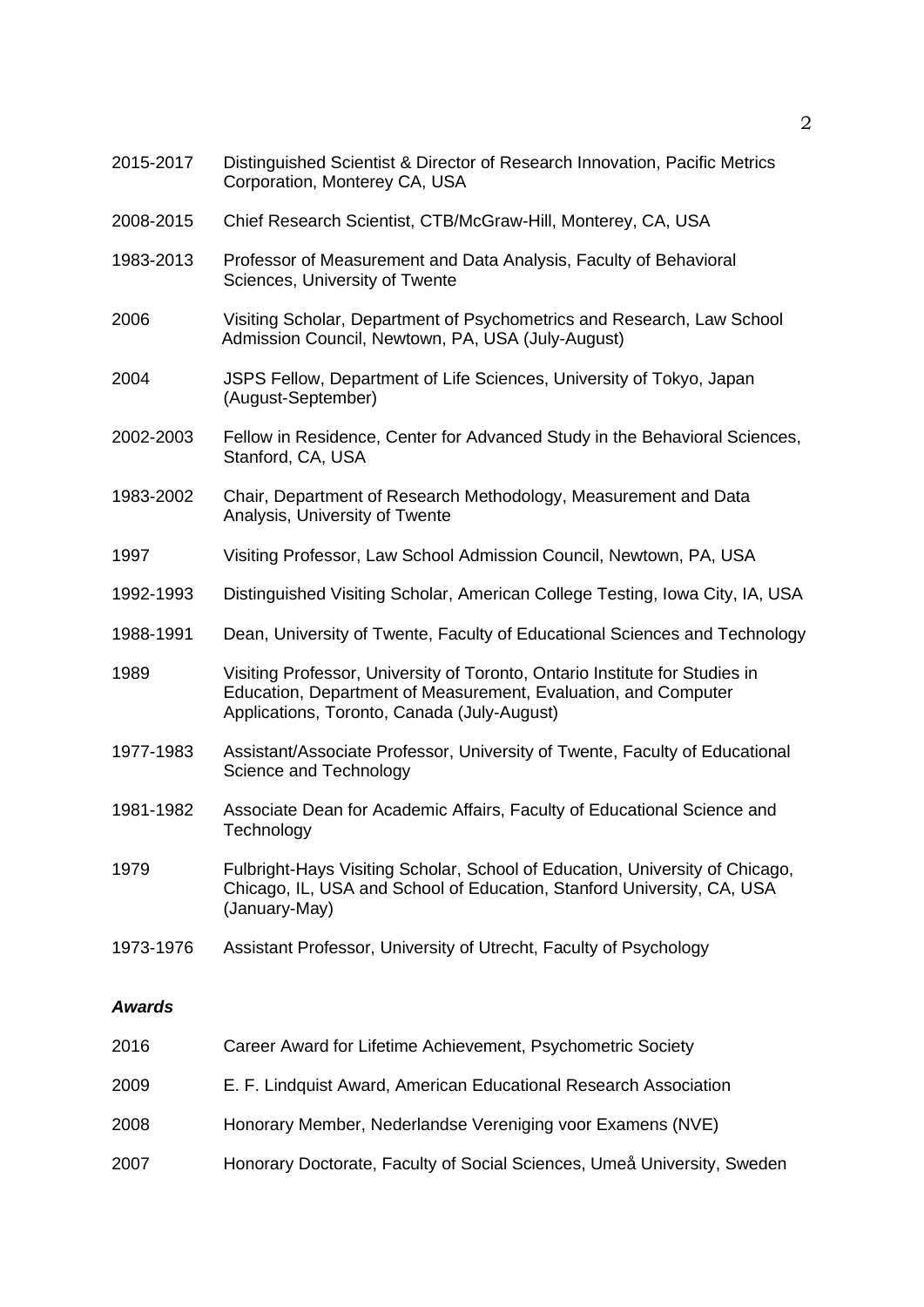2015-2017 Distinguished Scientist & Director of Research Innovation, Pacific Metrics Corporation, Monterey CA, USA

2008-2015 Chief Research Scientist, CTB/McGraw-Hill, Monterey, CA, USA

1983-2013 Professor of Measurement and Data Analysis, Faculty of Behavioral Sciences, University of Twente

2006 Visiting Scholar, Department of Psychometrics and Research, Law School Admission Council, Newtown, PA, USA (July-August)

2004 JSPS Fellow, Department of Life Sciences, University of Tokyo, Japan (August-September)

2002-2003 Fellow in Residence, Center for Advanced Study in the Behavioral Sciences, Stanford, CA, USA

1983-2002 Chair, Department of Research Methodology, Measurement and Data Analysis, University of Twente

1997 Visiting Professor, Law School Admission Council, Newtown, PA, USA

1992-1993 Distinguished Visiting Scholar, American College Testing, Iowa City, IA, USA

1988-1991 Dean, University of Twente, Faculty of Educational Sciences and Technology

1989 Visiting Professor, University of Toronto, Ontario Institute for Studies in Education, Department of Measurement, Evaluation, and Computer Applications, Toronto, Canada (July-August)

1977-1983 Assistant/Associate Professor, University of Twente, Faculty of Educational Science and Technology

1981-1982 Associate Dean for Academic Affairs, Faculty of Educational Science and Technology

1979 Fulbright-Hays Visiting Scholar, School of Education, University of Chicago, Chicago, IL, USA and School of Education, Stanford University, CA, USA (January-May)

1973-1976 Assistant Professor, University of Utrecht, Faculty of Psychology

***Awards***

2016 Career Award for Lifetime Achievement, Psychometric Society

2009 E. F. Lindquist Award, American Educational Research Association

2008 Honorary Member, Nederlandse Vereniging voor Examens (NVE)

2007 Honorary Doctorate, Faculty of Social Sciences, Umeå University, Sweden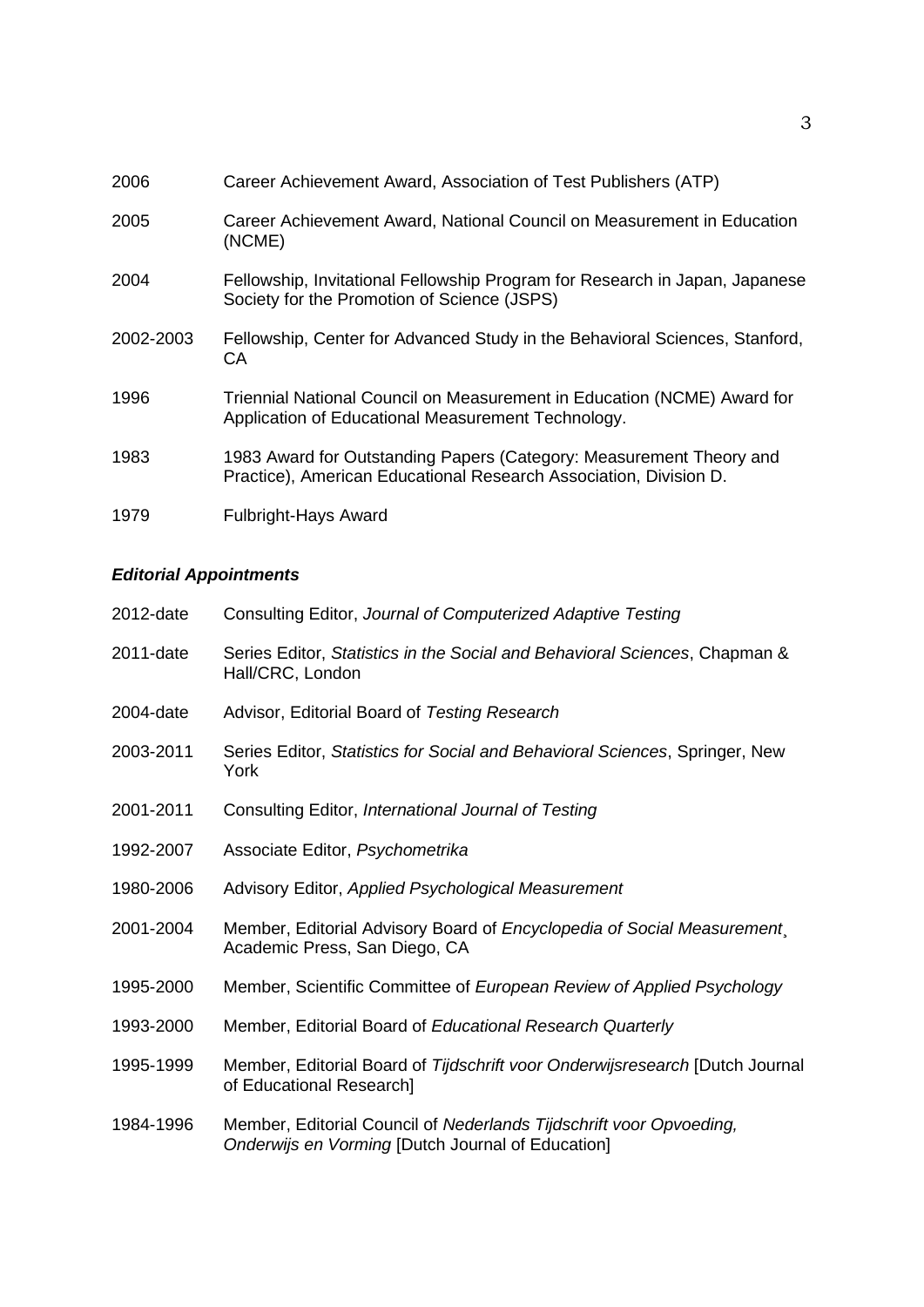2006 Career Achievement Award, Association of Test Publishers (ATP)

2005 Career Achievement Award, National Council on Measurement in Education (NCME)

2004 Fellowship, Invitational Fellowship Program for Research in Japan, Japanese Society for the Promotion of Science (JSPS)

2002-2003 Fellowship, Center for Advanced Study in the Behavioral Sciences, Stanford, CA

1996 Triennial National Council on Measurement in Education (NCME) Award for Application of Educational Measurement Technology.

1983 1983 Award for Outstanding Papers (Category: Measurement Theory and Practice), American Educational Research Association, Division D.

1979 Fulbright-Hays Award

***Editorial Appointments***

2012-date Consulting Editor, *Journal of Computerized Adaptive Testing*

2011-date Series Editor, *Statistics in the Social and Behavioral Sciences*, Chapman & Hall/CRC, London

2004-date Advisor, Editorial Board of *Testing Research*

2003-2011 Series Editor, *Statistics for Social and Behavioral Sciences*, Springer, New York

2001-2011 Consulting Editor, *International Journal of Testing*

1992-2007 Associate Editor, *Psychometrika*

1980-2006 Advisory Editor, *Applied Psychological Measurement*

2001-2004 Member, Editorial Advisory Board of *Encyclopedia of Social Measurement*¸ Academic Press, San Diego, CA

1995-2000 Member, Scientific Committee of *European Review of Applied Psychology*

1993-2000 Member, Editorial Board of *Educational Research Quarterly*

1995-1999 Member, Editorial Board of *Tijdschrift voor Onderwijsresearch* [Dutch Journal of Educational Research]

1984-1996 Member, Editorial Council of *Nederlands Tijdschrift voor Opvoeding, Onderwijs en Vorming* [Dutch Journal of Education]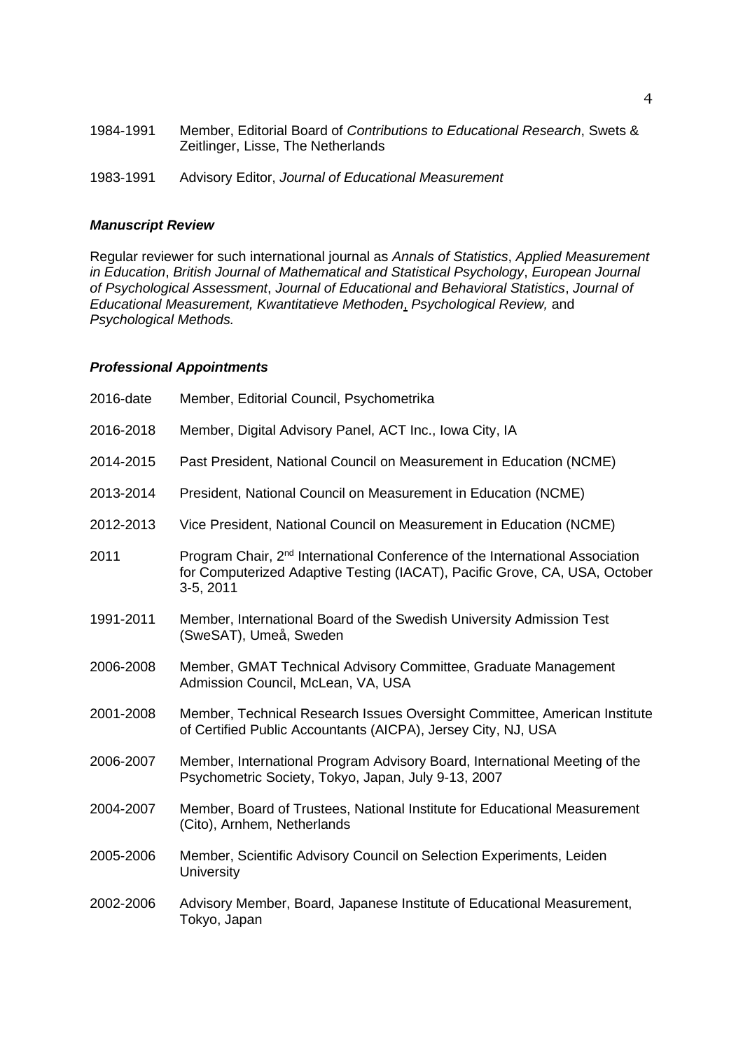1984-1991 Member, Editorial Board of *Contributions to Educational Research*, Swets & Zeitlinger, Lisse, The Netherlands

1983-1991 Advisory Editor, *Journal of Educational Measurement*

### ***Manuscript Review***

Regular reviewer for such international journal as *Annals of Statistics*, *Applied Measurement in Education*, *British Journal of Mathematical and Statistical Psychology*, *European Journal of Psychological Assessment*, *Journal of Educational and Behavioral Statistics*, *Journal of Educational Measurement, Kwantitatieve Methoden*, *Psychological Review,* and *Psychological Methods.*

### ***Professional Appointments***

2016-date Member, Editorial Council, Psychometrika

2016-2018 Member, Digital Advisory Panel, ACT Inc., Iowa City, IA

2014-2015 Past President, National Council on Measurement in Education (NCME)

2013-2014 President, National Council on Measurement in Education (NCME)

2012-2013 Vice President, National Council on Measurement in Education (NCME)

2011 Program Chair, 2nd International Conference of the International Association for Computerized Adaptive Testing (IACAT), Pacific Grove, CA, USA, October 3-5, 2011

1991-2011 Member, International Board of the Swedish University Admission Test (SweSAT), Umeå, Sweden

2006-2008 Member, GMAT Technical Advisory Committee, Graduate Management Admission Council, McLean, VA, USA

2001-2008 Member, Technical Research Issues Oversight Committee, American Institute of Certified Public Accountants (AICPA), Jersey City, NJ, USA

2006-2007 Member, International Program Advisory Board, International Meeting of the Psychometric Society, Tokyo, Japan, July 9-13, 2007

2004-2007 Member, Board of Trustees, National Institute for Educational Measurement (Cito), Arnhem, Netherlands

2005-2006 Member, Scientific Advisory Council on Selection Experiments, Leiden University

2002-2006 Advisory Member, Board, Japanese Institute of Educational Measurement, Tokyo, Japan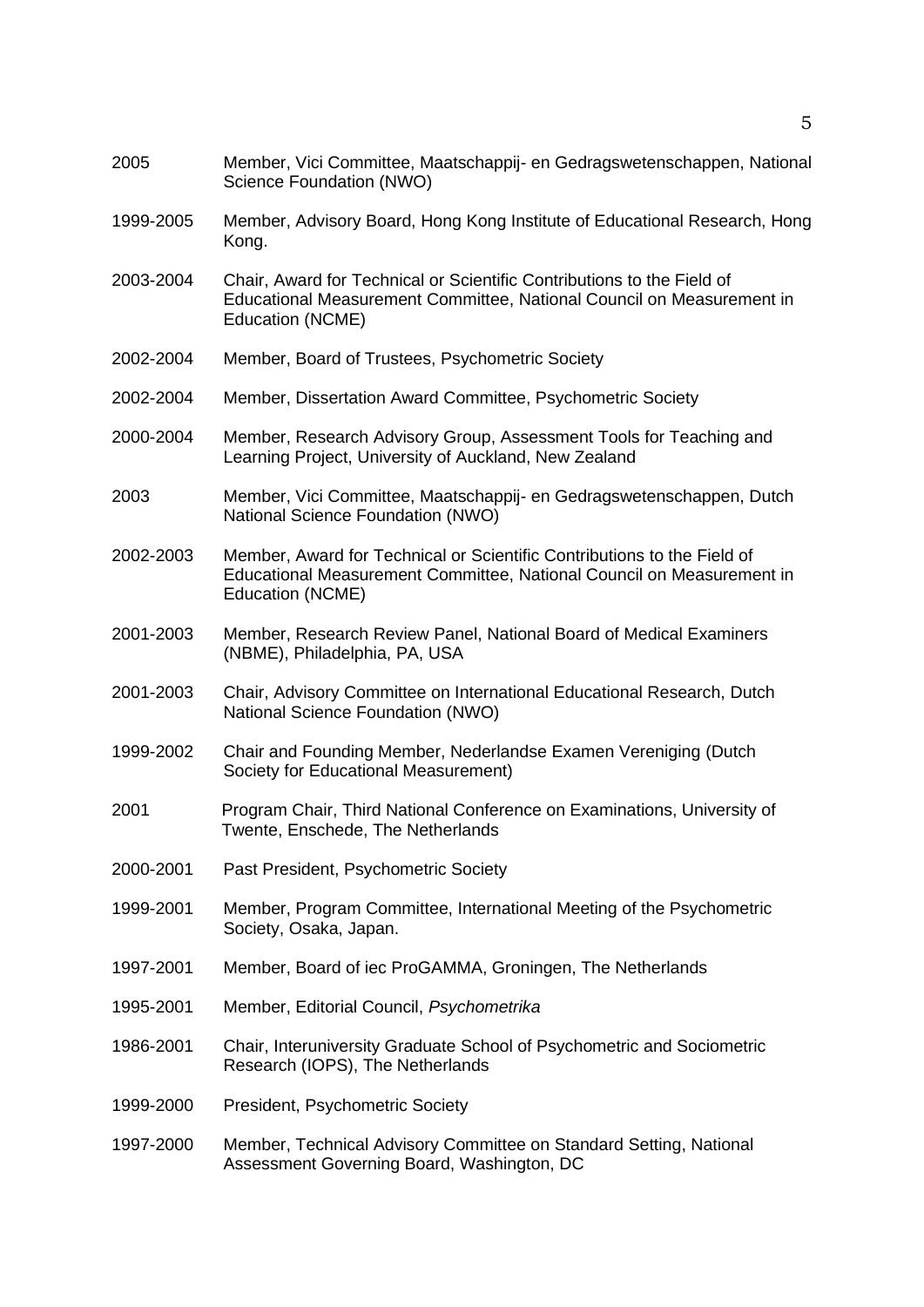2005 Member, Vici Committee, Maatschappij- en Gedragswetenschappen, National Science Foundation (NWO)

1999-2005 Member, Advisory Board, Hong Kong Institute of Educational Research, Hong Kong.

2003-2004 Chair, Award for Technical or Scientific Contributions to the Field of Educational Measurement Committee, National Council on Measurement in Education (NCME)

2002-2004 Member, Board of Trustees, Psychometric Society

2002-2004 Member, Dissertation Award Committee, Psychometric Society

2000-2004 Member, Research Advisory Group, Assessment Tools for Teaching and Learning Project, University of Auckland, New Zealand

2003 Member, Vici Committee, Maatschappij- en Gedragswetenschappen, Dutch National Science Foundation (NWO)

2002-2003 Member, Award for Technical or Scientific Contributions to the Field of Educational Measurement Committee, National Council on Measurement in Education (NCME)

2001-2003 Member, Research Review Panel, National Board of Medical Examiners (NBME), Philadelphia, PA, USA

2001-2003 Chair, Advisory Committee on International Educational Research, Dutch National Science Foundation (NWO)

1999-2002 Chair and Founding Member, Nederlandse Examen Vereniging (Dutch Society for Educational Measurement)

2001 Program Chair, Third National Conference on Examinations, University of Twente, Enschede, The Netherlands

2000-2001 Past President, Psychometric Society

1999-2001 Member, Program Committee, International Meeting of the Psychometric Society, Osaka, Japan.

1997-2001 Member, Board of iec ProGAMMA, Groningen, The Netherlands

1995-2001 Member, Editorial Council, *Psychometrika*

1986-2001 Chair, Interuniversity Graduate School of Psychometric and Sociometric Research (IOPS), The Netherlands

1999-2000 President, Psychometric Society

1997-2000 Member, Technical Advisory Committee on Standard Setting, National Assessment Governing Board, Washington, DC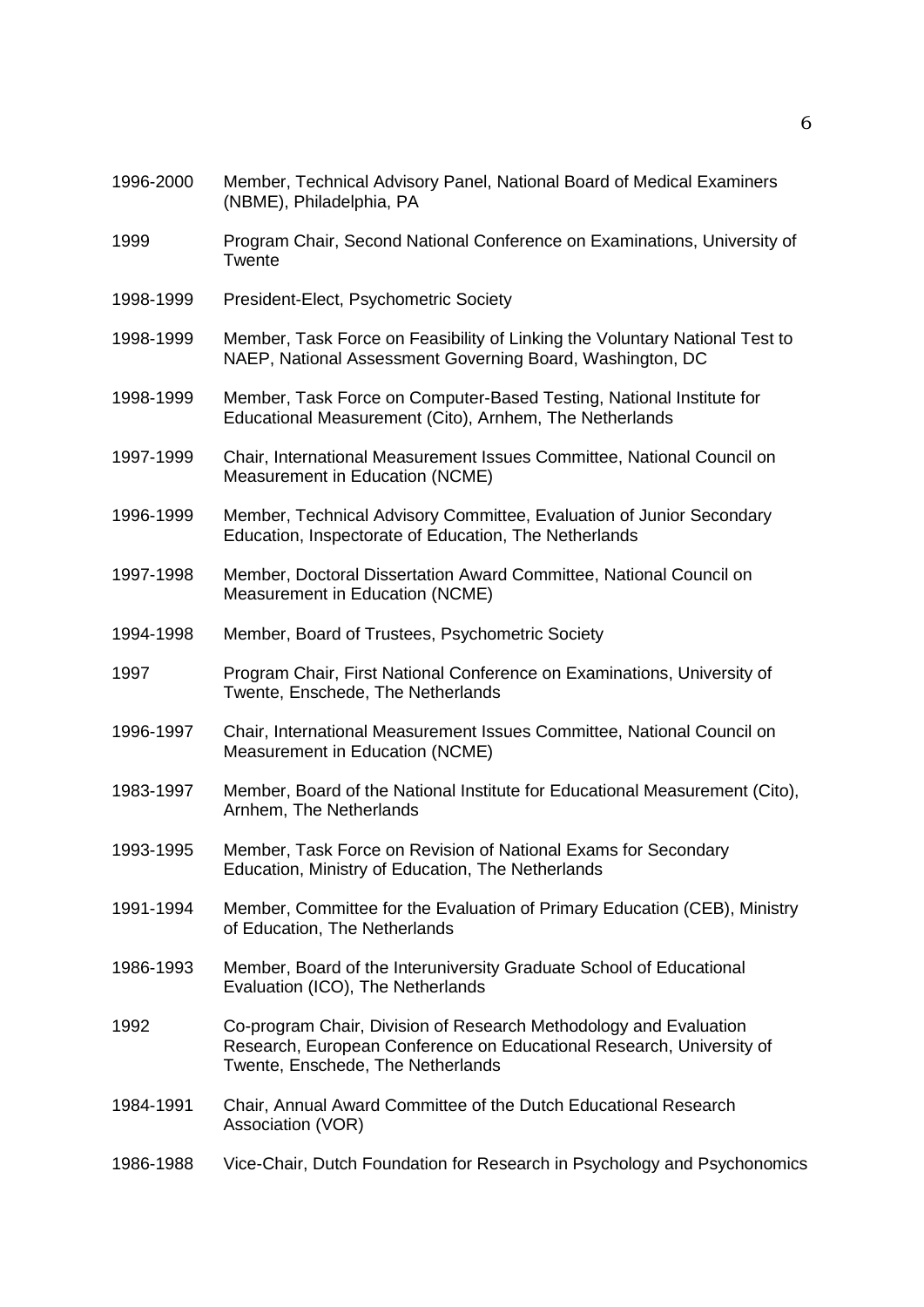1996-2000 Member, Technical Advisory Panel, National Board of Medical Examiners (NBME), Philadelphia, PA

1999 Program Chair, Second National Conference on Examinations, University of Twente

1998-1999 President-Elect, Psychometric Society

1998-1999 Member, Task Force on Feasibility of Linking the Voluntary National Test to NAEP, National Assessment Governing Board, Washington, DC

1998-1999 Member, Task Force on Computer-Based Testing, National Institute for Educational Measurement (Cito), Arnhem, The Netherlands

1997-1999 Chair, International Measurement Issues Committee, National Council on Measurement in Education (NCME)

1996-1999 Member, Technical Advisory Committee, Evaluation of Junior Secondary Education, Inspectorate of Education, The Netherlands

1997-1998 Member, Doctoral Dissertation Award Committee, National Council on Measurement in Education (NCME)

1994-1998 Member, Board of Trustees, Psychometric Society

1997 Program Chair, First National Conference on Examinations, University of Twente, Enschede, The Netherlands

1996-1997 Chair, International Measurement Issues Committee, National Council on Measurement in Education (NCME)

1983-1997 Member, Board of the National Institute for Educational Measurement (Cito), Arnhem, The Netherlands

1993-1995 Member, Task Force on Revision of National Exams for Secondary Education, Ministry of Education, The Netherlands

1991-1994 Member, Committee for the Evaluation of Primary Education (CEB), Ministry of Education, The Netherlands

1986-1993 Member, Board of the Interuniversity Graduate School of Educational Evaluation (ICO), The Netherlands

1992 Co-program Chair, Division of Research Methodology and Evaluation Research, European Conference on Educational Research, University of Twente, Enschede, The Netherlands

1984-1991 Chair, Annual Award Committee of the Dutch Educational Research Association (VOR)

1986-1988 Vice-Chair, Dutch Foundation for Research in Psychology and Psychonomics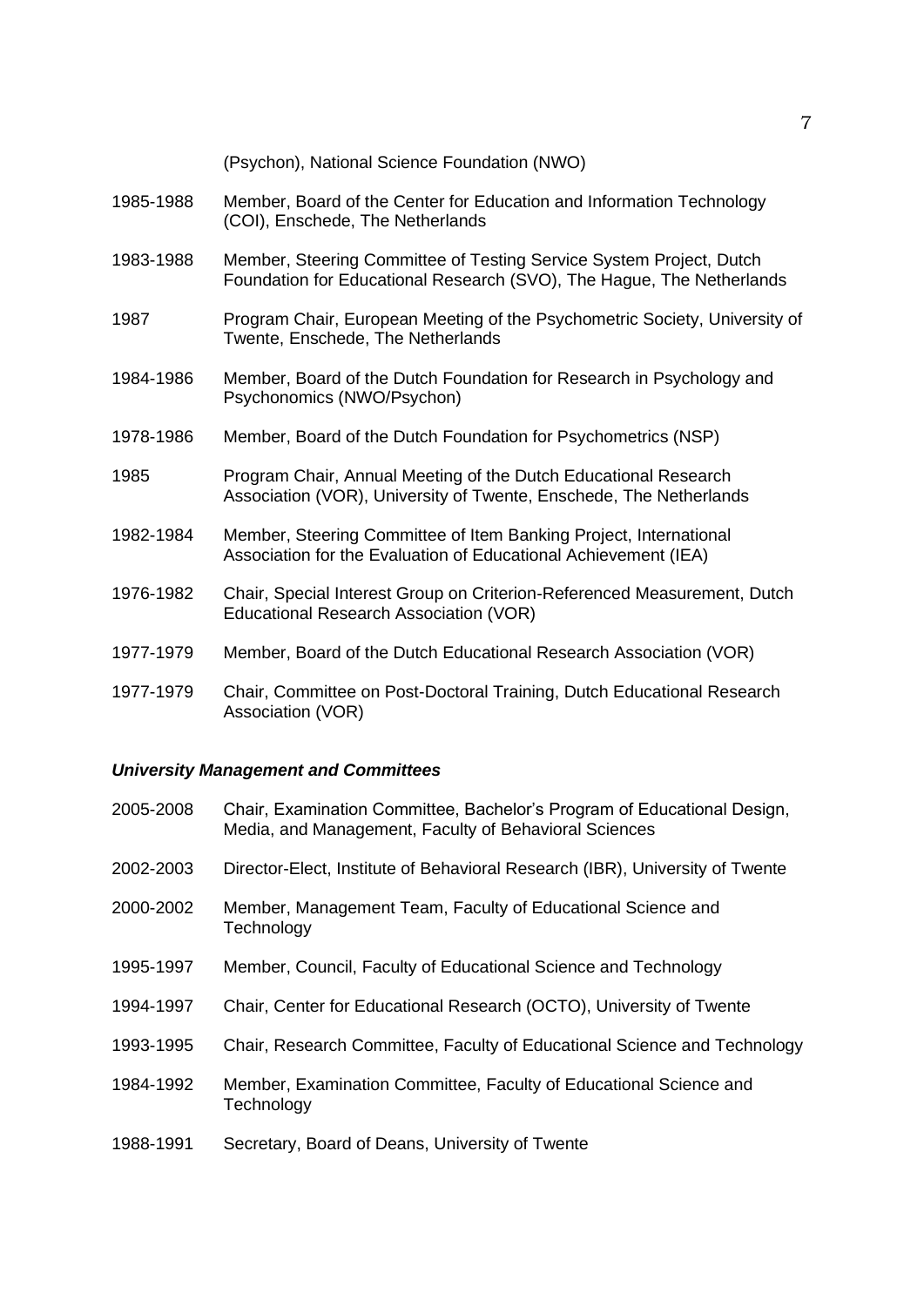(Psychon), National Science Foundation (NWO)

1985-1988 Member, Board of the Center for Education and Information Technology (COI), Enschede, The Netherlands

1983-1988 Member, Steering Committee of Testing Service System Project, Dutch Foundation for Educational Research (SVO), The Hague, The Netherlands

1987 Program Chair, European Meeting of the Psychometric Society, University of Twente, Enschede, The Netherlands

1984-1986 Member, Board of the Dutch Foundation for Research in Psychology and Psychonomics (NWO/Psychon)

1978-1986 Member, Board of the Dutch Foundation for Psychometrics (NSP)

1985 Program Chair, Annual Meeting of the Dutch Educational Research Association (VOR), University of Twente, Enschede, The Netherlands

1982-1984 Member, Steering Committee of Item Banking Project, International Association for the Evaluation of Educational Achievement (IEA)

1976-1982 Chair, Special Interest Group on Criterion-Referenced Measurement, Dutch Educational Research Association (VOR)

1977-1979 Member, Board of the Dutch Educational Research Association (VOR)

1977-1979 Chair, Committee on Post-Doctoral Training, Dutch Educational Research Association (VOR)

### *University Management and Committees*

2005-2008 Chair, Examination Committee, Bachelor's Program of Educational Design, Media, and Management, Faculty of Behavioral Sciences

2002-2003 Director-Elect, Institute of Behavioral Research (IBR), University of Twente

2000-2002 Member, Management Team, Faculty of Educational Science and Technology

1995-1997 Member, Council, Faculty of Educational Science and Technology

1994-1997 Chair, Center for Educational Research (OCTO), University of Twente

1993-1995 Chair, Research Committee, Faculty of Educational Science and Technology

1984-1992 Member, Examination Committee, Faculty of Educational Science and Technology

1988-1991 Secretary, Board of Deans, University of Twente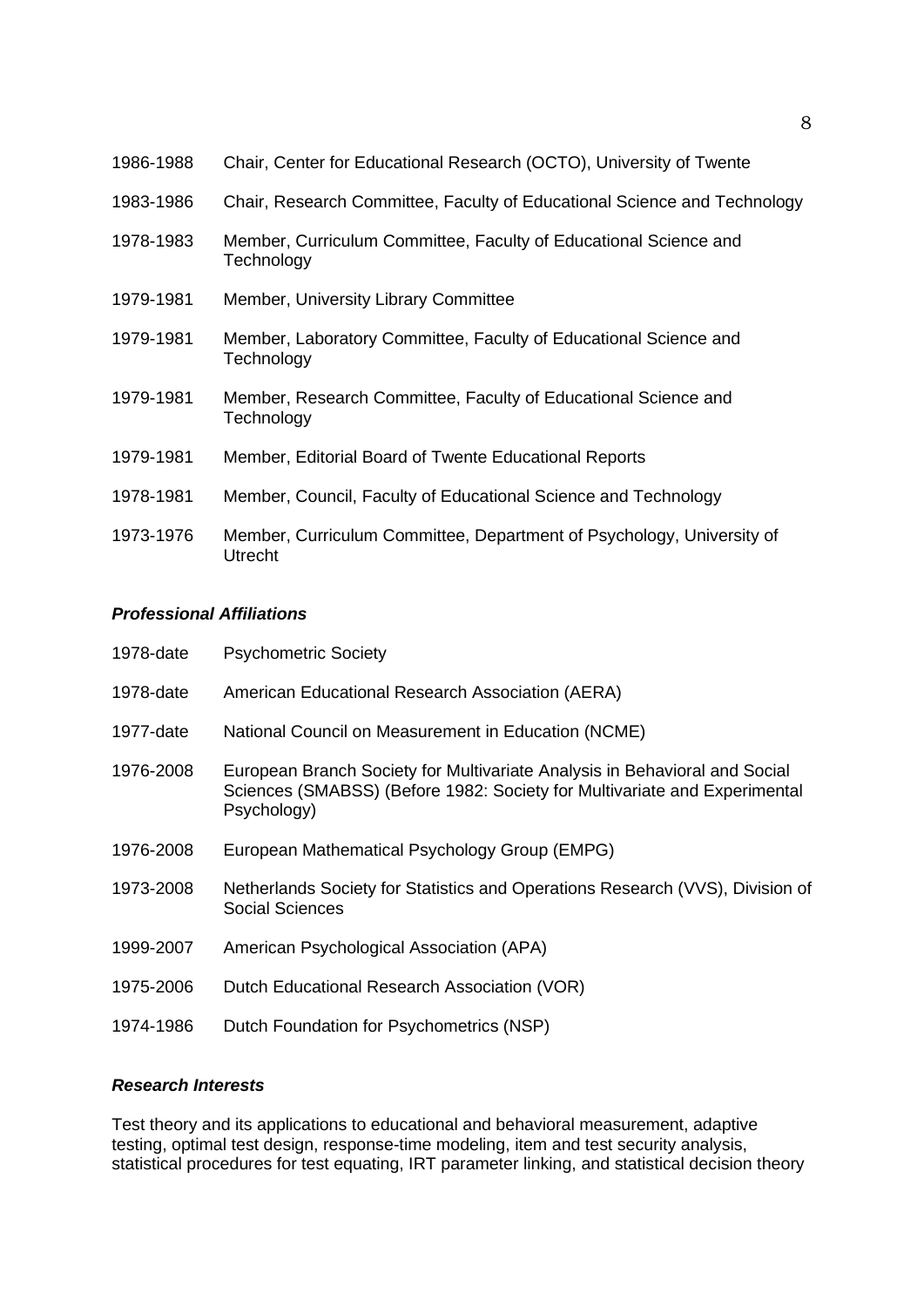1986-1988 Chair, Center for Educational Research (OCTO), University of Twente

1983-1986 Chair, Research Committee, Faculty of Educational Science and Technology

1978-1983 Member, Curriculum Committee, Faculty of Educational Science and Technology

1979-1981 Member, University Library Committee

1979-1981 Member, Laboratory Committee, Faculty of Educational Science and Technology

1979-1981 Member, Research Committee, Faculty of Educational Science and Technology

1979-1981 Member, Editorial Board of Twente Educational Reports

1978-1981 Member, Council, Faculty of Educational Science and Technology

1973-1976 Member, Curriculum Committee, Department of Psychology, University of Utrecht

***Professional Affiliations***

1978-date Psychometric Society

1978-date American Educational Research Association (AERA)

1977-date National Council on Measurement in Education (NCME)

1976-2008 European Branch Society for Multivariate Analysis in Behavioral and Social Sciences (SMABSS) (Before 1982: Society for Multivariate and Experimental Psychology)

1976-2008 European Mathematical Psychology Group (EMPG)

1973-2008 Netherlands Society for Statistics and Operations Research (VVS), Division of Social Sciences

1999-2007 American Psychological Association (APA)

1975-2006 Dutch Educational Research Association (VOR)

1974-1986 Dutch Foundation for Psychometrics (NSP)

***Research Interests***

Test theory and its applications to educational and behavioral measurement, adaptive testing, optimal test design, response-time modeling, item and test security analysis, statistical procedures for test equating, IRT parameter linking, and statistical decision theory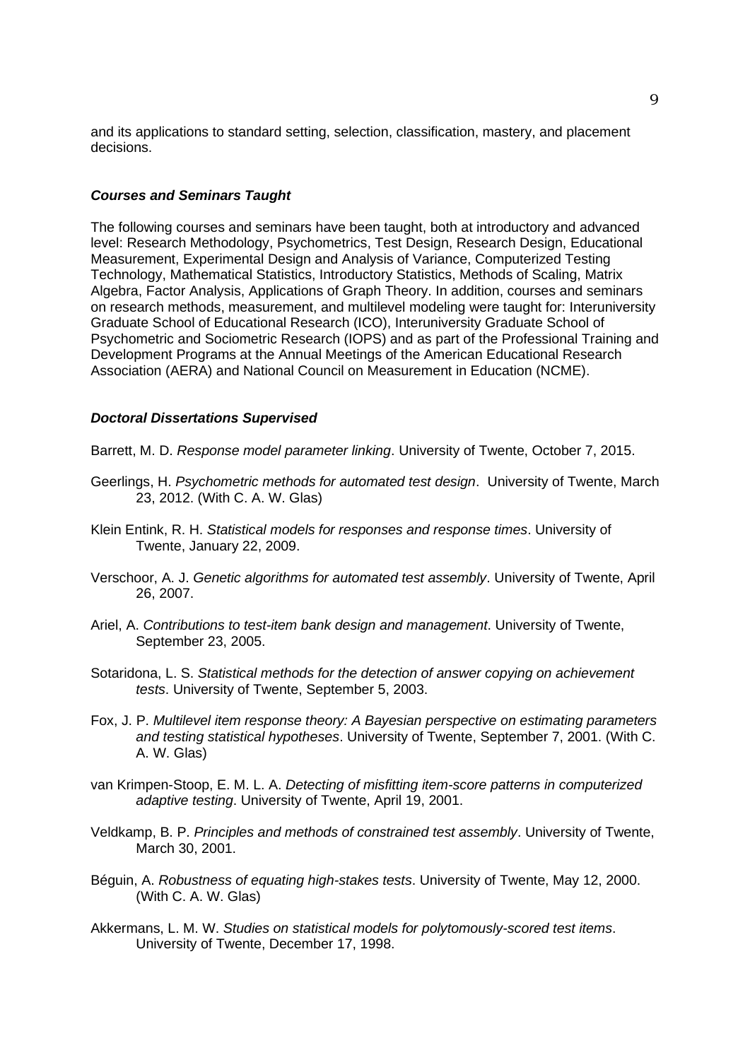and its applications to standard setting, selection, classification, mastery, and placement decisions.

### *Courses and Seminars Taught*

The following courses and seminars have been taught, both at introductory and advanced level: Research Methodology, Psychometrics, Test Design, Research Design, Educational Measurement, Experimental Design and Analysis of Variance, Computerized Testing Technology, Mathematical Statistics, Introductory Statistics, Methods of Scaling, Matrix Algebra, Factor Analysis, Applications of Graph Theory. In addition, courses and seminars on research methods, measurement, and multilevel modeling were taught for: Interuniversity Graduate School of Educational Research (ICO), Interuniversity Graduate School of Psychometric and Sociometric Research (IOPS) and as part of the Professional Training and Development Programs at the Annual Meetings of the American Educational Research Association (AERA) and National Council on Measurement in Education (NCME).

### *Doctoral Dissertations Supervised*

Barrett, M. D. *Response model parameter linking*. University of Twente, October 7, 2015.

Geerlings, H. *Psychometric methods for automated test design*. University of Twente, March 23, 2012. (With C. A. W. Glas)

Klein Entink, R. H. *Statistical models for responses and response times*. University of Twente, January 22, 2009.

Verschoor, A. J. *Genetic algorithms for automated test assembly*. University of Twente, April 26, 2007.

Ariel, A. *Contributions to test-item bank design and management*. University of Twente, September 23, 2005.

Sotaridona, L. S. *Statistical methods for the detection of answer copying on achievement tests*. University of Twente, September 5, 2003.

Fox, J. P. *Multilevel item response theory: A Bayesian perspective on estimating parameters and testing statistical hypotheses*. University of Twente, September 7, 2001. (With C. A. W. Glas)

van Krimpen-Stoop, E. M. L. A. *Detecting of misfitting item-score patterns in computerized adaptive testing*. University of Twente, April 19, 2001.

Veldkamp, B. P. *Principles and methods of constrained test assembly*. University of Twente, March 30, 2001.

Béguin, A. *Robustness of equating high-stakes tests*. University of Twente, May 12, 2000. (With C. A. W. Glas)

Akkermans, L. M. W. *Studies on statistical models for polytomously-scored test items*. University of Twente, December 17, 1998.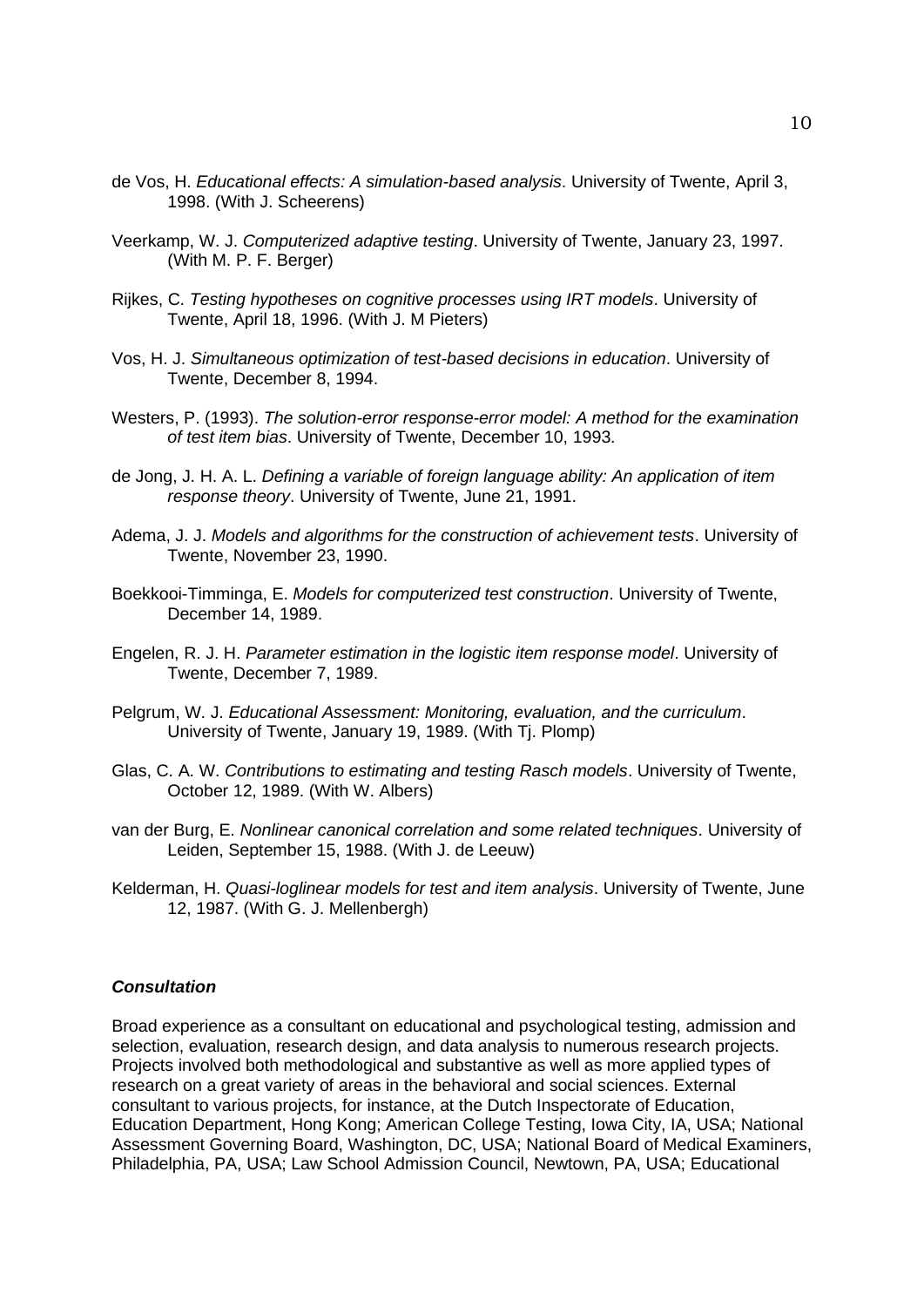de Vos, H. *Educational effects: A simulation-based analysis*. University of Twente, April 3, 1998. (With J. Scheerens)

Veerkamp, W. J. *Computerized adaptive testing*. University of Twente, January 23, 1997. (With M. P. F. Berger)

Rijkes, C. *Testing hypotheses on cognitive processes using IRT models*. University of Twente, April 18, 1996. (With J. M Pieters)

Vos, H. J. *Simultaneous optimization of test-based decisions in education*. University of Twente, December 8, 1994.

Westers, P. (1993). *The solution-error response-error model: A method for the examination of test item bias*. University of Twente, December 10, 1993.

de Jong, J. H. A. L. *Defining a variable of foreign language ability: An application of item response theory*. University of Twente, June 21, 1991.

Adema, J. J. *Models and algorithms for the construction of achievement tests*. University of Twente, November 23, 1990.

Boekkooi-Timminga, E. *Models for computerized test construction*. University of Twente, December 14, 1989.

Engelen, R. J. H. *Parameter estimation in the logistic item response model*. University of Twente, December 7, 1989.

Pelgrum, W. J. *Educational Assessment: Monitoring, evaluation, and the curriculum*. University of Twente, January 19, 1989. (With Tj. Plomp)

Glas, C. A. W. *Contributions to estimating and testing Rasch models*. University of Twente, October 12, 1989. (With W. Albers)

van der Burg, E. *Nonlinear canonical correlation and some related techniques*. University of Leiden, September 15, 1988. (With J. de Leeuw)

Kelderman, H. *Quasi-loglinear models for test and item analysis*. University of Twente, June 12, 1987. (With G. J. Mellenbergh)

### ***Consultation***

Broad experience as a consultant on educational and psychological testing, admission and selection, evaluation, research design, and data analysis to numerous research projects. Projects involved both methodological and substantive as well as more applied types of research on a great variety of areas in the behavioral and social sciences. External consultant to various projects, for instance, at the Dutch Inspectorate of Education, Education Department, Hong Kong; American College Testing, Iowa City, IA, USA; National Assessment Governing Board, Washington, DC, USA; National Board of Medical Examiners, Philadelphia, PA, USA; Law School Admission Council, Newtown, PA, USA; Educational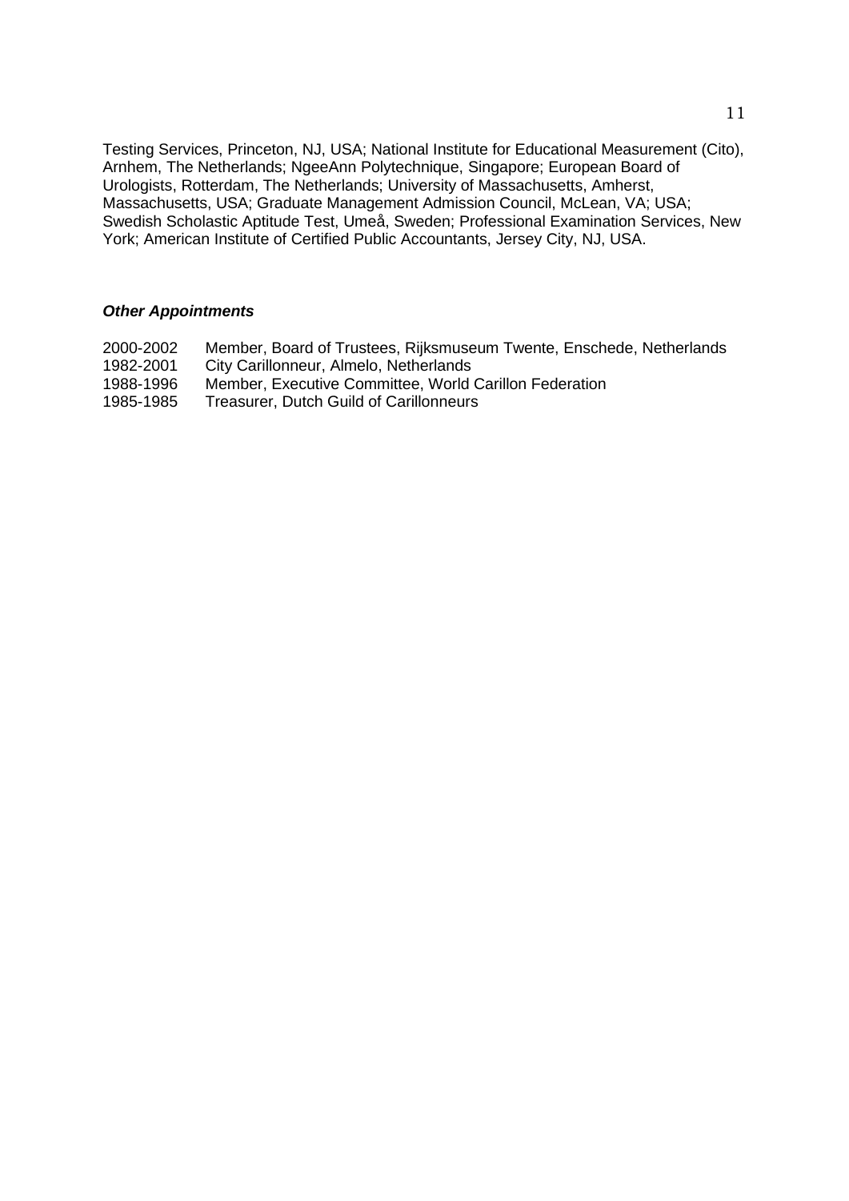Testing Services, Princeton, NJ, USA; National Institute for Educational Measurement (Cito), Arnhem, The Netherlands; NgeeAnn Polytechnique, Singapore; European Board of Urologists, Rotterdam, The Netherlands; University of Massachusetts, Amherst, Massachusetts, USA; Graduate Management Admission Council, McLean, VA; USA; Swedish Scholastic Aptitude Test, Umeå, Sweden; Professional Examination Services, New York; American Institute of Certified Public Accountants, Jersey City, NJ, USA.

***Other Appointments***

2000-2002 Member, Board of Trustees, Rijksmuseum Twente, Enschede, Netherlands
1982-2001 City Carillonneur, Almelo, Netherlands
1988-1996 Member, Executive Committee, World Carillon Federation
1985-1985 Treasurer, Dutch Guild of Carillonneurs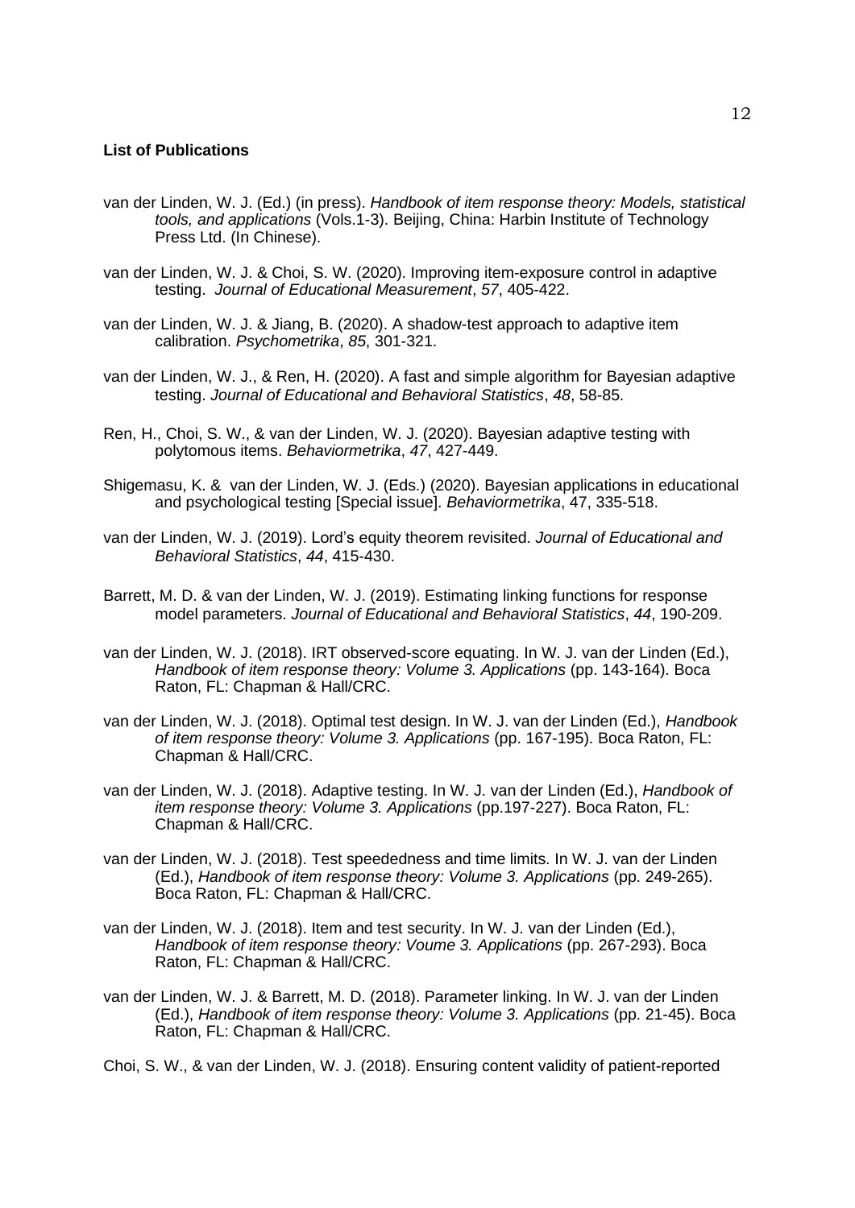**List of Publications**

van der Linden, W. J. (Ed.) (in press). *Handbook of item response theory: Models, statistical tools, and applications* (Vols.1-3). Beijing, China: Harbin Institute of Technology Press Ltd. (In Chinese).

van der Linden, W. J. & Choi, S. W. (2020). Improving item-exposure control in adaptive testing. *Journal of Educational Measurement*, *57*, 405-422.

van der Linden, W. J. & Jiang, B. (2020). A shadow-test approach to adaptive item calibration. *Psychometrika*, *85*, 301-321.

van der Linden, W. J., & Ren, H. (2020). A fast and simple algorithm for Bayesian adaptive testing. *Journal of Educational and Behavioral Statistics*, *48*, 58-85.

Ren, H., Choi, S. W., & van der Linden, W. J. (2020). Bayesian adaptive testing with polytomous items. *Behaviormetrika*, *47*, 427-449.

Shigemasu, K. & van der Linden, W. J. (Eds.) (2020). Bayesian applications in educational and psychological testing [Special issue]. *Behaviormetrika*, 47, 335-518.

van der Linden, W. J. (2019). Lord's equity theorem revisited. *Journal of Educational and Behavioral Statistics*, *44*, 415-430.

Barrett, M. D. & van der Linden, W. J. (2019). Estimating linking functions for response model parameters. *Journal of Educational and Behavioral Statistics*, *44*, 190-209.

van der Linden, W. J. (2018). IRT observed-score equating. In W. J. van der Linden (Ed.), *Handbook of item response theory: Volume 3. Applications* (pp. 143-164). Boca Raton, FL: Chapman & Hall/CRC.

van der Linden, W. J. (2018). Optimal test design. In W. J. van der Linden (Ed.), *Handbook of item response theory: Volume 3. Applications* (pp. 167-195). Boca Raton, FL: Chapman & Hall/CRC.

van der Linden, W. J. (2018). Adaptive testing. In W. J. van der Linden (Ed.), *Handbook of item response theory: Volume 3. Applications* (pp.197-227). Boca Raton, FL: Chapman & Hall/CRC.

van der Linden, W. J. (2018). Test speededness and time limits. In W. J. van der Linden (Ed.), *Handbook of item response theory: Volume 3. Applications* (pp. 249-265). Boca Raton, FL: Chapman & Hall/CRC.

van der Linden, W. J. (2018). Item and test security. In W. J. van der Linden (Ed.), *Handbook of item response theory: Voume 3. Applications* (pp. 267-293). Boca Raton, FL: Chapman & Hall/CRC.

van der Linden, W. J. & Barrett, M. D. (2018). Parameter linking. In W. J. van der Linden (Ed.), *Handbook of item response theory: Volume 3. Applications* (pp. 21-45). Boca Raton, FL: Chapman & Hall/CRC.

Choi, S. W., & van der Linden, W. J. (2018). Ensuring content validity of patient-reported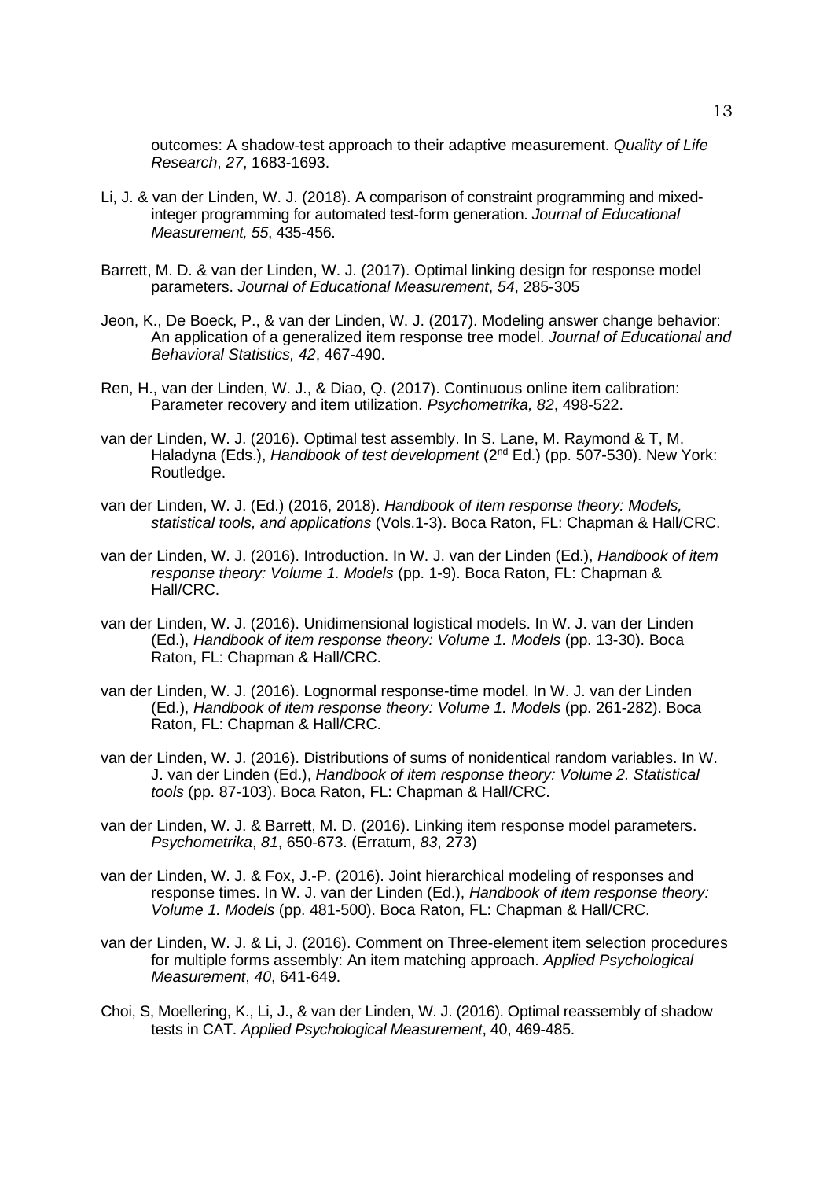outcomes: A shadow-test approach to their adaptive measurement. *Quality of Life Research*, *27*, 1683-1693.

Li, J. & van der Linden, W. J. (2018). A comparison of constraint programming and mixed-integer programming for automated test-form generation. *Journal of Educational Measurement, 55*, 435-456.

Barrett, M. D. & van der Linden, W. J. (2017). Optimal linking design for response model parameters. *Journal of Educational Measurement*, *54*, 285-305

Jeon, K., De Boeck, P., & van der Linden, W. J. (2017). Modeling answer change behavior: An application of a generalized item response tree model. *Journal of Educational and Behavioral Statistics, 42*, 467-490.

Ren, H., van der Linden, W. J., & Diao, Q. (2017). Continuous online item calibration: Parameter recovery and item utilization. *Psychometrika, 82*, 498-522.

van der Linden, W. J. (2016). Optimal test assembly. In S. Lane, M. Raymond & T, M. Haladyna (Eds.), *Handbook of test development* (2nd Ed.) (pp. 507-530). New York: Routledge.

van der Linden, W. J. (Ed.) (2016, 2018). *Handbook of item response theory: Models, statistical tools, and applications* (Vols.1-3). Boca Raton, FL: Chapman & Hall/CRC.

van der Linden, W. J. (2016). Introduction. In W. J. van der Linden (Ed.), *Handbook of item response theory: Volume 1. Models* (pp. 1-9). Boca Raton, FL: Chapman & Hall/CRC.

van der Linden, W. J. (2016). Unidimensional logistical models. In W. J. van der Linden (Ed.), *Handbook of item response theory: Volume 1. Models* (pp. 13-30). Boca Raton, FL: Chapman & Hall/CRC.

van der Linden, W. J. (2016). Lognormal response-time model. In W. J. van der Linden (Ed.), *Handbook of item response theory: Volume 1. Models* (pp. 261-282). Boca Raton, FL: Chapman & Hall/CRC.

van der Linden, W. J. (2016). Distributions of sums of nonidentical random variables. In W. J. van der Linden (Ed.), *Handbook of item response theory: Volume 2. Statistical tools* (pp. 87-103). Boca Raton, FL: Chapman & Hall/CRC.

van der Linden, W. J. & Barrett, M. D. (2016). Linking item response model parameters. *Psychometrika*, *81*, 650-673. (Erratum, *83*, 273)

van der Linden, W. J. & Fox, J.-P. (2016). Joint hierarchical modeling of responses and response times. In W. J. van der Linden (Ed.), *Handbook of item response theory: Volume 1. Models* (pp. 481-500). Boca Raton, FL: Chapman & Hall/CRC.

van der Linden, W. J. & Li, J. (2016). Comment on Three-element item selection procedures for multiple forms assembly: An item matching approach. *Applied Psychological Measurement*, *40*, 641-649.

Choi, S, Moellering, K., Li, J., & van der Linden, W. J. (2016). Optimal reassembly of shadow tests in CAT. *Applied Psychological Measurement*, 40, 469-485.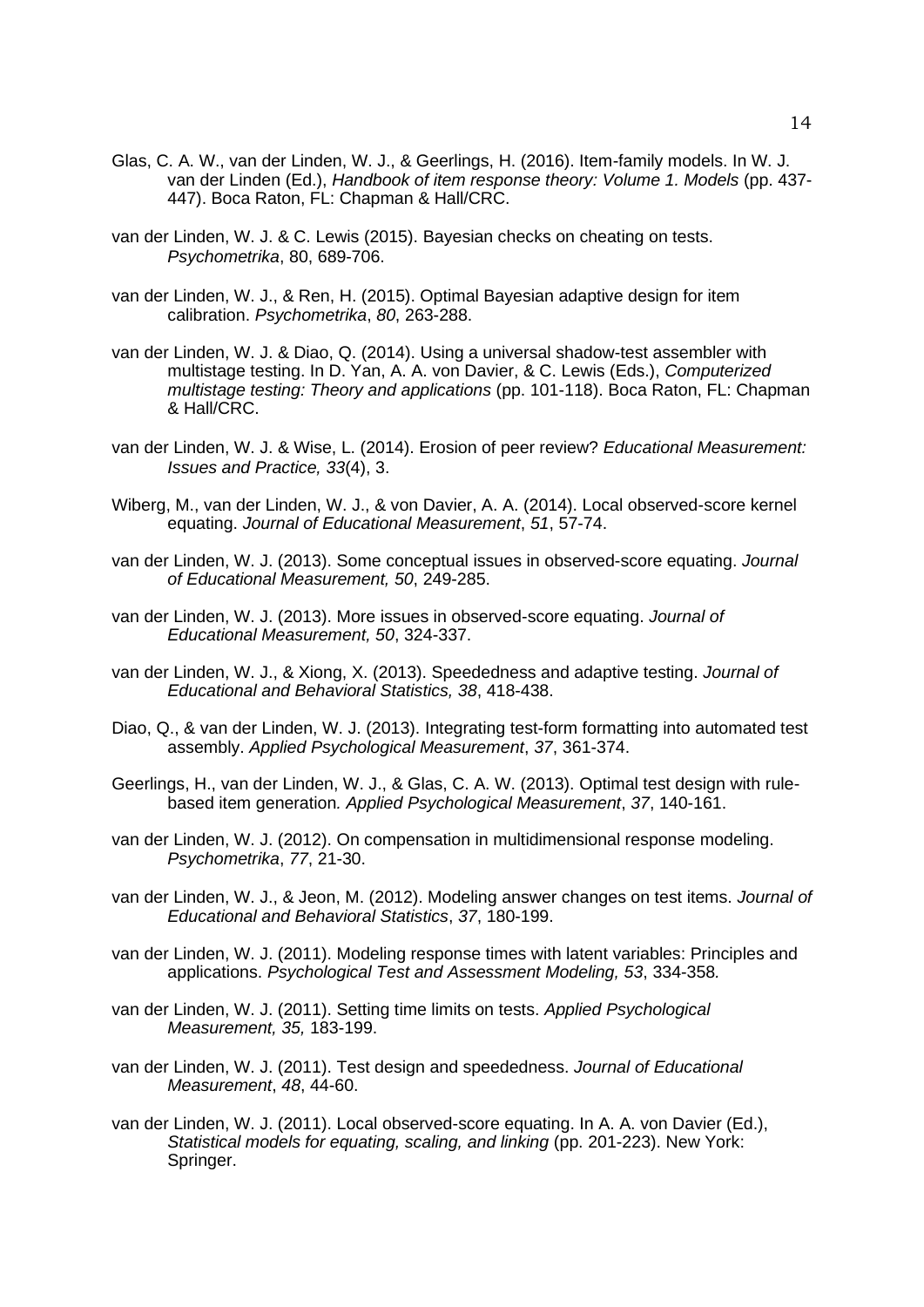Glas, C. A. W., van der Linden, W. J., & Geerlings, H. (2016). Item-family models. In W. J. van der Linden (Ed.), *Handbook of item response theory: Volume 1. Models* (pp. 437-447). Boca Raton, FL: Chapman & Hall/CRC.

van der Linden, W. J. & C. Lewis (2015). Bayesian checks on cheating on tests. *Psychometrika*, 80, 689-706.

van der Linden, W. J., & Ren, H. (2015). Optimal Bayesian adaptive design for item calibration. *Psychometrika*, *80*, 263-288.

van der Linden, W. J. & Diao, Q. (2014). Using a universal shadow-test assembler with multistage testing. In D. Yan, A. A. von Davier, & C. Lewis (Eds.), *Computerized multistage testing: Theory and applications* (pp. 101-118). Boca Raton, FL: Chapman & Hall/CRC.

van der Linden, W. J. & Wise, L. (2014). Erosion of peer review? *Educational Measurement: Issues and Practice, 33*(4), 3.

Wiberg, M., van der Linden, W. J., & von Davier, A. A. (2014). Local observed-score kernel equating. *Journal of Educational Measurement*, *51*, 57-74.

van der Linden, W. J. (2013). Some conceptual issues in observed-score equating. *Journal of Educational Measurement, 50*, 249-285.

van der Linden, W. J. (2013). More issues in observed-score equating. *Journal of Educational Measurement, 50*, 324-337.

van der Linden, W. J., & Xiong, X. (2013). Speededness and adaptive testing. *Journal of Educational and Behavioral Statistics, 38*, 418-438.

Diao, Q., & van der Linden, W. J. (2013). Integrating test-form formatting into automated test assembly. *Applied Psychological Measurement*, *37*, 361-374.

Geerlings, H., van der Linden, W. J., & Glas, C. A. W. (2013). Optimal test design with rule-based item generation*. Applied Psychological Measurement*, *37*, 140-161.

van der Linden, W. J. (2012). On compensation in multidimensional response modeling. *Psychometrika*, *77*, 21-30.

van der Linden, W. J., & Jeon, M. (2012). Modeling answer changes on test items. *Journal of Educational and Behavioral Statistics*, *37*, 180-199.

van der Linden, W. J. (2011). Modeling response times with latent variables: Principles and applications. *Psychological Test and Assessment Modeling, 53*, 334-358*.*

van der Linden, W. J. (2011). Setting time limits on tests. *Applied Psychological Measurement, 35,* 183-199.

van der Linden, W. J. (2011). Test design and speededness. *Journal of Educational Measurement*, *48*, 44-60.

van der Linden, W. J. (2011). Local observed-score equating. In A. A. von Davier (Ed.), *Statistical models for equating, scaling, and linking* (pp. 201-223). New York: Springer.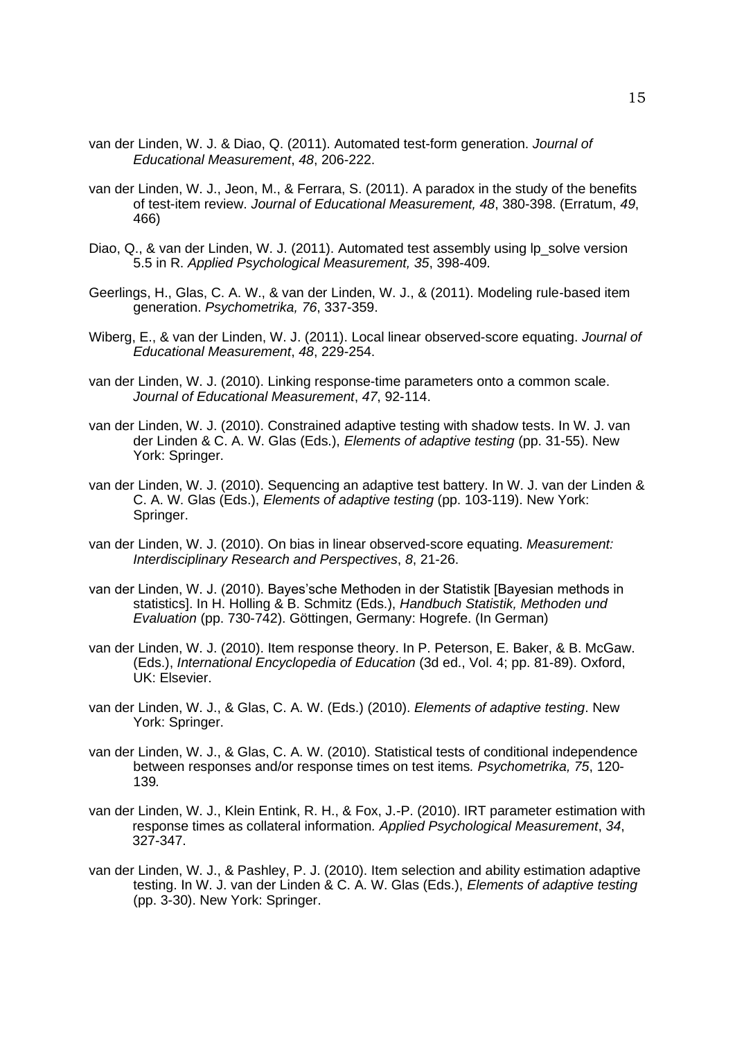van der Linden, W. J. & Diao, Q. (2011). Automated test-form generation. *Journal of Educational Measurement*, *48*, 206-222.

van der Linden, W. J., Jeon, M., & Ferrara, S. (2011). A paradox in the study of the benefits of test-item review. *Journal of Educational Measurement, 48*, 380-398. (Erratum, *49*, 466)

Diao, Q., & van der Linden, W. J. (2011). Automated test assembly using lp_solve version 5.5 in R. *Applied Psychological Measurement, 35*, 398-409.

Geerlings, H., Glas, C. A. W., & van der Linden, W. J., & (2011). Modeling rule-based item generation. *Psychometrika, 76*, 337-359.

Wiberg, E., & van der Linden, W. J. (2011). Local linear observed-score equating. *Journal of Educational Measurement*, *48*, 229-254.

van der Linden, W. J. (2010). Linking response-time parameters onto a common scale. *Journal of Educational Measurement*, *47*, 92-114.

van der Linden, W. J. (2010). Constrained adaptive testing with shadow tests. In W. J. van der Linden & C. A. W. Glas (Eds.), *Elements of adaptive testing* (pp. 31-55). New York: Springer.

van der Linden, W. J. (2010). Sequencing an adaptive test battery. In W. J. van der Linden & C. A. W. Glas (Eds.), *Elements of adaptive testing* (pp. 103-119). New York: Springer.

van der Linden, W. J. (2010). On bias in linear observed-score equating. *Measurement: Interdisciplinary Research and Perspectives*, *8*, 21-26.

van der Linden, W. J. (2010). Bayes'sche Methoden in der Statistik [Bayesian methods in statistics]. In H. Holling & B. Schmitz (Eds.), *Handbuch Statistik, Methoden und Evaluation* (pp. 730-742). Göttingen, Germany: Hogrefe. (In German)

van der Linden, W. J. (2010). Item response theory. In P. Peterson, E. Baker, & B. McGaw. (Eds.), *International Encyclopedia of Education* (3d ed., Vol. 4; pp. 81-89). Oxford, UK: Elsevier.

van der Linden, W. J., & Glas, C. A. W. (Eds.) (2010). *Elements of adaptive testing*. New York: Springer.

van der Linden, W. J., & Glas, C. A. W. (2010). Statistical tests of conditional independence between responses and/or response times on test items*. Psychometrika, 75*, 120-139*.*

van der Linden, W. J., Klein Entink, R. H., & Fox, J.-P. (2010). IRT parameter estimation with response times as collateral information*. Applied Psychological Measurement*, *34*, 327-347.

van der Linden, W. J., & Pashley, P. J. (2010). Item selection and ability estimation adaptive testing. In W. J. van der Linden & C. A. W. Glas (Eds.), *Elements of adaptive testing* (pp. 3-30). New York: Springer.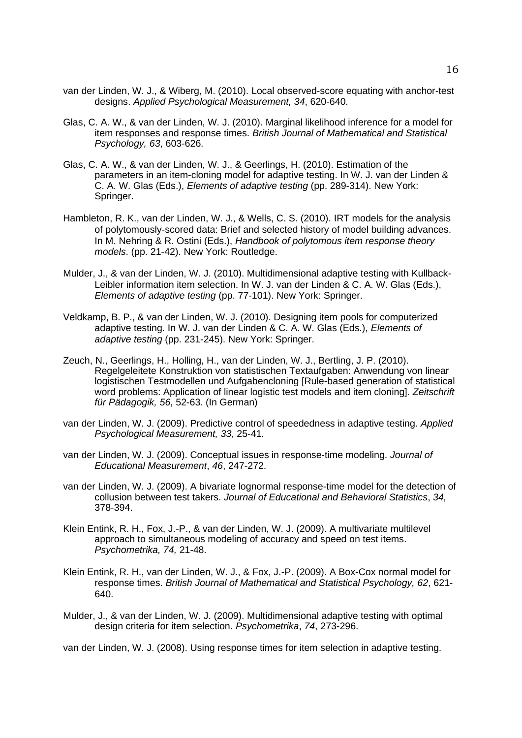van der Linden, W. J., & Wiberg, M. (2010). Local observed-score equating with anchor-test designs. *Applied Psychological Measurement, 34*, 620-640.

Glas, C. A. W., & van der Linden, W. J. (2010). Marginal likelihood inference for a model for item responses and response times. *British Journal of Mathematical and Statistical Psychology, 63*, 603-626.

Glas, C. A. W., & van der Linden, W. J., & Geerlings, H. (2010). Estimation of the parameters in an item-cloning model for adaptive testing. In W. J. van der Linden & C. A. W. Glas (Eds.), *Elements of adaptive testing* (pp. 289-314). New York: Springer.

Hambleton, R. K., van der Linden, W. J., & Wells, C. S. (2010). IRT models for the analysis of polytomously-scored data: Brief and selected history of model building advances. In M. Nehring & R. Ostini (Eds.), *Handbook of polytomous item response theory models*. (pp. 21-42). New York: Routledge.

Mulder, J., & van der Linden, W. J. (2010). Multidimensional adaptive testing with Kullback-Leibler information item selection. In W. J. van der Linden & C. A. W. Glas (Eds.), *Elements of adaptive testing* (pp. 77-101). New York: Springer.

Veldkamp, B. P., & van der Linden, W. J. (2010). Designing item pools for computerized adaptive testing. In W. J. van der Linden & C. A. W. Glas (Eds.), *Elements of adaptive testing* (pp. 231-245). New York: Springer.

Zeuch, N., Geerlings, H., Holling, H., van der Linden, W. J., Bertling, J. P. (2010). Regelgeleitete Konstruktion von statistischen Textaufgaben: Anwendung von linear logistischen Testmodellen und Aufgabencloning [Rule-based generation of statistical word problems: Application of linear logistic test models and item cloning]. *Zeitschrift für Pädagogik, 56*, 52-63. (In German)

van der Linden, W. J. (2009). Predictive control of speededness in adaptive testing. *Applied Psychological Measurement, 33,* 25-41.

van der Linden, W. J. (2009). Conceptual issues in response-time modeling. *Journal of Educational Measurement*, *46*, 247-272.

van der Linden, W. J. (2009). A bivariate lognormal response-time model for the detection of collusion between test takers. *Journal of Educational and Behavioral Statistics*, *34,* 378-394.

Klein Entink, R. H., Fox, J.-P., & van der Linden, W. J. (2009). A multivariate multilevel approach to simultaneous modeling of accuracy and speed on test items. *Psychometrika, 74,* 21-48.

Klein Entink, R. H., van der Linden, W. J., & Fox, J.-P. (2009). A Box-Cox normal model for response times. *British Journal of Mathematical and Statistical Psychology, 62*, 621-640.

Mulder, J., & van der Linden, W. J. (2009). Multidimensional adaptive testing with optimal design criteria for item selection. *Psychometrika*, *74*, 273-296.

van der Linden, W. J. (2008). Using response times for item selection in adaptive testing.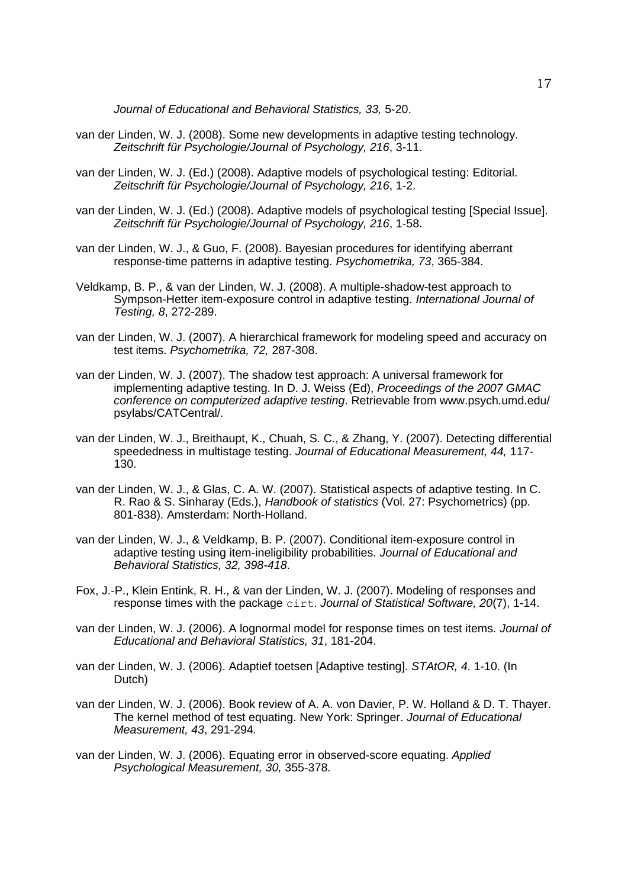*Journal of Educational and Behavioral Statistics, 33,* 5-20.

van der Linden, W. J. (2008). Some new developments in adaptive testing technology. *Zeitschrift für Psychologie/Journal of Psychology, 216*, 3-11.

van der Linden, W. J. (Ed.) (2008). Adaptive models of psychological testing: Editorial. *Zeitschrift für Psychologie/Journal of Psychology, 216*, 1-2.

van der Linden, W. J. (Ed.) (2008). Adaptive models of psychological testing [Special Issue]. *Zeitschrift für Psychologie/Journal of Psychology, 216*, 1-58.

van der Linden, W. J., & Guo, F. (2008). Bayesian procedures for identifying aberrant response-time patterns in adaptive testing. *Psychometrika, 73*, 365-384.

Veldkamp, B. P., & van der Linden, W. J. (2008). A multiple-shadow-test approach to Sympson-Hetter item-exposure control in adaptive testing. *International Journal of Testing, 8*, 272-289.

van der Linden, W. J. (2007). A hierarchical framework for modeling speed and accuracy on test items. *Psychometrika, 72,* 287-308.

van der Linden, W. J. (2007). The shadow test approach: A universal framework for implementing adaptive testing. In D. J. Weiss (Ed), *Proceedings of the 2007 GMAC conference on computerized adaptive testing*. Retrievable from www.psych.umd.edu/psylabs/CATCentral/.

van der Linden, W. J., Breithaupt, K., Chuah, S. C., & Zhang, Y. (2007). Detecting differential speededness in multistage testing. *Journal of Educational Measurement, 44,* 117-130.

van der Linden, W. J., & Glas, C. A. W. (2007). Statistical aspects of adaptive testing. In C. R. Rao & S. Sinharay (Eds.), *Handbook of statistics* (Vol. 27: Psychometrics) (pp. 801-838). Amsterdam: North-Holland.

van der Linden, W. J., & Veldkamp, B. P. (2007). Conditional item-exposure control in adaptive testing using item-ineligibility probabilities. *Journal of Educational and Behavioral Statistics, 32, 398-418*.

Fox, J.-P., Klein Entink, R. H., & van der Linden, W. J. (2007). Modeling of responses and response times with the package `cirt`. *Journal of Statistical Software, 20*(7), 1-14.

van der Linden, W. J. (2006). A lognormal model for response times on test items. *Journal of Educational and Behavioral Statistics, 31*, 181-204.

van der Linden, W. J. (2006). Adaptief toetsen [Adaptive testing]. *STAtOR, 4*. 1-10. (In Dutch)

van der Linden, W. J. (2006). Book review of A. A. von Davier, P. W. Holland & D. T. Thayer. The kernel method of test equating. New York: Springer. *Journal of Educational Measurement, 43*, 291-294*.*

van der Linden, W. J. (2006). Equating error in observed-score equating. *Applied Psychological Measurement, 30,* 355-378.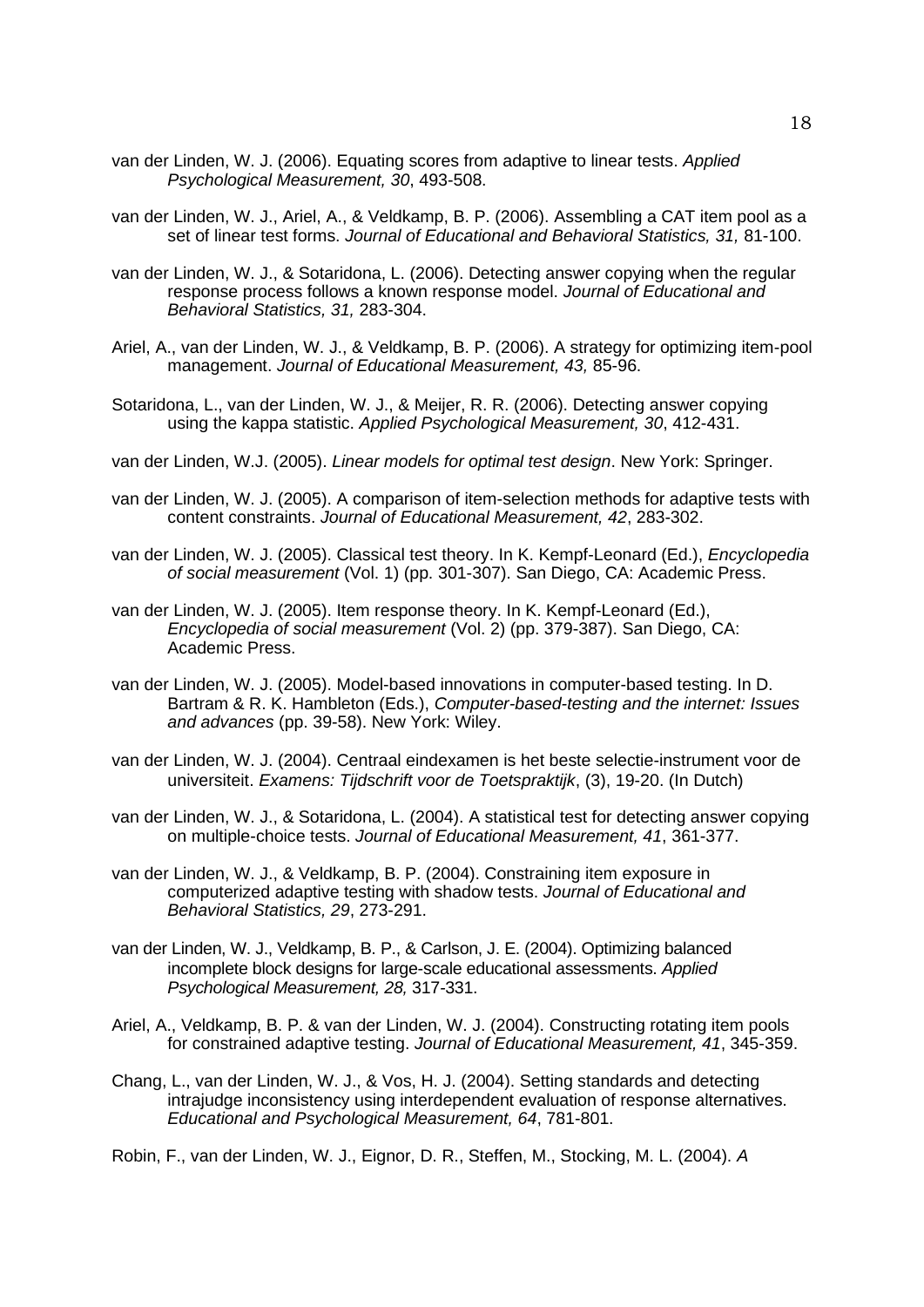van der Linden, W. J. (2006). Equating scores from adaptive to linear tests. *Applied Psychological Measurement, 30*, 493-508.

van der Linden, W. J., Ariel, A., & Veldkamp, B. P. (2006). Assembling a CAT item pool as a set of linear test forms. *Journal of Educational and Behavioral Statistics, 31,* 81-100.

van der Linden, W. J., & Sotaridona, L. (2006). Detecting answer copying when the regular response process follows a known response model. *Journal of Educational and Behavioral Statistics, 31,* 283-304.

Ariel, A., van der Linden, W. J., & Veldkamp, B. P. (2006). A strategy for optimizing item-pool management. *Journal of Educational Measurement, 43,* 85-96.

Sotaridona, L., van der Linden, W. J., & Meijer, R. R. (2006). Detecting answer copying using the kappa statistic. *Applied Psychological Measurement, 30*, 412-431.

van der Linden, W.J. (2005). *Linear models for optimal test design*. New York: Springer.

van der Linden, W. J. (2005). A comparison of item-selection methods for adaptive tests with content constraints. *Journal of Educational Measurement, 42*, 283-302.

van der Linden, W. J. (2005). Classical test theory. In K. Kempf-Leonard (Ed.), *Encyclopedia of social measurement* (Vol. 1) (pp. 301-307). San Diego, CA: Academic Press.

van der Linden, W. J. (2005). Item response theory. In K. Kempf-Leonard (Ed.), *Encyclopedia of social measurement* (Vol. 2) (pp. 379-387). San Diego, CA: Academic Press.

van der Linden, W. J. (2005). Model-based innovations in computer-based testing. In D. Bartram & R. K. Hambleton (Eds.), *Computer-based-testing and the internet: Issues and advances* (pp. 39-58). New York: Wiley.

van der Linden, W. J. (2004). Centraal eindexamen is het beste selectie-instrument voor de universiteit. *Examens: Tijdschrift voor de Toetspraktijk*, (3), 19-20. (In Dutch)

van der Linden, W. J., & Sotaridona, L. (2004). A statistical test for detecting answer copying on multiple-choice tests. *Journal of Educational Measurement, 41*, 361-377.

van der Linden, W. J., & Veldkamp, B. P. (2004). Constraining item exposure in computerized adaptive testing with shadow tests. *Journal of Educational and Behavioral Statistics, 29*, 273-291.

van der Linden, W. J., Veldkamp, B. P., & Carlson, J. E. (2004). Optimizing balanced incomplete block designs for large-scale educational assessments. *Applied Psychological Measurement, 28,* 317-331.

Ariel, A., Veldkamp, B. P. & van der Linden, W. J. (2004). Constructing rotating item pools for constrained adaptive testing. *Journal of Educational Measurement, 41*, 345-359.

Chang, L., van der Linden, W. J., & Vos, H. J. (2004). Setting standards and detecting intrajudge inconsistency using interdependent evaluation of response alternatives. *Educational and Psychological Measurement, 64*, 781-801.

Robin, F., van der Linden, W. J., Eignor, D. R., Steffen, M., Stocking, M. L. (2004). *A*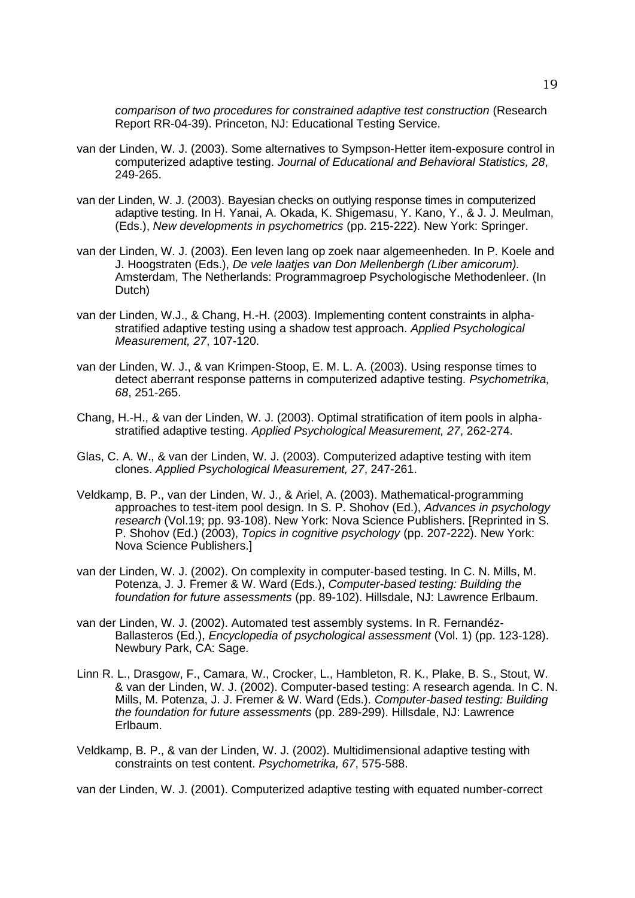*comparison of two procedures for constrained adaptive test construction* (Research Report RR-04-39). Princeton, NJ: Educational Testing Service.

van der Linden, W. J. (2003). Some alternatives to Sympson-Hetter item-exposure control in computerized adaptive testing. *Journal of Educational and Behavioral Statistics, 28*, 249-265.

van der Linden, W. J. (2003). Bayesian checks on outlying response times in computerized adaptive testing. In H. Yanai, A. Okada, K. Shigemasu, Y. Kano, Y., & J. J. Meulman, (Eds.), *New developments in psychometrics* (pp. 215-222). New York: Springer.

van der Linden, W. J. (2003). Een leven lang op zoek naar algemeenheden. In P. Koele and J. Hoogstraten (Eds.), *De vele laatjes van Don Mellenbergh (Liber amicorum).* Amsterdam, The Netherlands: Programmagroep Psychologische Methodenleer. (In Dutch)

van der Linden, W.J., & Chang, H.-H. (2003). Implementing content constraints in alpha-stratified adaptive testing using a shadow test approach. *Applied Psychological Measurement, 27*, 107-120.

van der Linden, W. J., & van Krimpen-Stoop, E. M. L. A. (2003). Using response times to detect aberrant response patterns in computerized adaptive testing. *Psychometrika, 68*, 251-265.

Chang, H.-H., & van der Linden, W. J. (2003). Optimal stratification of item pools in alpha-stratified adaptive testing. *Applied Psychological Measurement, 27*, 262-274.

Glas, C. A. W., & van der Linden, W. J. (2003). Computerized adaptive testing with item clones. *Applied Psychological Measurement, 27*, 247-261.

Veldkamp, B. P., van der Linden, W. J., & Ariel, A. (2003). Mathematical-programming approaches to test-item pool design. In S. P. Shohov (Ed.), *Advances in psychology research* (Vol.19; pp. 93-108). New York: Nova Science Publishers. [Reprinted in S. P. Shohov (Ed.) (2003), *Topics in cognitive psychology* (pp. 207-222). New York: Nova Science Publishers.]

van der Linden, W. J. (2002). On complexity in computer-based testing. In C. N. Mills, M. Potenza, J. J. Fremer & W. Ward (Eds.), *Computer-based testing: Building the foundation for future assessments* (pp. 89-102). Hillsdale, NJ: Lawrence Erlbaum.

van der Linden, W. J. (2002). Automated test assembly systems. In R. Fernandéz-Ballasteros (Ed.), *Encyclopedia of psychological assessment* (Vol. 1) (pp. 123-128). Newbury Park, CA: Sage.

Linn R. L., Drasgow, F., Camara, W., Crocker, L., Hambleton, R. K., Plake, B. S., Stout, W. & van der Linden, W. J. (2002). Computer-based testing: A research agenda. In C. N. Mills, M. Potenza, J. J. Fremer & W. Ward (Eds.). *Computer-based testing: Building the foundation for future assessments* (pp. 289-299). Hillsdale, NJ: Lawrence Erlbaum.

Veldkamp, B. P., & van der Linden, W. J. (2002). Multidimensional adaptive testing with constraints on test content. *Psychometrika, 67*, 575-588.

van der Linden, W. J. (2001). Computerized adaptive testing with equated number-correct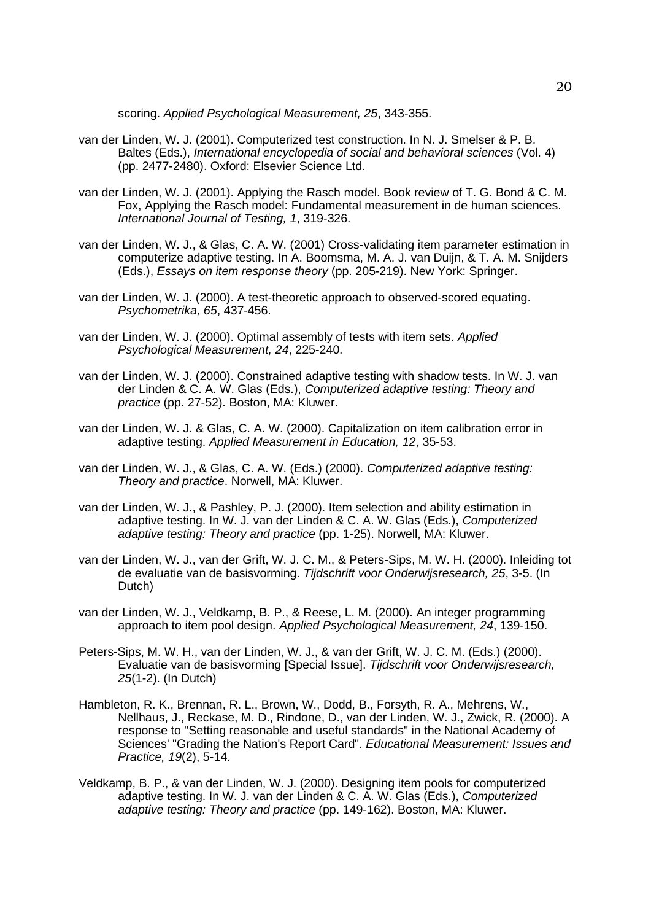scoring. *Applied Psychological Measurement, 25*, 343-355.

van der Linden, W. J. (2001). Computerized test construction. In N. J. Smelser & P. B. Baltes (Eds.), *International encyclopedia of social and behavioral sciences* (Vol. 4) (pp. 2477-2480). Oxford: Elsevier Science Ltd.

van der Linden, W. J. (2001). Applying the Rasch model. Book review of T. G. Bond & C. M. Fox, Applying the Rasch model: Fundamental measurement in de human sciences. *International Journal of Testing, 1*, 319-326.

van der Linden, W. J., & Glas, C. A. W. (2001) Cross-validating item parameter estimation in computerize adaptive testing. In A. Boomsma, M. A. J. van Duijn, & T. A. M. Snijders (Eds.), *Essays on item response theory* (pp. 205-219). New York: Springer.

van der Linden, W. J. (2000). A test-theoretic approach to observed-scored equating. *Psychometrika, 65*, 437-456.

van der Linden, W. J. (2000). Optimal assembly of tests with item sets. *Applied Psychological Measurement, 24*, 225-240.

van der Linden, W. J. (2000). Constrained adaptive testing with shadow tests. In W. J. van der Linden & C. A. W. Glas (Eds.), *Computerized adaptive testing: Theory and practice* (pp. 27-52). Boston, MA: Kluwer.

van der Linden, W. J. & Glas, C. A. W. (2000). Capitalization on item calibration error in adaptive testing. *Applied Measurement in Education, 12*, 35-53.

van der Linden, W. J., & Glas, C. A. W. (Eds.) (2000). *Computerized adaptive testing: Theory and practice*. Norwell, MA: Kluwer.

van der Linden, W. J., & Pashley, P. J. (2000). Item selection and ability estimation in adaptive testing. In W. J. van der Linden & C. A. W. Glas (Eds.), *Computerized adaptive testing: Theory and practice* (pp. 1-25). Norwell, MA: Kluwer.

van der Linden, W. J., van der Grift, W. J. C. M., & Peters-Sips, M. W. H. (2000). Inleiding tot de evaluatie van de basisvorming. *Tijdschrift voor Onderwijsresearch, 25*, 3-5. (In Dutch)

van der Linden, W. J., Veldkamp, B. P., & Reese, L. M. (2000). An integer programming approach to item pool design. *Applied Psychological Measurement, 24*, 139-150.

Peters-Sips, M. W. H., van der Linden, W. J., & van der Grift, W. J. C. M. (Eds.) (2000). Evaluatie van de basisvorming [Special Issue]. *Tijdschrift voor Onderwijsresearch, 25*(1-2). (In Dutch)

Hambleton, R. K., Brennan, R. L., Brown, W., Dodd, B., Forsyth, R. A., Mehrens, W., Nellhaus, J., Reckase, M. D., Rindone, D., van der Linden, W. J., Zwick, R. (2000). A response to "Setting reasonable and useful standards" in the National Academy of Sciences' "Grading the Nation's Report Card". *Educational Measurement: Issues and Practice, 19*(2), 5-14.

Veldkamp, B. P., & van der Linden, W. J. (2000). Designing item pools for computerized adaptive testing. In W. J. van der Linden & C. A. W. Glas (Eds.), *Computerized adaptive testing: Theory and practice* (pp. 149-162). Boston, MA: Kluwer.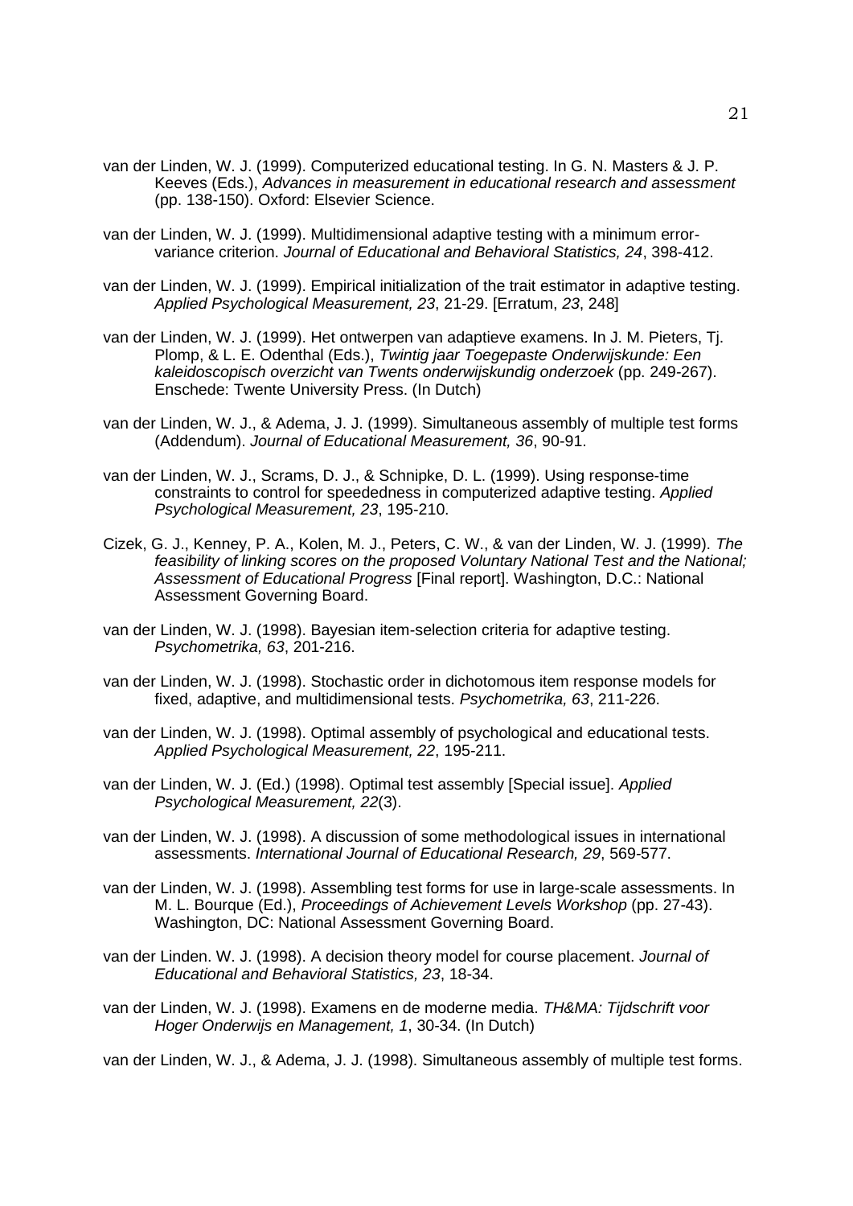van der Linden, W. J. (1999). Computerized educational testing. In G. N. Masters & J. P. Keeves (Eds.), *Advances in measurement in educational research and assessment* (pp. 138-150). Oxford: Elsevier Science.

van der Linden, W. J. (1999). Multidimensional adaptive testing with a minimum error-variance criterion. *Journal of Educational and Behavioral Statistics, 24*, 398-412.

van der Linden, W. J. (1999). Empirical initialization of the trait estimator in adaptive testing. *Applied Psychological Measurement, 23*, 21-29. [Erratum, *23*, 248]

van der Linden, W. J. (1999). Het ontwerpen van adaptieve examens. In J. M. Pieters, Tj. Plomp, & L. E. Odenthal (Eds.), *Twintig jaar Toegepaste Onderwijskunde: Een kaleidoscopisch overzicht van Twents onderwijskundig onderzoek* (pp. 249-267). Enschede: Twente University Press. (In Dutch)

van der Linden, W. J., & Adema, J. J. (1999). Simultaneous assembly of multiple test forms (Addendum). *Journal of Educational Measurement, 36*, 90-91.

van der Linden, W. J., Scrams, D. J., & Schnipke, D. L. (1999). Using response-time constraints to control for speededness in computerized adaptive testing. *Applied Psychological Measurement, 23*, 195-210.

Cizek, G. J., Kenney, P. A., Kolen, M. J., Peters, C. W., & van der Linden, W. J. (1999). *The feasibility of linking scores on the proposed Voluntary National Test and the National; Assessment of Educational Progress* [Final report]. Washington, D.C.: National Assessment Governing Board.

van der Linden, W. J. (1998). Bayesian item-selection criteria for adaptive testing. *Psychometrika, 63*, 201-216.

van der Linden, W. J. (1998). Stochastic order in dichotomous item response models for fixed, adaptive, and multidimensional tests. *Psychometrika, 63*, 211-226.

van der Linden, W. J. (1998). Optimal assembly of psychological and educational tests. *Applied Psychological Measurement, 22*, 195-211.

van der Linden, W. J. (Ed.) (1998). Optimal test assembly [Special issue]. *Applied Psychological Measurement, 22*(3).

van der Linden, W. J. (1998). A discussion of some methodological issues in international assessments. *International Journal of Educational Research, 29*, 569-577.

van der Linden, W. J. (1998). Assembling test forms for use in large-scale assessments. In M. L. Bourque (Ed.), *Proceedings of Achievement Levels Workshop* (pp. 27-43). Washington, DC: National Assessment Governing Board.

van der Linden. W. J. (1998). A decision theory model for course placement. *Journal of Educational and Behavioral Statistics, 23*, 18-34.

van der Linden, W. J. (1998). Examens en de moderne media. *TH&MA: Tijdschrift voor Hoger Onderwijs en Management, 1*, 30-34. (In Dutch)

van der Linden, W. J., & Adema, J. J. (1998). Simultaneous assembly of multiple test forms.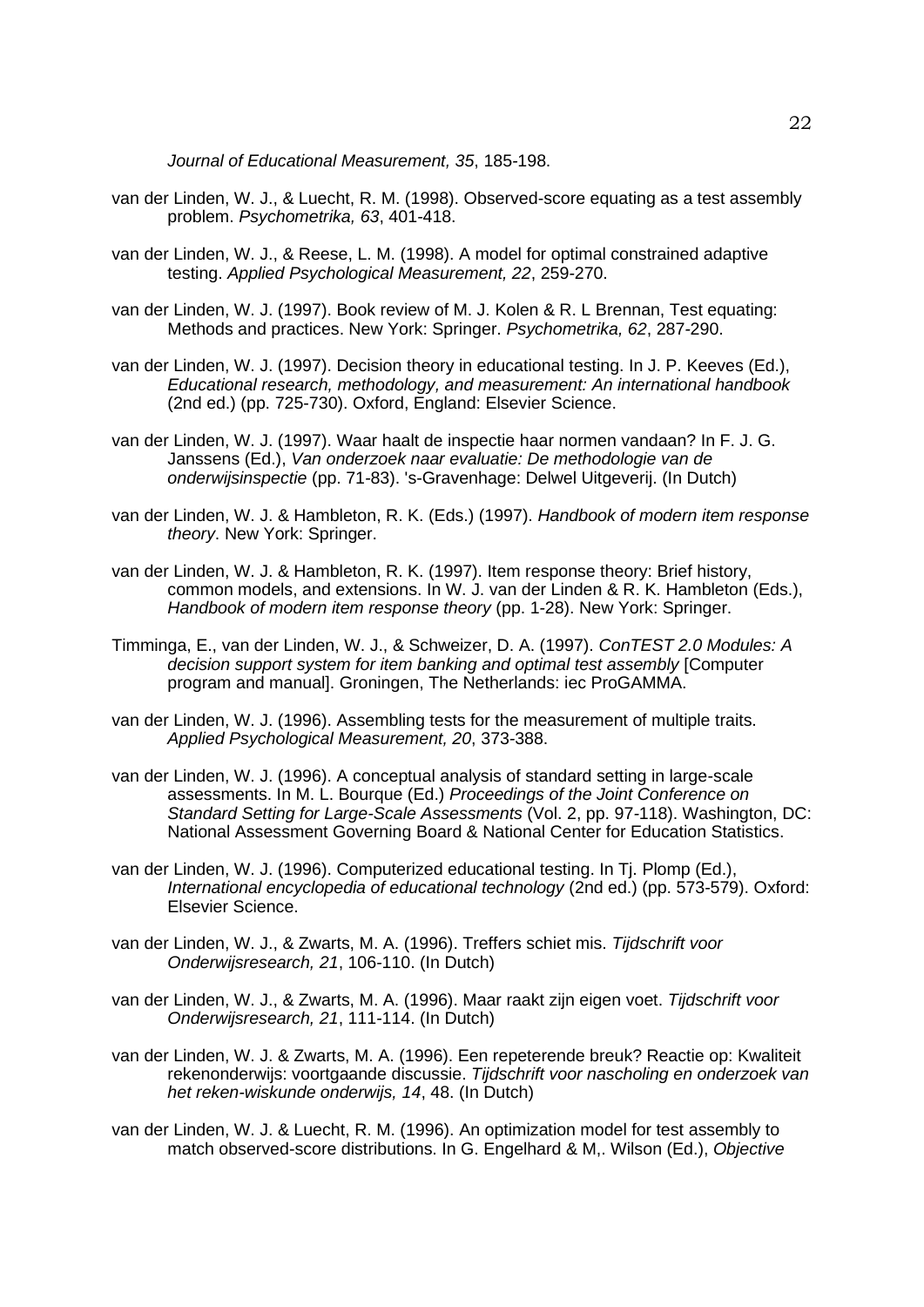*Journal of Educational Measurement, 35*, 185-198.

van der Linden, W. J., & Luecht, R. M. (1998). Observed-score equating as a test assembly problem. *Psychometrika, 63*, 401-418.

van der Linden, W. J., & Reese, L. M. (1998). A model for optimal constrained adaptive testing. *Applied Psychological Measurement, 22*, 259-270.

van der Linden, W. J. (1997). Book review of M. J. Kolen & R. L Brennan, Test equating: Methods and practices. New York: Springer. *Psychometrika, 62*, 287-290.

van der Linden, W. J. (1997). Decision theory in educational testing. In J. P. Keeves (Ed.), *Educational research, methodology, and measurement: An international handbook* (2nd ed.) (pp. 725-730). Oxford, England: Elsevier Science.

van der Linden, W. J. (1997). Waar haalt de inspectie haar normen vandaan? In F. J. G. Janssens (Ed.), *Van onderzoek naar evaluatie: De methodologie van de onderwijsinspectie* (pp. 71-83). 's-Gravenhage: Delwel Uitgeverij. (In Dutch)

van der Linden, W. J. & Hambleton, R. K. (Eds.) (1997). *Handbook of modern item response theory*. New York: Springer.

van der Linden, W. J. & Hambleton, R. K. (1997). Item response theory: Brief history, common models, and extensions. In W. J. van der Linden & R. K. Hambleton (Eds.), *Handbook of modern item response theory* (pp. 1-28). New York: Springer.

Timminga, E., van der Linden, W. J., & Schweizer, D. A. (1997). *ConTEST 2.0 Modules: A decision support system for item banking and optimal test assembly* [Computer program and manual]. Groningen, The Netherlands: iec ProGAMMA.

van der Linden, W. J. (1996). Assembling tests for the measurement of multiple traits. *Applied Psychological Measurement, 20*, 373-388.

van der Linden, W. J. (1996). A conceptual analysis of standard setting in large-scale assessments. In M. L. Bourque (Ed.) *Proceedings of the Joint Conference on Standard Setting for Large-Scale Assessments* (Vol. 2, pp. 97-118). Washington, DC: National Assessment Governing Board & National Center for Education Statistics.

van der Linden, W. J. (1996). Computerized educational testing. In Tj. Plomp (Ed.), *International encyclopedia of educational technology* (2nd ed.) (pp. 573-579). Oxford: Elsevier Science.

van der Linden, W. J., & Zwarts, M. A. (1996). Treffers schiet mis. *Tijdschrift voor Onderwijsresearch, 21*, 106-110. (In Dutch)

van der Linden, W. J., & Zwarts, M. A. (1996). Maar raakt zijn eigen voet. *Tijdschrift voor Onderwijsresearch, 21*, 111-114. (In Dutch)

van der Linden, W. J. & Zwarts, M. A. (1996). Een repeterende breuk? Reactie op: Kwaliteit rekenonderwijs: voortgaande discussie. *Tijdschrift voor nascholing en onderzoek van het reken-wiskunde onderwijs, 14*, 48. (In Dutch)

van der Linden, W. J. & Luecht, R. M. (1996). An optimization model for test assembly to match observed-score distributions. In G. Engelhard & M,. Wilson (Ed.), *Objective*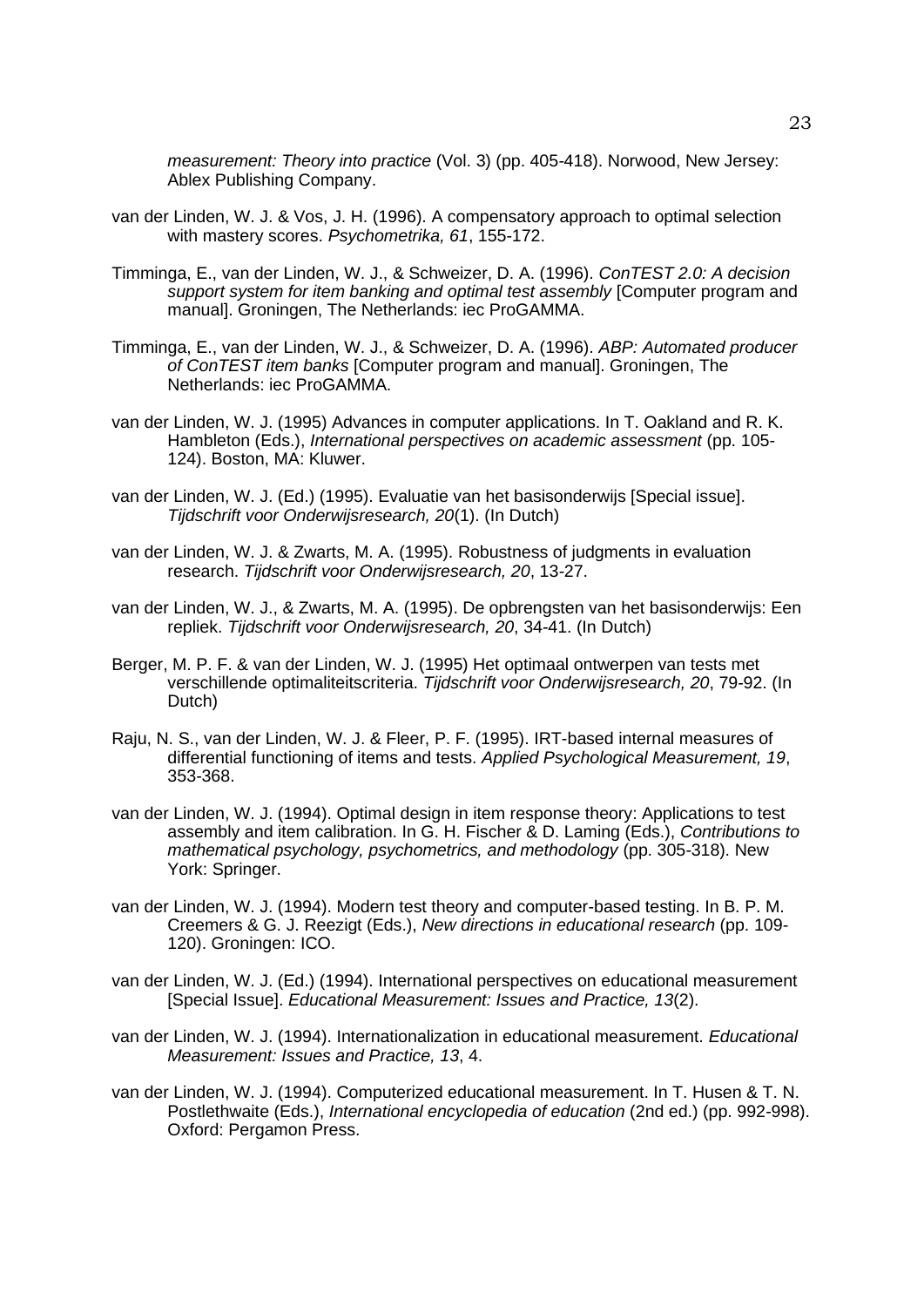*measurement: Theory into practice* (Vol. 3) (pp. 405-418). Norwood, New Jersey: Ablex Publishing Company.

van der Linden, W. J. & Vos, J. H. (1996). A compensatory approach to optimal selection with mastery scores. *Psychometrika, 61*, 155-172.

Timminga, E., van der Linden, W. J., & Schweizer, D. A. (1996). *ConTEST 2.0: A decision support system for item banking and optimal test assembly* [Computer program and manual]. Groningen, The Netherlands: iec ProGAMMA.

Timminga, E., van der Linden, W. J., & Schweizer, D. A. (1996). *ABP: Automated producer of ConTEST item banks* [Computer program and manual]. Groningen, The Netherlands: iec ProGAMMA.

van der Linden, W. J. (1995) Advances in computer applications. In T. Oakland and R. K. Hambleton (Eds.), *International perspectives on academic assessment* (pp. 105-124). Boston, MA: Kluwer.

van der Linden, W. J. (Ed.) (1995). Evaluatie van het basisonderwijs [Special issue]. *Tijdschrift voor Onderwijsresearch, 20*(1). (In Dutch)

van der Linden, W. J. & Zwarts, M. A. (1995). Robustness of judgments in evaluation research. *Tijdschrift voor Onderwijsresearch, 20*, 13-27.

van der Linden, W. J., & Zwarts, M. A. (1995). De opbrengsten van het basisonderwijs: Een repliek. *Tijdschrift voor Onderwijsresearch, 20*, 34-41. (In Dutch)

Berger, M. P. F. & van der Linden, W. J. (1995) Het optimaal ontwerpen van tests met verschillende optimaliteitscriteria. *Tijdschrift voor Onderwijsresearch, 20*, 79-92. (In Dutch)

Raju, N. S., van der Linden, W. J. & Fleer, P. F. (1995). IRT-based internal measures of differential functioning of items and tests. *Applied Psychological Measurement, 19*, 353-368.

van der Linden, W. J. (1994). Optimal design in item response theory: Applications to test assembly and item calibration. In G. H. Fischer & D. Laming (Eds.), *Contributions to mathematical psychology, psychometrics, and methodology* (pp. 305-318). New York: Springer.

van der Linden, W. J. (1994). Modern test theory and computer-based testing. In B. P. M. Creemers & G. J. Reezigt (Eds.), *New directions in educational research* (pp. 109-120). Groningen: ICO.

van der Linden, W. J. (Ed.) (1994). International perspectives on educational measurement [Special Issue]. *Educational Measurement: Issues and Practice, 13*(2).

van der Linden, W. J. (1994). Internationalization in educational measurement. *Educational Measurement: Issues and Practice, 13*, 4.

van der Linden, W. J. (1994). Computerized educational measurement. In T. Husen & T. N. Postlethwaite (Eds.), *International encyclopedia of education* (2nd ed.) (pp. 992-998). Oxford: Pergamon Press.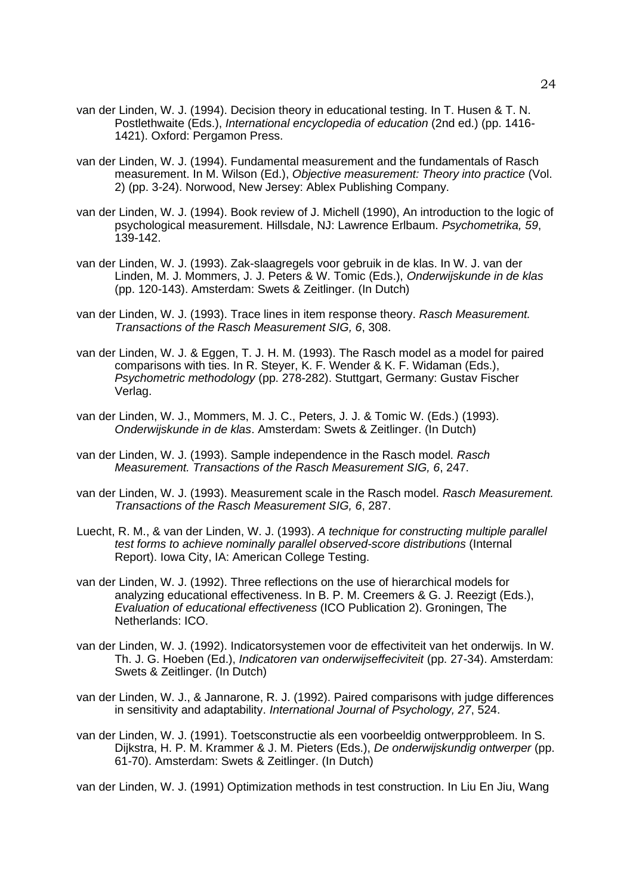van der Linden, W. J. (1994). Decision theory in educational testing. In T. Husen & T. N. Postlethwaite (Eds.), *International encyclopedia of education* (2nd ed.) (pp. 1416-1421). Oxford: Pergamon Press.

van der Linden, W. J. (1994). Fundamental measurement and the fundamentals of Rasch measurement. In M. Wilson (Ed.), *Objective measurement: Theory into practice* (Vol. 2) (pp. 3-24). Norwood, New Jersey: Ablex Publishing Company.

van der Linden, W. J. (1994). Book review of J. Michell (1990), An introduction to the logic of psychological measurement. Hillsdale, NJ: Lawrence Erlbaum. *Psychometrika, 59*, 139-142.

van der Linden, W. J. (1993). Zak-slaagregels voor gebruik in de klas. In W. J. van der Linden, M. J. Mommers, J. J. Peters & W. Tomic (Eds.), *Onderwijskunde in de klas* (pp. 120-143). Amsterdam: Swets & Zeitlinger. (In Dutch)

van der Linden, W. J. (1993). Trace lines in item response theory. *Rasch Measurement. Transactions of the Rasch Measurement SIG, 6*, 308.

van der Linden, W. J. & Eggen, T. J. H. M. (1993). The Rasch model as a model for paired comparisons with ties. In R. Steyer, K. F. Wender & K. F. Widaman (Eds.), *Psychometric methodology* (pp. 278-282). Stuttgart, Germany: Gustav Fischer Verlag.

van der Linden, W. J., Mommers, M. J. C., Peters, J. J. & Tomic W. (Eds.) (1993). *Onderwijskunde in de klas*. Amsterdam: Swets & Zeitlinger. (In Dutch)

van der Linden, W. J. (1993). Sample independence in the Rasch model. *Rasch Measurement. Transactions of the Rasch Measurement SIG, 6*, 247.

van der Linden, W. J. (1993). Measurement scale in the Rasch model. *Rasch Measurement. Transactions of the Rasch Measurement SIG, 6*, 287.

Luecht, R. M., & van der Linden, W. J. (1993). *A technique for constructing multiple parallel test forms to achieve nominally parallel observed-score distributions* (Internal Report). Iowa City, IA: American College Testing.

van der Linden, W. J. (1992). Three reflections on the use of hierarchical models for analyzing educational effectiveness. In B. P. M. Creemers & G. J. Reezigt (Eds.), *Evaluation of educational effectiveness* (ICO Publication 2). Groningen, The Netherlands: ICO.

van der Linden, W. J. (1992). Indicatorsystemen voor de effectiviteit van het onderwijs. In W. Th. J. G. Hoeben (Ed.), *Indicatoren van onderwijseffeciviteit* (pp. 27-34). Amsterdam: Swets & Zeitlinger. (In Dutch)

van der Linden, W. J., & Jannarone, R. J. (1992). Paired comparisons with judge differences in sensitivity and adaptability. *International Journal of Psychology, 27*, 524.

van der Linden, W. J. (1991). Toetsconstructie als een voorbeeldig ontwerpprobleem. In S. Dijkstra, H. P. M. Krammer & J. M. Pieters (Eds.), *De onderwijskundig ontwerper* (pp. 61-70). Amsterdam: Swets & Zeitlinger. (In Dutch)

van der Linden, W. J. (1991) Optimization methods in test construction. In Liu En Jiu, Wang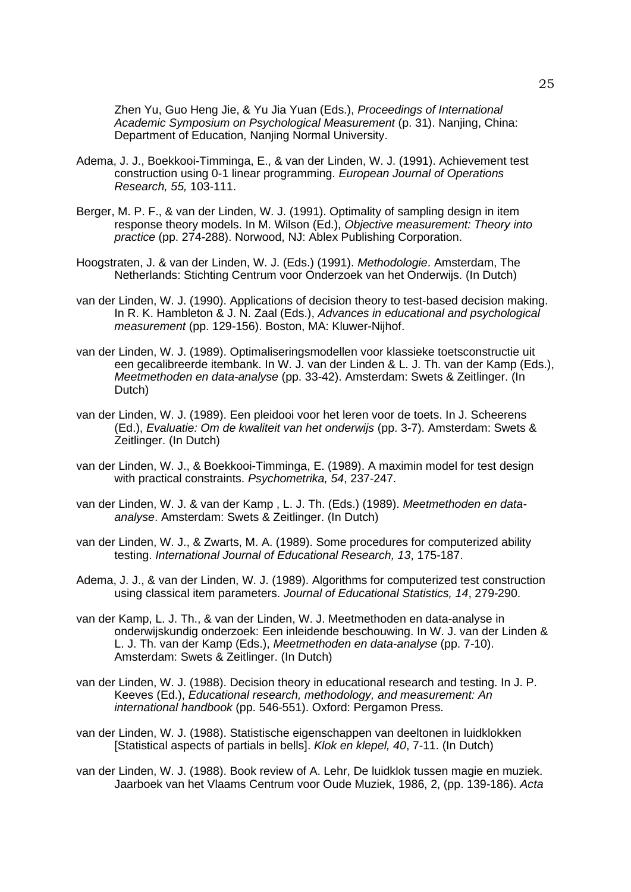Zhen Yu, Guo Heng Jie, & Yu Jia Yuan (Eds.), *Proceedings of International Academic Symposium on Psychological Measurement* (p. 31). Nanjing, China: Department of Education, Nanjing Normal University.

Adema, J. J., Boekkooi-Timminga, E., & van der Linden, W. J. (1991). Achievement test construction using 0-1 linear programming. *European Journal of Operations Research, 55,* 103-111.

Berger, M. P. F., & van der Linden, W. J. (1991). Optimality of sampling design in item response theory models. In M. Wilson (Ed.), *Objective measurement: Theory into practice* (pp. 274-288). Norwood, NJ: Ablex Publishing Corporation.

Hoogstraten, J. & van der Linden, W. J. (Eds.) (1991). *Methodologie*. Amsterdam, The Netherlands: Stichting Centrum voor Onderzoek van het Onderwijs. (In Dutch)

van der Linden, W. J. (1990). Applications of decision theory to test-based decision making. In R. K. Hambleton & J. N. Zaal (Eds.), *Advances in educational and psychological measurement* (pp. 129-156). Boston, MA: Kluwer-Nijhof.

van der Linden, W. J. (1989). Optimaliseringsmodellen voor klassieke toetsconstructie uit een gecalibreerde itembank. In W. J. van der Linden & L. J. Th. van der Kamp (Eds.), *Meetmethoden en data-analyse* (pp. 33-42). Amsterdam: Swets & Zeitlinger. (In Dutch)

van der Linden, W. J. (1989). Een pleidooi voor het leren voor de toets. In J. Scheerens (Ed.), *Evaluatie: Om de kwaliteit van het onderwijs* (pp. 3-7). Amsterdam: Swets & Zeitlinger. (In Dutch)

van der Linden, W. J., & Boekkooi-Timminga, E. (1989). A maximin model for test design with practical constraints. *Psychometrika, 54*, 237-247.

van der Linden, W. J. & van der Kamp , L. J. Th. (Eds.) (1989). *Meetmethoden en data-analyse*. Amsterdam: Swets & Zeitlinger. (In Dutch)

van der Linden, W. J., & Zwarts, M. A. (1989). Some procedures for computerized ability testing. *International Journal of Educational Research, 13*, 175-187.

Adema, J. J., & van der Linden, W. J. (1989). Algorithms for computerized test construction using classical item parameters. *Journal of Educational Statistics, 14*, 279-290.

van der Kamp, L. J. Th., & van der Linden, W. J. Meetmethoden en data-analyse in onderwijskundig onderzoek: Een inleidende beschouwing. In W. J. van der Linden & L. J. Th. van der Kamp (Eds.), *Meetmethoden en data-analyse* (pp. 7-10). Amsterdam: Swets & Zeitlinger. (In Dutch)

van der Linden, W. J. (1988). Decision theory in educational research and testing. In J. P. Keeves (Ed.), *Educational research, methodology, and measurement: An international handbook* (pp. 546-551). Oxford: Pergamon Press.

van der Linden, W. J. (1988). Statistische eigenschappen van deeltonen in luidklokken [Statistical aspects of partials in bells]. *Klok en klepel, 40*, 7-11. (In Dutch)

van der Linden, W. J. (1988). Book review of A. Lehr, De luidklok tussen magie en muziek. Jaarboek van het Vlaams Centrum voor Oude Muziek, 1986, 2, (pp. 139-186). *Acta*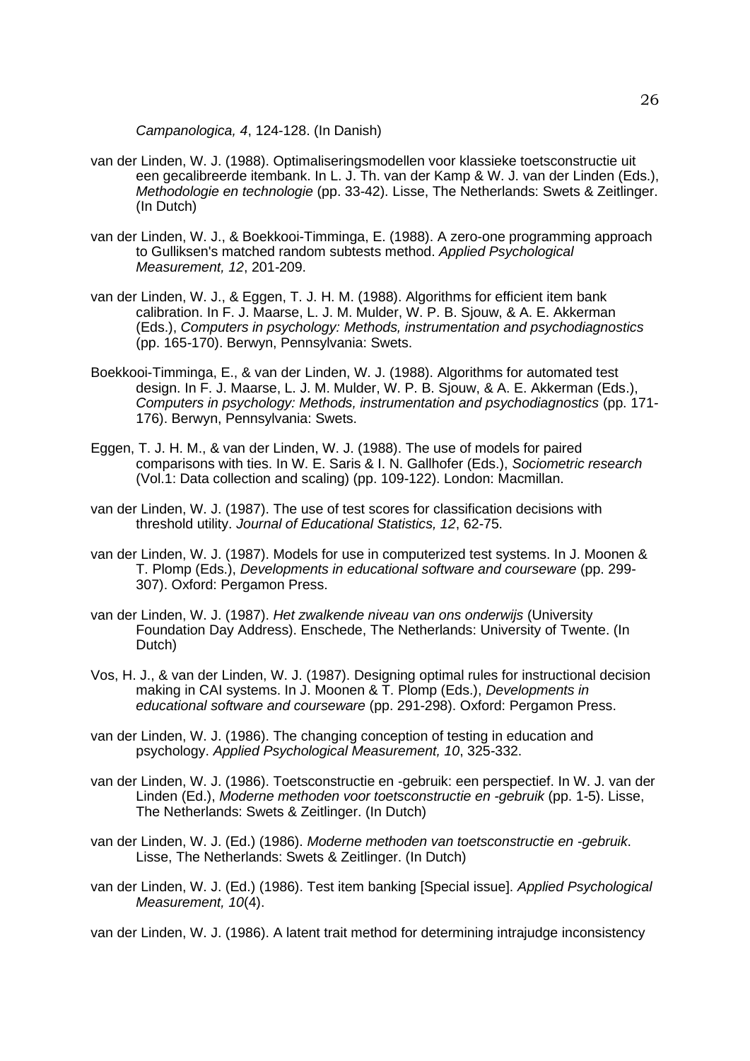*Campanologica, 4*, 124-128. (In Danish)

van der Linden, W. J. (1988). Optimaliseringsmodellen voor klassieke toetsconstructie uit een gecalibreerde itembank. In L. J. Th. van der Kamp & W. J. van der Linden (Eds.), *Methodologie en technologie* (pp. 33-42). Lisse, The Netherlands: Swets & Zeitlinger. (In Dutch)

van der Linden, W. J., & Boekkooi-Timminga, E. (1988). A zero-one programming approach to Gulliksen's matched random subtests method. *Applied Psychological Measurement, 12*, 201-209.

van der Linden, W. J., & Eggen, T. J. H. M. (1988). Algorithms for efficient item bank calibration. In F. J. Maarse, L. J. M. Mulder, W. P. B. Sjouw, & A. E. Akkerman (Eds.), *Computers in psychology: Methods, instrumentation and psychodiagnostics* (pp. 165-170). Berwyn, Pennsylvania: Swets.

Boekkooi-Timminga, E., & van der Linden, W. J. (1988). Algorithms for automated test design. In F. J. Maarse, L. J. M. Mulder, W. P. B. Sjouw, & A. E. Akkerman (Eds.), *Computers in psychology: Methods, instrumentation and psychodiagnostics* (pp. 171-176). Berwyn, Pennsylvania: Swets.

Eggen, T. J. H. M., & van der Linden, W. J. (1988). The use of models for paired comparisons with ties. In W. E. Saris & I. N. Gallhofer (Eds.), *Sociometric research* (Vol.1: Data collection and scaling) (pp. 109-122). London: Macmillan.

van der Linden, W. J. (1987). The use of test scores for classification decisions with threshold utility. *Journal of Educational Statistics, 12*, 62-75.

van der Linden, W. J. (1987). Models for use in computerized test systems. In J. Moonen & T. Plomp (Eds.), *Developments in educational software and courseware* (pp. 299-307). Oxford: Pergamon Press.

van der Linden, W. J. (1987). *Het zwalkende niveau van ons onderwijs* (University Foundation Day Address). Enschede, The Netherlands: University of Twente. (In Dutch)

Vos, H. J., & van der Linden, W. J. (1987). Designing optimal rules for instructional decision making in CAI systems. In J. Moonen & T. Plomp (Eds.), *Developments in educational software and courseware* (pp. 291-298). Oxford: Pergamon Press.

van der Linden, W. J. (1986). The changing conception of testing in education and psychology. *Applied Psychological Measurement, 10*, 325-332.

van der Linden, W. J. (1986). Toetsconstructie en -gebruik: een perspectief. In W. J. van der Linden (Ed.), *Moderne methoden voor toetsconstructie en -gebruik* (pp. 1-5). Lisse, The Netherlands: Swets & Zeitlinger. (In Dutch)

van der Linden, W. J. (Ed.) (1986). *Moderne methoden van toetsconstructie en -gebruik*. Lisse, The Netherlands: Swets & Zeitlinger. (In Dutch)

van der Linden, W. J. (Ed.) (1986). Test item banking [Special issue]. *Applied Psychological Measurement, 10*(4).

van der Linden, W. J. (1986). A latent trait method for determining intrajudge inconsistency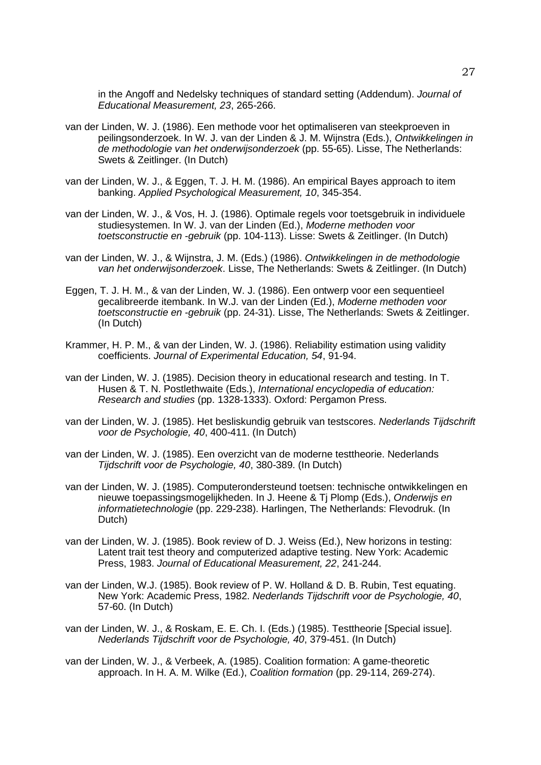in the Angoff and Nedelsky techniques of standard setting (Addendum). *Journal of Educational Measurement, 23*, 265-266.

van der Linden, W. J. (1986). Een methode voor het optimaliseren van steekproeven in peilingsonderzoek. In W. J. van der Linden & J. M. Wijnstra (Eds.), *Ontwikkelingen in de methodologie van het onderwijsonderzoek* (pp. 55-65). Lisse, The Netherlands: Swets & Zeitlinger. (In Dutch)

van der Linden, W. J., & Eggen, T. J. H. M. (1986). An empirical Bayes approach to item banking. *Applied Psychological Measurement, 10*, 345-354.

van der Linden, W. J., & Vos, H. J. (1986). Optimale regels voor toetsgebruik in individuele studiesystemen. In W. J. van der Linden (Ed.), *Moderne methoden voor toetsconstructie en -gebruik* (pp. 104-113). Lisse: Swets & Zeitlinger. (In Dutch)

van der Linden, W. J., & Wijnstra, J. M. (Eds.) (1986). *Ontwikkelingen in de methodologie van het onderwijsonderzoek*. Lisse, The Netherlands: Swets & Zeitlinger. (In Dutch)

Eggen, T. J. H. M., & van der Linden, W. J. (1986). Een ontwerp voor een sequentieel gecalibreerde itembank. In W.J. van der Linden (Ed.), *Moderne methoden voor toetsconstructie en -gebruik* (pp. 24-31). Lisse, The Netherlands: Swets & Zeitlinger. (In Dutch)

Krammer, H. P. M., & van der Linden, W. J. (1986). Reliability estimation using validity coefficients. *Journal of Experimental Education, 54*, 91-94.

van der Linden, W. J. (1985). Decision theory in educational research and testing. In T. Husen & T. N. Postlethwaite (Eds.), *International encyclopedia of education: Research and studies* (pp. 1328-1333). Oxford: Pergamon Press.

van der Linden, W. J. (1985). Het besliskundig gebruik van testscores. *Nederlands Tijdschrift voor de Psychologie, 40*, 400-411. (In Dutch)

van der Linden, W. J. (1985). Een overzicht van de moderne testtheorie. Nederlands *Tijdschrift voor de Psychologie, 40*, 380-389. (In Dutch)

van der Linden, W. J. (1985). Computerondersteund toetsen: technische ontwikkelingen en nieuwe toepassingsmogelijkheden. In J. Heene & Tj Plomp (Eds.), *Onderwijs en informatietechnologie* (pp. 229-238). Harlingen, The Netherlands: Flevodruk. (In Dutch)

van der Linden, W. J. (1985). Book review of D. J. Weiss (Ed.), New horizons in testing: Latent trait test theory and computerized adaptive testing. New York: Academic Press, 1983. *Journal of Educational Measurement, 22*, 241-244.

van der Linden, W.J. (1985). Book review of P. W. Holland & D. B. Rubin, Test equating. New York: Academic Press, 1982. *Nederlands Tijdschrift voor de Psychologie, 40*, 57-60. (In Dutch)

van der Linden, W. J., & Roskam, E. E. Ch. I. (Eds.) (1985). Testtheorie [Special issue]. *Nederlands Tijdschrift voor de Psychologie, 40*, 379-451. (In Dutch)

van der Linden, W. J., & Verbeek, A. (1985). Coalition formation: A game-theoretic approach. In H. A. M. Wilke (Ed.), *Coalition formation* (pp. 29-114, 269-274).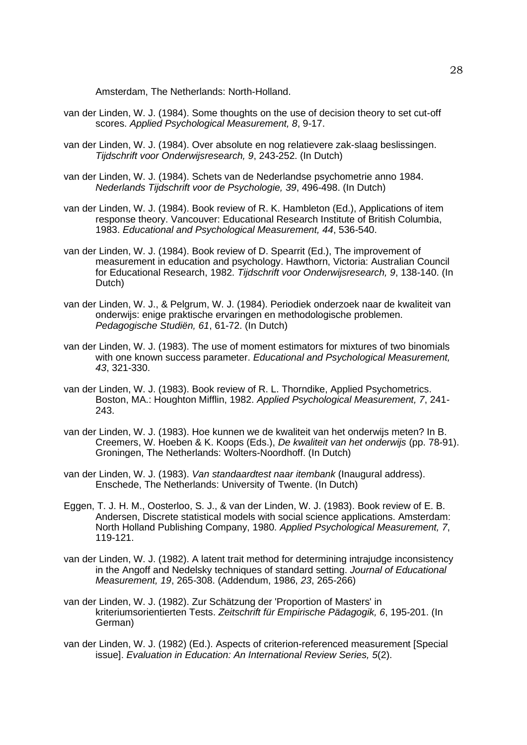Amsterdam, The Netherlands: North-Holland.

van der Linden, W. J. (1984). Some thoughts on the use of decision theory to set cut-off scores. *Applied Psychological Measurement, 8*, 9-17.

van der Linden, W. J. (1984). Over absolute en nog relatievere zak-slaag beslissingen. *Tijdschrift voor Onderwijsresearch, 9*, 243-252. (In Dutch)

van der Linden, W. J. (1984). Schets van de Nederlandse psychometrie anno 1984. *Nederlands Tijdschrift voor de Psychologie, 39*, 496-498. (In Dutch)

van der Linden, W. J. (1984). Book review of R. K. Hambleton (Ed.), Applications of item response theory. Vancouver: Educational Research Institute of British Columbia, 1983. *Educational and Psychological Measurement, 44*, 536-540.

van der Linden, W. J. (1984). Book review of D. Spearrit (Ed.), The improvement of measurement in education and psychology. Hawthorn, Victoria: Australian Council for Educational Research, 1982. *Tijdschrift voor Onderwijsresearch, 9*, 138-140. (In Dutch)

van der Linden, W. J., & Pelgrum, W. J. (1984). Periodiek onderzoek naar de kwaliteit van onderwijs: enige praktische ervaringen en methodologische problemen. *Pedagogische Studiën, 61*, 61-72. (In Dutch)

van der Linden, W. J. (1983). The use of moment estimators for mixtures of two binomials with one known success parameter. *Educational and Psychological Measurement, 43*, 321-330.

van der Linden, W. J. (1983). Book review of R. L. Thorndike, Applied Psychometrics. Boston, MA.: Houghton Mifflin, 1982. *Applied Psychological Measurement, 7*, 241-243.

van der Linden, W. J. (1983). Hoe kunnen we de kwaliteit van het onderwijs meten? In B. Creemers, W. Hoeben & K. Koops (Eds.), *De kwaliteit van het onderwijs* (pp. 78-91). Groningen, The Netherlands: Wolters-Noordhoff. (In Dutch)

van der Linden, W. J. (1983). *Van standaardtest naar itembank* (Inaugural address). Enschede, The Netherlands: University of Twente. (In Dutch)

Eggen, T. J. H. M., Oosterloo, S. J., & van der Linden, W. J. (1983). Book review of E. B. Andersen, Discrete statistical models with social science applications. Amsterdam: North Holland Publishing Company, 1980. *Applied Psychological Measurement, 7*, 119-121.

van der Linden, W. J. (1982). A latent trait method for determining intrajudge inconsistency in the Angoff and Nedelsky techniques of standard setting. *Journal of Educational Measurement, 19*, 265-308. (Addendum, 1986, *23*, 265-266)

van der Linden, W. J. (1982). Zur Schätzung der 'Proportion of Masters' in kriteriumsorientierten Tests. *Zeitschrift für Empirische Pädagogik, 6*, 195-201. (In German)

van der Linden, W. J. (1982) (Ed.). Aspects of criterion-referenced measurement [Special issue]. *Evaluation in Education: An International Review Series, 5*(2).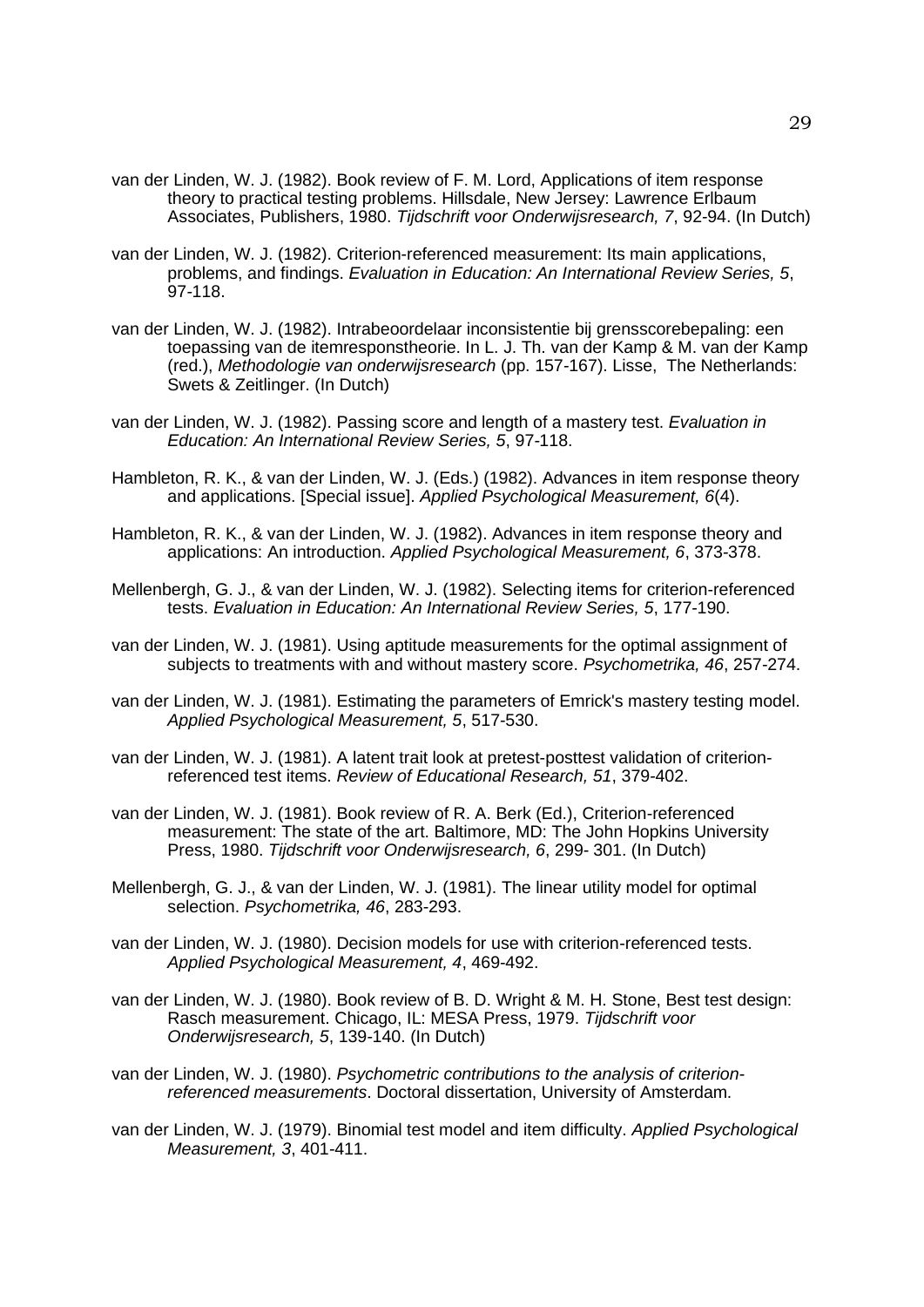van der Linden, W. J. (1982). Book review of F. M. Lord, Applications of item response theory to practical testing problems. Hillsdale, New Jersey: Lawrence Erlbaum Associates, Publishers, 1980. *Tijdschrift voor Onderwijsresearch, 7*, 92-94. (In Dutch)

van der Linden, W. J. (1982). Criterion-referenced measurement: Its main applications, problems, and findings. *Evaluation in Education: An International Review Series, 5*, 97-118.

van der Linden, W. J. (1982). Intrabeoordelaar inconsistentie bij grensscorebepaling: een toepassing van de itemresponstheorie. In L. J. Th. van der Kamp & M. van der Kamp (red.), *Methodologie van onderwijsresearch* (pp. 157-167). Lisse, The Netherlands: Swets & Zeitlinger. (In Dutch)

van der Linden, W. J. (1982). Passing score and length of a mastery test. *Evaluation in Education: An International Review Series, 5*, 97-118.

Hambleton, R. K., & van der Linden, W. J. (Eds.) (1982). Advances in item response theory and applications. [Special issue]. *Applied Psychological Measurement, 6*(4).

Hambleton, R. K., & van der Linden, W. J. (1982). Advances in item response theory and applications: An introduction. *Applied Psychological Measurement, 6*, 373-378.

Mellenbergh, G. J., & van der Linden, W. J. (1982). Selecting items for criterion-referenced tests. *Evaluation in Education: An International Review Series, 5*, 177-190.

van der Linden, W. J. (1981). Using aptitude measurements for the optimal assignment of subjects to treatments with and without mastery score. *Psychometrika, 46*, 257-274.

van der Linden, W. J. (1981). Estimating the parameters of Emrick's mastery testing model. *Applied Psychological Measurement, 5*, 517-530.

van der Linden, W. J. (1981). A latent trait look at pretest-posttest validation of criterion-referenced test items. *Review of Educational Research, 51*, 379-402.

van der Linden, W. J. (1981). Book review of R. A. Berk (Ed.), Criterion-referenced measurement: The state of the art. Baltimore, MD: The John Hopkins University Press, 1980. *Tijdschrift voor Onderwijsresearch, 6*, 299- 301. (In Dutch)

Mellenbergh, G. J., & van der Linden, W. J. (1981). The linear utility model for optimal selection. *Psychometrika, 46*, 283-293.

van der Linden, W. J. (1980). Decision models for use with criterion-referenced tests. *Applied Psychological Measurement, 4*, 469-492.

van der Linden, W. J. (1980). Book review of B. D. Wright & M. H. Stone, Best test design: Rasch measurement. Chicago, IL: MESA Press, 1979. *Tijdschrift voor Onderwijsresearch, 5*, 139-140. (In Dutch)

van der Linden, W. J. (1980). *Psychometric contributions to the analysis of criterion-referenced measurements*. Doctoral dissertation, University of Amsterdam.

van der Linden, W. J. (1979). Binomial test model and item difficulty. *Applied Psychological Measurement, 3*, 401-411.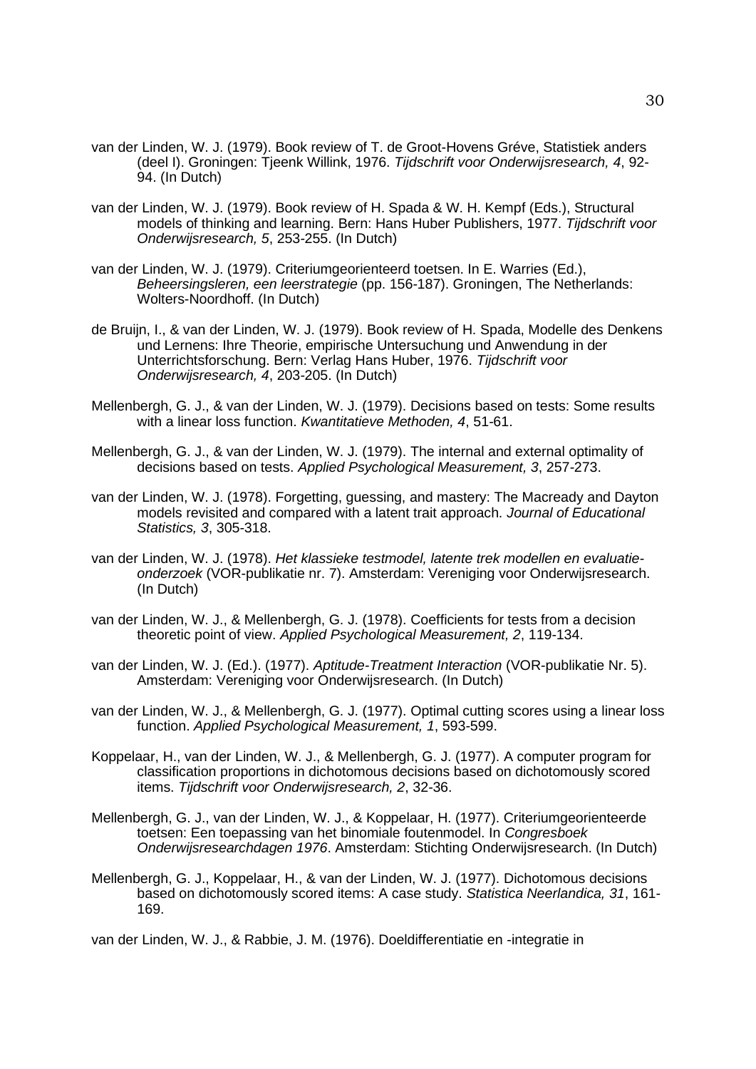van der Linden, W. J. (1979). Book review of T. de Groot-Hovens Gréve, Statistiek anders (deel I). Groningen: Tjeenk Willink, 1976. *Tijdschrift voor Onderwijsresearch, 4*, 92-94. (In Dutch)

van der Linden, W. J. (1979). Book review of H. Spada & W. H. Kempf (Eds.), Structural models of thinking and learning. Bern: Hans Huber Publishers, 1977. *Tijdschrift voor Onderwijsresearch, 5*, 253-255. (In Dutch)

van der Linden, W. J. (1979). Criteriumgeorienteerd toetsen. In E. Warries (Ed.), *Beheersingsleren, een leerstrategie* (pp. 156-187). Groningen, The Netherlands: Wolters-Noordhoff. (In Dutch)

de Bruijn, I., & van der Linden, W. J. (1979). Book review of H. Spada, Modelle des Denkens und Lernens: Ihre Theorie, empirische Untersuchung und Anwendung in der Unterrichtsforschung. Bern: Verlag Hans Huber, 1976. *Tijdschrift voor Onderwijsresearch, 4*, 203-205. (In Dutch)

Mellenbergh, G. J., & van der Linden, W. J. (1979). Decisions based on tests: Some results with a linear loss function. *Kwantitatieve Methoden, 4*, 51-61.

Mellenbergh, G. J., & van der Linden, W. J. (1979). The internal and external optimality of decisions based on tests. *Applied Psychological Measurement, 3*, 257-273.

van der Linden, W. J. (1978). Forgetting, guessing, and mastery: The Macready and Dayton models revisited and compared with a latent trait approach. *Journal of Educational Statistics, 3*, 305-318.

van der Linden, W. J. (1978). *Het klassieke testmodel, latente trek modellen en evaluatie-onderzoek* (VOR-publikatie nr. 7). Amsterdam: Vereniging voor Onderwijsresearch. (In Dutch)

van der Linden, W. J., & Mellenbergh, G. J. (1978). Coefficients for tests from a decision theoretic point of view. *Applied Psychological Measurement, 2*, 119-134.

van der Linden, W. J. (Ed.). (1977). *Aptitude-Treatment Interaction* (VOR-publikatie Nr. 5). Amsterdam: Vereniging voor Onderwijsresearch. (In Dutch)

van der Linden, W. J., & Mellenbergh, G. J. (1977). Optimal cutting scores using a linear loss function. *Applied Psychological Measurement, 1*, 593-599.

Koppelaar, H., van der Linden, W. J., & Mellenbergh, G. J. (1977). A computer program for classification proportions in dichotomous decisions based on dichotomously scored items. *Tijdschrift voor Onderwijsresearch, 2*, 32-36.

Mellenbergh, G. J., van der Linden, W. J., & Koppelaar, H. (1977). Criteriumgeorienteerde toetsen: Een toepassing van het binomiale foutenmodel. In *Congresboek Onderwijsresearchdagen 1976*. Amsterdam: Stichting Onderwijsresearch. (In Dutch)

Mellenbergh, G. J., Koppelaar, H., & van der Linden, W. J. (1977). Dichotomous decisions based on dichotomously scored items: A case study. *Statistica Neerlandica, 31*, 161-169.

van der Linden, W. J., & Rabbie, J. M. (1976). Doeldifferentiatie en -integratie in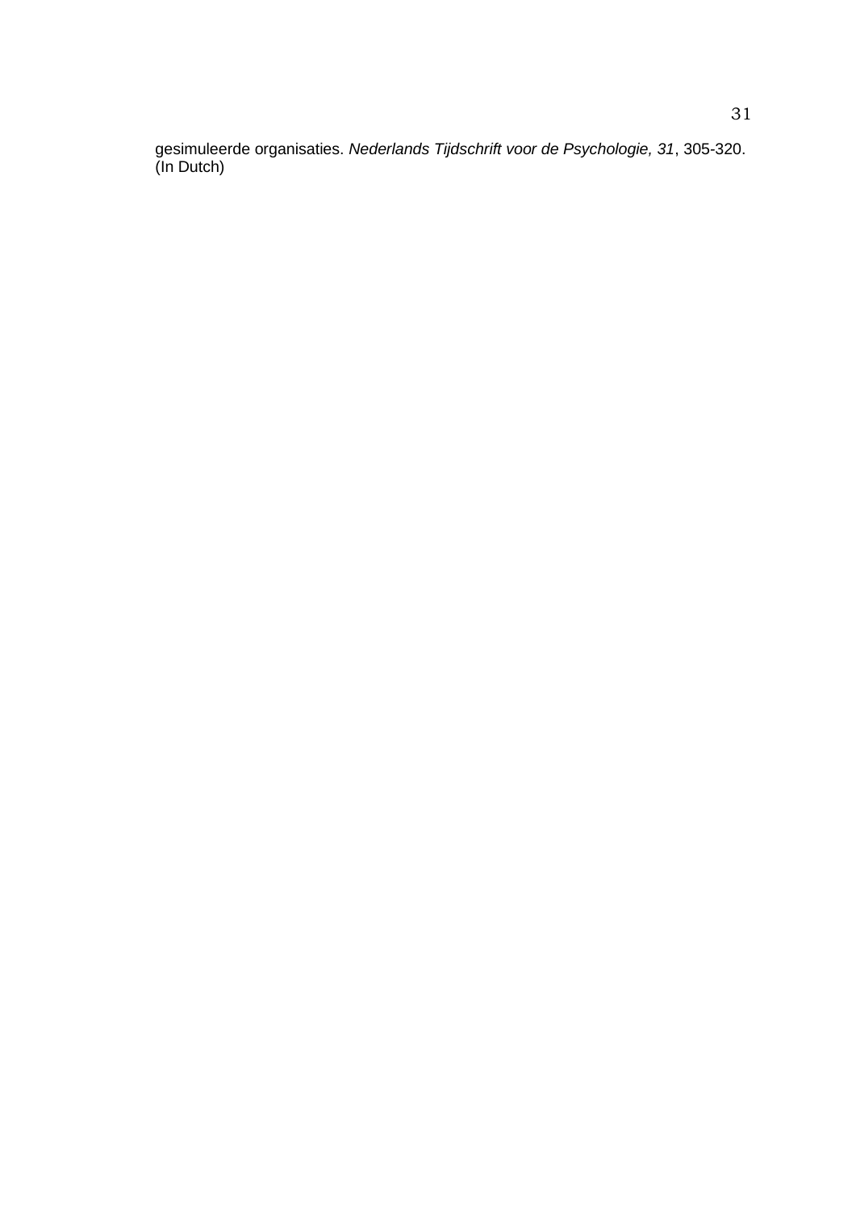gesimuleerde organisaties. *Nederlands Tijdschrift voor de Psychologie, 31*, 305-320. (In Dutch)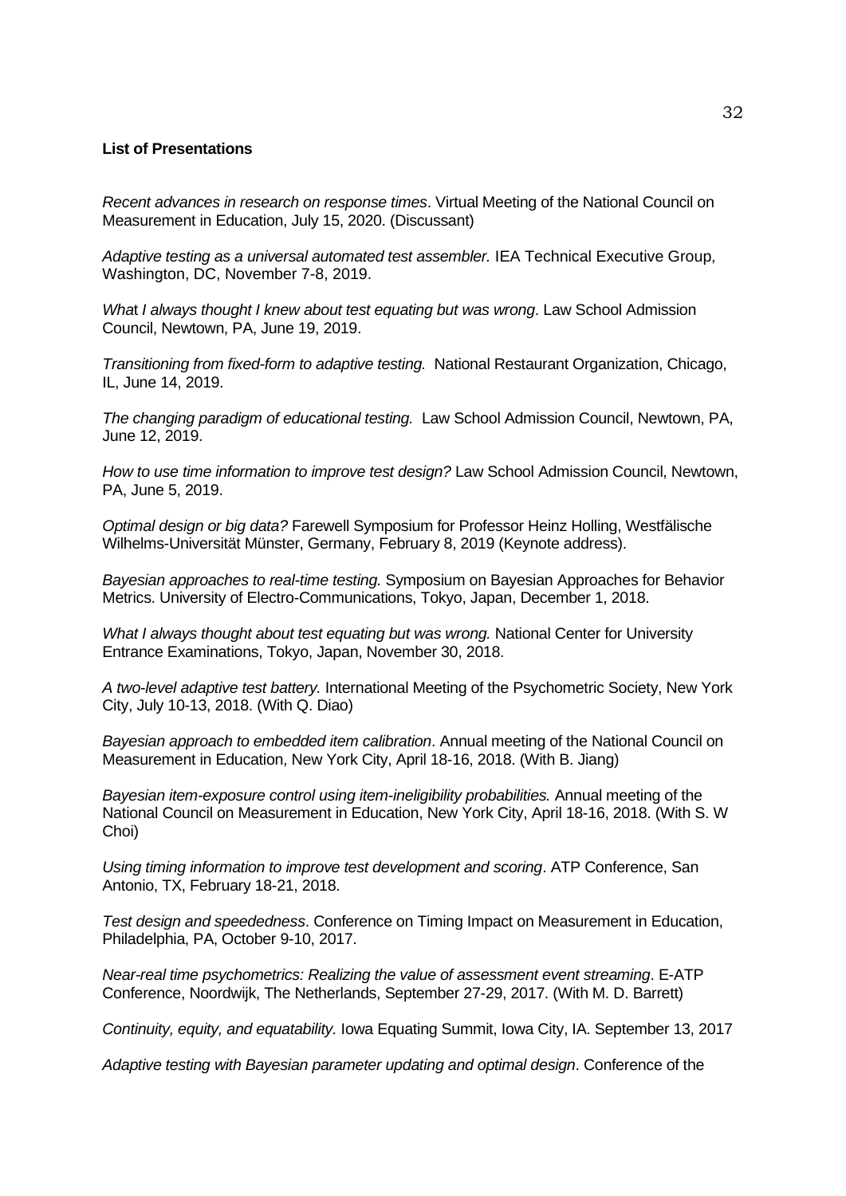**List of Presentations**

*Recent advances in research on response times*. Virtual Meeting of the National Council on Measurement in Education, July 15, 2020. (Discussant)

*Adaptive testing as a universal automated test assembler.* IEA Technical Executive Group, Washington, DC, November 7-8, 2019.

*What I always thought I knew about test equating but was wrong*. Law School Admission Council, Newtown, PA, June 19, 2019.

*Transitioning from fixed-form to adaptive testing.* National Restaurant Organization, Chicago, IL, June 14, 2019.

*The changing paradigm of educational testing.* Law School Admission Council, Newtown, PA, June 12, 2019.

*How to use time information to improve test design?* Law School Admission Council, Newtown, PA, June 5, 2019.

*Optimal design or big data?* Farewell Symposium for Professor Heinz Holling, Westfälische Wilhelms-Universität Münster, Germany, February 8, 2019 (Keynote address).

*Bayesian approaches to real-time testing.* Symposium on Bayesian Approaches for Behavior Metrics. University of Electro-Communications, Tokyo, Japan, December 1, 2018.

*What I always thought about test equating but was wrong.* National Center for University Entrance Examinations, Tokyo, Japan, November 30, 2018.

*A two-level adaptive test battery.* International Meeting of the Psychometric Society, New York City, July 10-13, 2018. (With Q. Diao)

*Bayesian approach to embedded item calibration*. Annual meeting of the National Council on Measurement in Education, New York City, April 18-16, 2018. (With B. Jiang)

*Bayesian item-exposure control using item-ineligibility probabilities.* Annual meeting of the National Council on Measurement in Education, New York City, April 18-16, 2018. (With S. W Choi)

*Using timing information to improve test development and scoring*. ATP Conference, San Antonio, TX, February 18-21, 2018.

*Test design and speededness*. Conference on Timing Impact on Measurement in Education, Philadelphia, PA, October 9-10, 2017.

*Near-real time psychometrics: Realizing the value of assessment event streaming*. E-ATP Conference, Noordwijk, The Netherlands, September 27-29, 2017. (With M. D. Barrett)

*Continuity, equity, and equatability.* Iowa Equating Summit, Iowa City, IA. September 13, 2017

*Adaptive testing with Bayesian parameter updating and optimal design*. Conference of the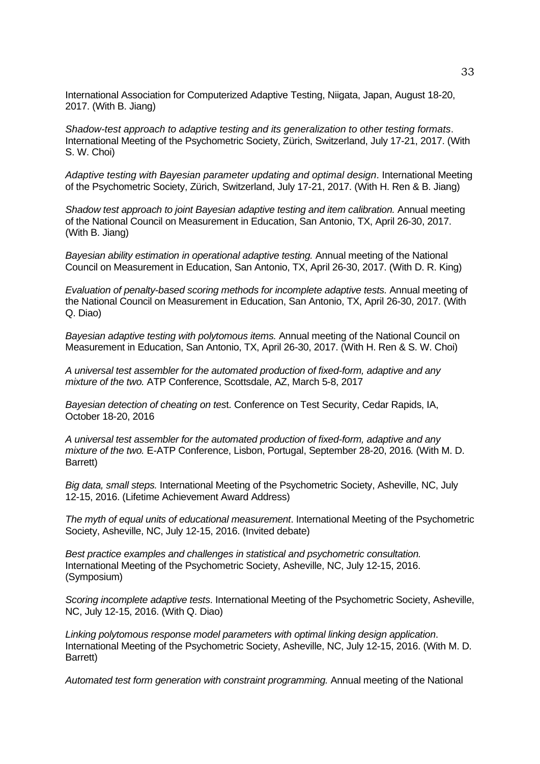International Association for Computerized Adaptive Testing, Niigata, Japan, August 18-20, 2017. (With B. Jiang)

*Shadow-test approach to adaptive testing and its generalization to other testing formats*. International Meeting of the Psychometric Society, Zürich, Switzerland, July 17-21, 2017. (With S. W. Choi)

*Adaptive testing with Bayesian parameter updating and optimal design*. International Meeting of the Psychometric Society, Zürich, Switzerland, July 17-21, 2017. (With H. Ren & B. Jiang)

*Shadow test approach to joint Bayesian adaptive testing and item calibration.* Annual meeting of the National Council on Measurement in Education, San Antonio, TX, April 26-30, 2017. (With B. Jiang)

*Bayesian ability estimation in operational adaptive testing.* Annual meeting of the National Council on Measurement in Education, San Antonio, TX, April 26-30, 2017. (With D. R. King)

*Evaluation of penalty-based scoring methods for incomplete adaptive tests.* Annual meeting of the National Council on Measurement in Education, San Antonio, TX, April 26-30, 2017. (With Q. Diao)

*Bayesian adaptive testing with polytomous items.* Annual meeting of the National Council on Measurement in Education, San Antonio, TX, April 26-30, 2017. (With H. Ren & S. W. Choi)

*A universal test assembler for the automated production of fixed-form, adaptive and any mixture of the two.* ATP Conference, Scottsdale, AZ, March 5-8, 2017

*Bayesian detection of cheating on tes*t. Conference on Test Security, Cedar Rapids, IA, October 18-20, 2016

*A universal test assembler for the automated production of fixed-form, adaptive and any mixture of the two.* E-ATP Conference, Lisbon, Portugal, September 28-20, 2016*.* (With M. D. Barrett)

*Big data, small steps.* International Meeting of the Psychometric Society, Asheville, NC, July 12-15, 2016. (Lifetime Achievement Award Address)

*The myth of equal units of educational measurement*. International Meeting of the Psychometric Society, Asheville, NC, July 12-15, 2016. (Invited debate)

*Best practice examples and challenges in statistical and psychometric consultation.* International Meeting of the Psychometric Society, Asheville, NC, July 12-15, 2016. (Symposium)

*Scoring incomplete adaptive tests*. International Meeting of the Psychometric Society, Asheville, NC, July 12-15, 2016. (With Q. Diao)

*Linking polytomous response model parameters with optimal linking design application*. International Meeting of the Psychometric Society, Asheville, NC, July 12-15, 2016. (With M. D. Barrett)

*Automated test form generation with constraint programming.* Annual meeting of the National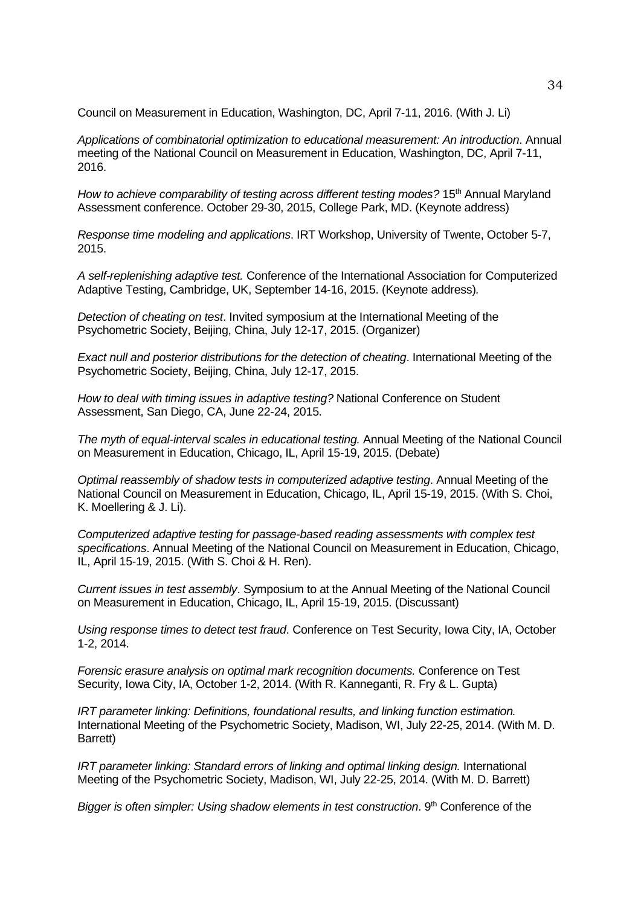Council on Measurement in Education, Washington, DC, April 7-11, 2016. (With J. Li)

*Applications of combinatorial optimization to educational measurement: An introduction*. Annual meeting of the National Council on Measurement in Education, Washington, DC, April 7-11, 2016.

*How to achieve comparability of testing across different testing modes?* 15th Annual Maryland Assessment conference. October 29-30, 2015, College Park, MD. (Keynote address)

*Response time modeling and applications*. IRT Workshop, University of Twente, October 5-7, 2015.

*A self-replenishing adaptive test.* Conference of the International Association for Computerized Adaptive Testing, Cambridge, UK, September 14-16, 2015. (Keynote address)*.*

*Detection of cheating on test*. Invited symposium at the International Meeting of the Psychometric Society, Beijing, China, July 12-17, 2015. (Organizer)

*Exact null and posterior distributions for the detection of cheating*. International Meeting of the Psychometric Society, Beijing, China, July 12-17, 2015.

*How to deal with timing issues in adaptive testing?* National Conference on Student Assessment, San Diego, CA, June 22-24, 2015.

*The myth of equal-interval scales in educational testing.* Annual Meeting of the National Council on Measurement in Education, Chicago, IL, April 15-19, 2015. (Debate)

*Optimal reassembly of shadow tests in computerized adaptive testing*. Annual Meeting of the National Council on Measurement in Education, Chicago, IL, April 15-19, 2015. (With S. Choi, K. Moellering & J. Li).

*Computerized adaptive testing for passage-based reading assessments with complex test specifications*. Annual Meeting of the National Council on Measurement in Education, Chicago, IL, April 15-19, 2015. (With S. Choi & H. Ren).

*Current issues in test assembly*. Symposium to at the Annual Meeting of the National Council on Measurement in Education, Chicago, IL, April 15-19, 2015. (Discussant)

*Using response times to detect test fraud*. Conference on Test Security, Iowa City, IA, October 1-2, 2014.

*Forensic erasure analysis on optimal mark recognition documents.* Conference on Test Security, Iowa City, IA, October 1-2, 2014. (With R. Kanneganti, R. Fry & L. Gupta)

*IRT parameter linking: Definitions, foundational results, and linking function estimation.* International Meeting of the Psychometric Society, Madison, WI, July 22-25, 2014. (With M. D. Barrett)

*IRT parameter linking: Standard errors of linking and optimal linking design.* International Meeting of the Psychometric Society, Madison, WI, July 22-25, 2014. (With M. D. Barrett)

*Bigger is often simpler: Using shadow elements in test construction*. 9th Conference of the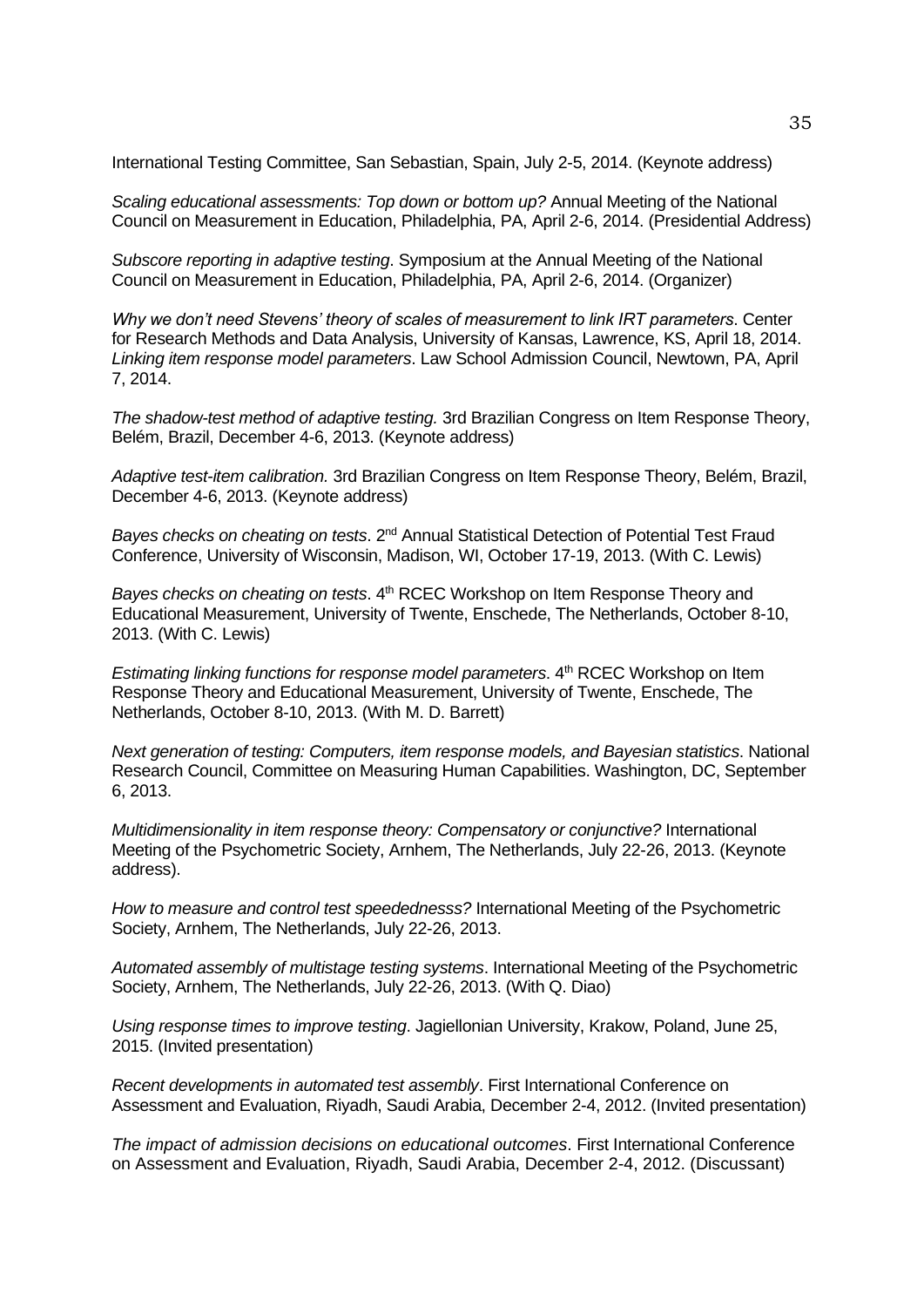International Testing Committee, San Sebastian, Spain, July 2-5, 2014. (Keynote address)

*Scaling educational assessments: Top down or bottom up?* Annual Meeting of the National Council on Measurement in Education, Philadelphia, PA, April 2-6, 2014. (Presidential Address)

*Subscore reporting in adaptive testing*. Symposium at the Annual Meeting of the National Council on Measurement in Education, Philadelphia, PA, April 2-6, 2014. (Organizer)

*Why we don't need Stevens' theory of scales of measurement to link IRT parameters*. Center for Research Methods and Data Analysis, University of Kansas, Lawrence, KS, April 18, 2014.
*Linking item response model parameters*. Law School Admission Council, Newtown, PA, April 7, 2014.

*The shadow-test method of adaptive testing.* 3rd Brazilian Congress on Item Response Theory, Belém, Brazil, December 4-6, 2013. (Keynote address)

*Adaptive test-item calibration.* 3rd Brazilian Congress on Item Response Theory, Belém, Brazil, December 4-6, 2013. (Keynote address)

*Bayes checks on cheating on tests*. 2nd Annual Statistical Detection of Potential Test Fraud Conference, University of Wisconsin, Madison, WI, October 17-19, 2013. (With C. Lewis)

*Bayes checks on cheating on tests*. 4th RCEC Workshop on Item Response Theory and Educational Measurement, University of Twente, Enschede, The Netherlands, October 8-10, 2013. (With C. Lewis)

*Estimating linking functions for response model parameters*. 4th RCEC Workshop on Item Response Theory and Educational Measurement, University of Twente, Enschede, The Netherlands, October 8-10, 2013. (With M. D. Barrett)

*Next generation of testing: Computers, item response models, and Bayesian statistics*. National Research Council, Committee on Measuring Human Capabilities. Washington, DC, September 6, 2013.

*Multidimensionality in item response theory: Compensatory or conjunctive?* International Meeting of the Psychometric Society, Arnhem, The Netherlands, July 22-26, 2013. (Keynote address).

*How to measure and control test speedednesss?* International Meeting of the Psychometric Society, Arnhem, The Netherlands, July 22-26, 2013.

*Automated assembly of multistage testing systems*. International Meeting of the Psychometric Society, Arnhem, The Netherlands, July 22-26, 2013. (With Q. Diao)

*Using response times to improve testing*. Jagiellonian University, Krakow, Poland, June 25, 2015. (Invited presentation)

*Recent developments in automated test assembly*. First International Conference on Assessment and Evaluation, Riyadh, Saudi Arabia, December 2-4, 2012. (Invited presentation)

*The impact of admission decisions on educational outcomes*. First International Conference on Assessment and Evaluation, Riyadh, Saudi Arabia, December 2-4, 2012. (Discussant)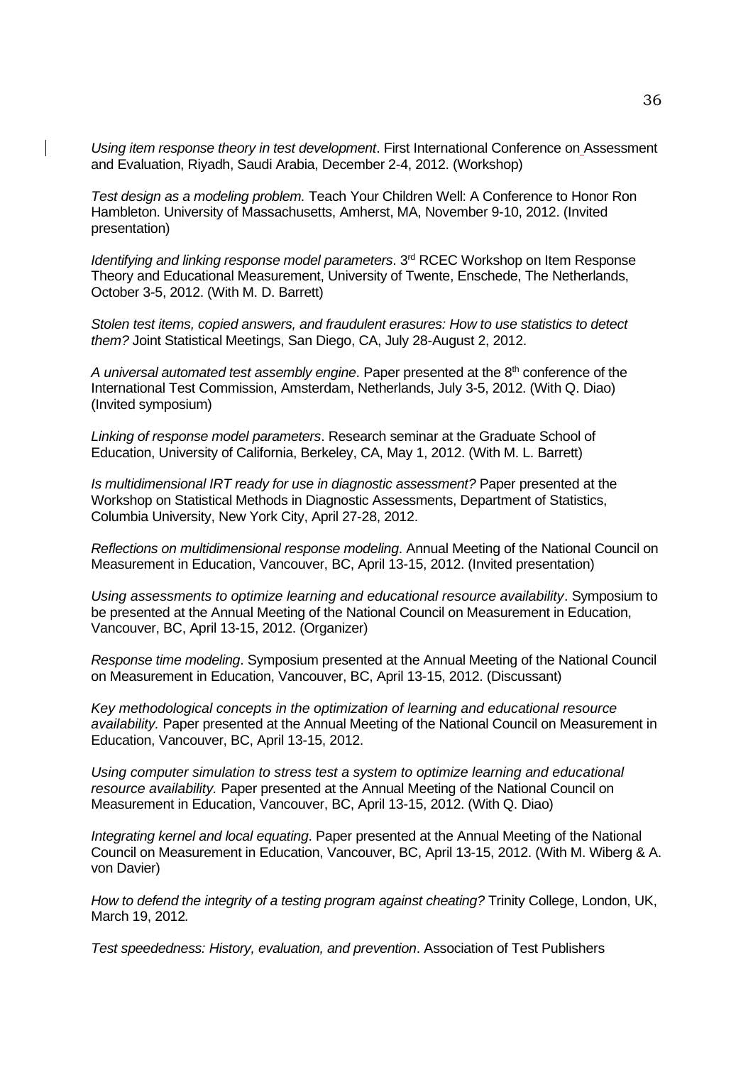*Using item response theory in test development*. First International Conference on Assessment and Evaluation, Riyadh, Saudi Arabia, December 2-4, 2012. (Workshop)

*Test design as a modeling problem.* Teach Your Children Well: A Conference to Honor Ron Hambleton. University of Massachusetts, Amherst, MA, November 9-10, 2012. (Invited presentation)

*Identifying and linking response model parameters*. 3rd RCEC Workshop on Item Response Theory and Educational Measurement, University of Twente, Enschede, The Netherlands, October 3-5, 2012. (With M. D. Barrett)

*Stolen test items, copied answers, and fraudulent erasures: How to use statistics to detect them?* Joint Statistical Meetings, San Diego, CA, July 28-August 2, 2012.

*A universal automated test assembly engine.* Paper presented at the 8th conference of the International Test Commission, Amsterdam, Netherlands, July 3-5, 2012. (With Q. Diao) (Invited symposium)

*Linking of response model parameters*. Research seminar at the Graduate School of Education, University of California, Berkeley, CA, May 1, 2012. (With M. L. Barrett)

*Is multidimensional IRT ready for use in diagnostic assessment?* Paper presented at the Workshop on Statistical Methods in Diagnostic Assessments, Department of Statistics, Columbia University, New York City, April 27-28, 2012.

*Reflections on multidimensional response modeling*. Annual Meeting of the National Council on Measurement in Education, Vancouver, BC, April 13-15, 2012. (Invited presentation)

*Using assessments to optimize learning and educational resource availability*. Symposium to be presented at the Annual Meeting of the National Council on Measurement in Education, Vancouver, BC, April 13-15, 2012. (Organizer)

*Response time modeling*. Symposium presented at the Annual Meeting of the National Council on Measurement in Education, Vancouver, BC, April 13-15, 2012. (Discussant)

*Key methodological concepts in the optimization of learning and educational resource availability.* Paper presented at the Annual Meeting of the National Council on Measurement in Education, Vancouver, BC, April 13-15, 2012.

*Using computer simulation to stress test a system to optimize learning and educational resource availability.* Paper presented at the Annual Meeting of the National Council on Measurement in Education, Vancouver, BC, April 13-15, 2012. (With Q. Diao)

*Integrating kernel and local equating*. Paper presented at the Annual Meeting of the National Council on Measurement in Education, Vancouver, BC, April 13-15, 2012. (With M. Wiberg & A. von Davier)

*How to defend the integrity of a testing program against cheating?* Trinity College, London, UK, March 19, 2012.

*Test speededness: History, evaluation, and prevention*. Association of Test Publishers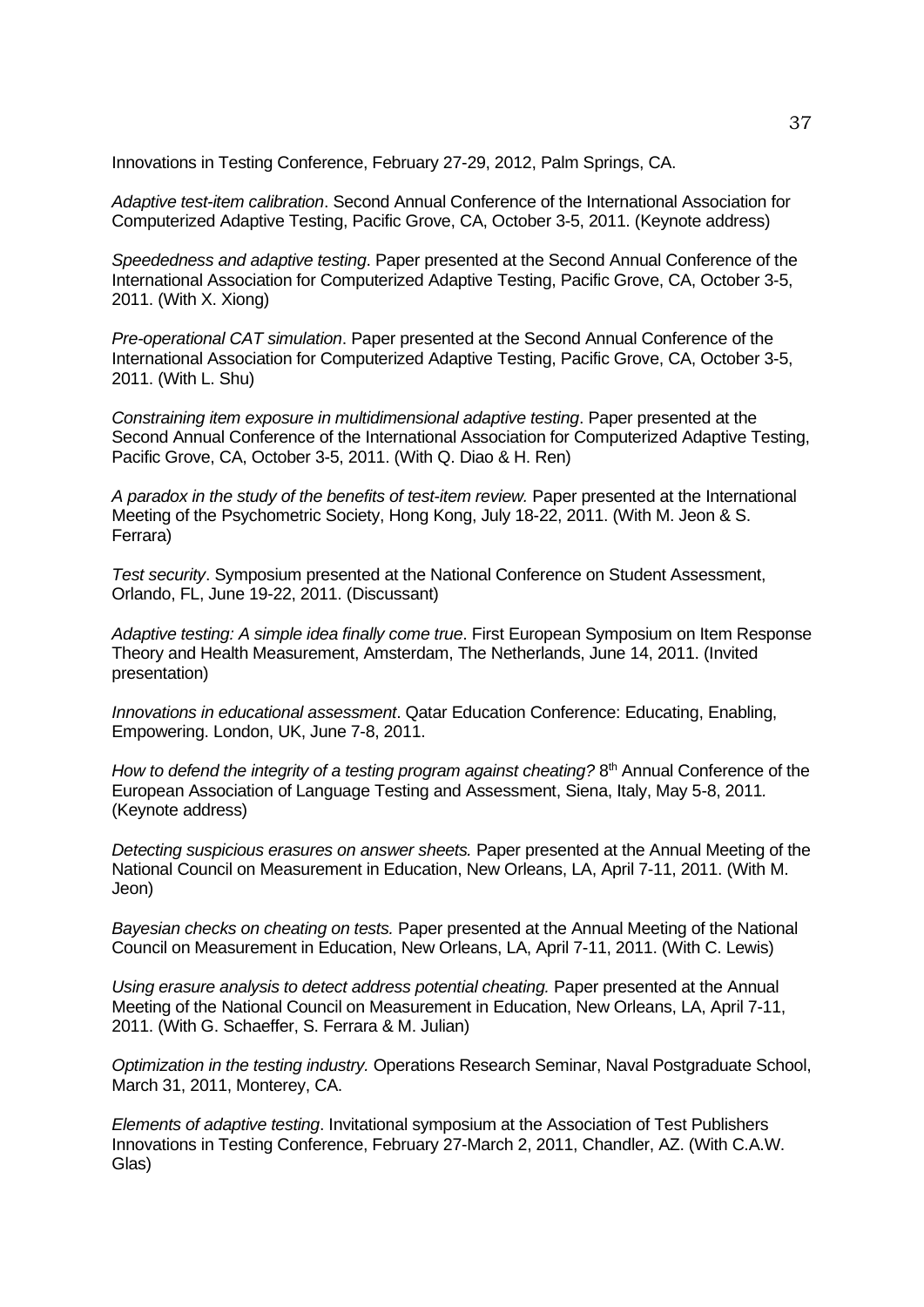Innovations in Testing Conference, February 27-29, 2012, Palm Springs, CA.

*Adaptive test-item calibration*. Second Annual Conference of the International Association for Computerized Adaptive Testing, Pacific Grove, CA, October 3-5, 2011. (Keynote address)

*Speededness and adaptive testing*. Paper presented at the Second Annual Conference of the International Association for Computerized Adaptive Testing, Pacific Grove, CA, October 3-5, 2011. (With X. Xiong)

*Pre-operational CAT simulation*. Paper presented at the Second Annual Conference of the International Association for Computerized Adaptive Testing, Pacific Grove, CA, October 3-5, 2011. (With L. Shu)

*Constraining item exposure in multidimensional adaptive testing*. Paper presented at the Second Annual Conference of the International Association for Computerized Adaptive Testing, Pacific Grove, CA, October 3-5, 2011. (With Q. Diao & H. Ren)

*A paradox in the study of the benefits of test-item review.* Paper presented at the International Meeting of the Psychometric Society, Hong Kong, July 18-22, 2011. (With M. Jeon & S. Ferrara)

*Test security*. Symposium presented at the National Conference on Student Assessment, Orlando, FL, June 19-22, 2011. (Discussant)

*Adaptive testing: A simple idea finally come true*. First European Symposium on Item Response Theory and Health Measurement, Amsterdam, The Netherlands, June 14, 2011. (Invited presentation)

*Innovations in educational assessment*. Qatar Education Conference: Educating, Enabling, Empowering. London, UK, June 7-8, 2011.

*How to defend the integrity of a testing program against cheating?* 8th Annual Conference of the European Association of Language Testing and Assessment, Siena, Italy, May 5-8, 2011. (Keynote address)

*Detecting suspicious erasures on answer sheets.* Paper presented at the Annual Meeting of the National Council on Measurement in Education, New Orleans, LA, April 7-11, 2011. (With M. Jeon)

*Bayesian checks on cheating on tests.* Paper presented at the Annual Meeting of the National Council on Measurement in Education, New Orleans, LA, April 7-11, 2011. (With C. Lewis)

*Using erasure analysis to detect address potential cheating.* Paper presented at the Annual Meeting of the National Council on Measurement in Education, New Orleans, LA, April 7-11, 2011. (With G. Schaeffer, S. Ferrara & M. Julian)

*Optimization in the testing industry.* Operations Research Seminar, Naval Postgraduate School, March 31, 2011, Monterey, CA.

*Elements of adaptive testing*. Invitational symposium at the Association of Test Publishers Innovations in Testing Conference, February 27-March 2, 2011, Chandler, AZ. (With C.A.W. Glas)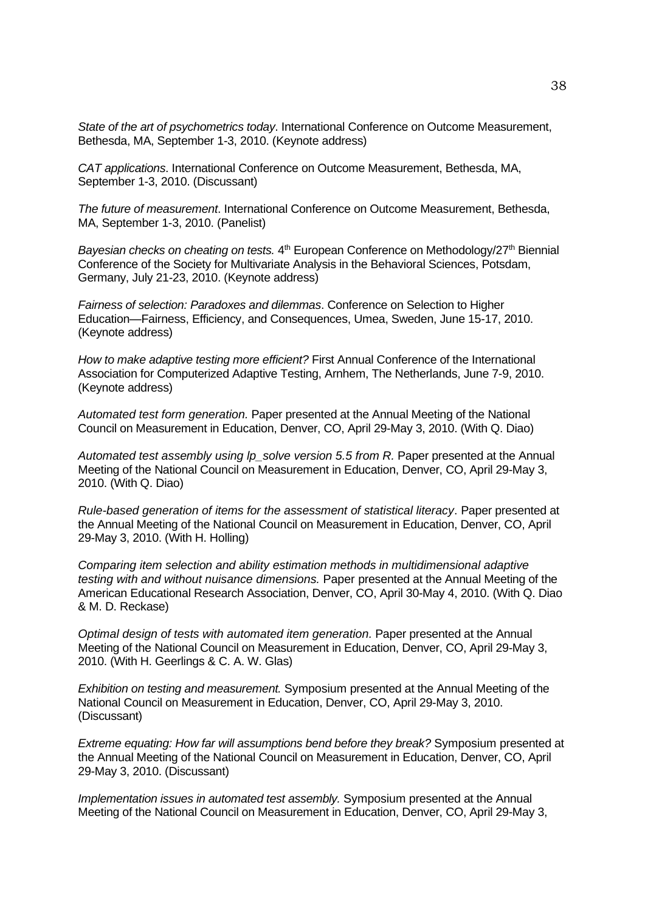*State of the art of psychometrics today*. International Conference on Outcome Measurement, Bethesda, MA, September 1-3, 2010. (Keynote address)

*CAT applications*. International Conference on Outcome Measurement, Bethesda, MA, September 1-3, 2010. (Discussant)

*The future of measurement*. International Conference on Outcome Measurement, Bethesda, MA, September 1-3, 2010. (Panelist)

*Bayesian checks on cheating on tests.* 4th European Conference on Methodology/27th Biennial Conference of the Society for Multivariate Analysis in the Behavioral Sciences, Potsdam, Germany, July 21-23, 2010. (Keynote address)

*Fairness of selection: Paradoxes and dilemmas*. Conference on Selection to Higher Education—Fairness, Efficiency, and Consequences, Umea, Sweden, June 15-17, 2010. (Keynote address)

*How to make adaptive testing more efficient?* First Annual Conference of the International Association for Computerized Adaptive Testing, Arnhem, The Netherlands, June 7-9, 2010. (Keynote address)

*Automated test form generation.* Paper presented at the Annual Meeting of the National Council on Measurement in Education, Denver, CO, April 29-May 3, 2010. (With Q. Diao)

*Automated test assembly using lp_solve version 5.5 from R.* Paper presented at the Annual Meeting of the National Council on Measurement in Education, Denver, CO, April 29-May 3, 2010. (With Q. Diao)

*Rule-based generation of items for the assessment of statistical literacy*. Paper presented at the Annual Meeting of the National Council on Measurement in Education, Denver, CO, April 29-May 3, 2010. (With H. Holling)

*Comparing item selection and ability estimation methods in multidimensional adaptive testing with and without nuisance dimensions.* Paper presented at the Annual Meeting of the American Educational Research Association, Denver, CO, April 30-May 4, 2010. (With Q. Diao & M. D. Reckase)

*Optimal design of tests with automated item generation.* Paper presented at the Annual Meeting of the National Council on Measurement in Education, Denver, CO, April 29-May 3, 2010. (With H. Geerlings & C. A. W. Glas)

*Exhibition on testing and measurement.* Symposium presented at the Annual Meeting of the National Council on Measurement in Education, Denver, CO, April 29-May 3, 2010. (Discussant)

*Extreme equating: How far will assumptions bend before they break?* Symposium presented at the Annual Meeting of the National Council on Measurement in Education, Denver, CO, April 29-May 3, 2010. (Discussant)

*Implementation issues in automated test assembly.* Symposium presented at the Annual Meeting of the National Council on Measurement in Education, Denver, CO, April 29-May 3,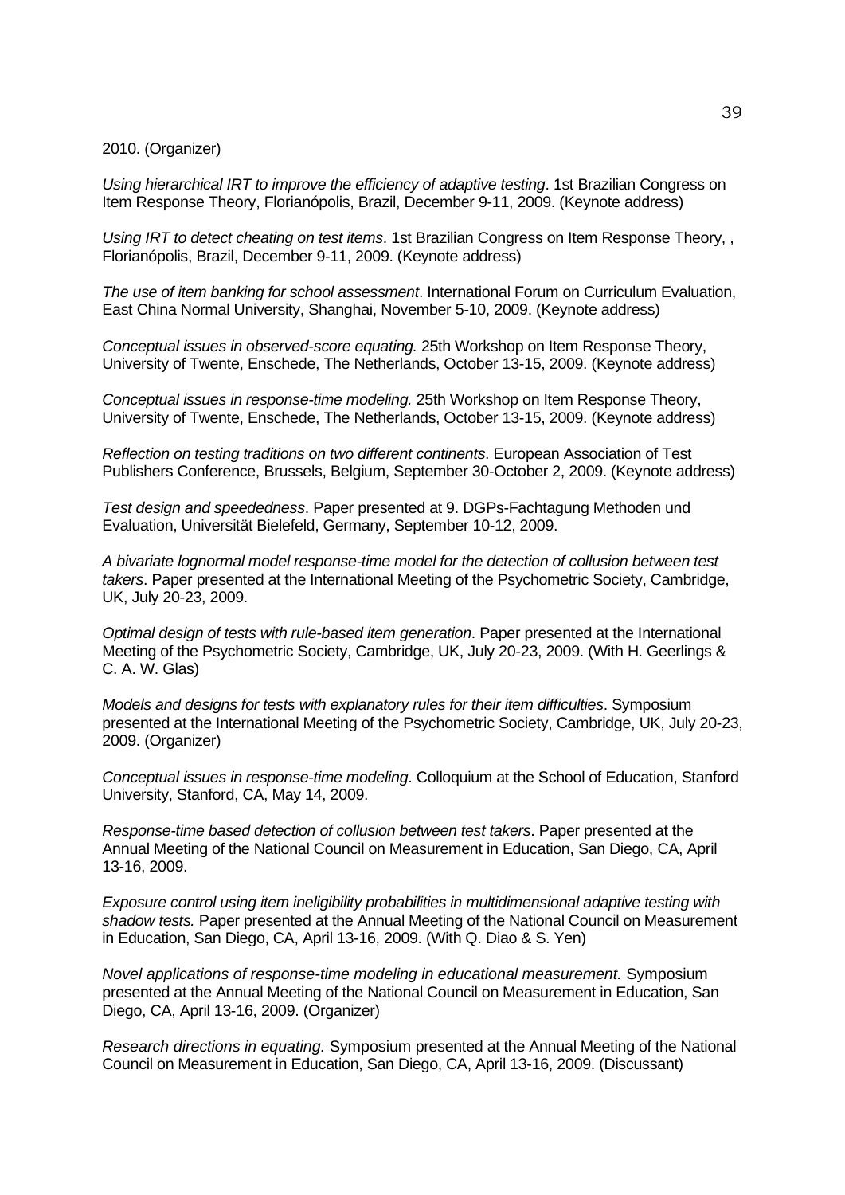2010. (Organizer)

*Using hierarchical IRT to improve the efficiency of adaptive testing*. 1st Brazilian Congress on Item Response Theory, Florianópolis, Brazil, December 9-11, 2009. (Keynote address)

*Using IRT to detect cheating on test items*. 1st Brazilian Congress on Item Response Theory, , Florianópolis, Brazil, December 9-11, 2009. (Keynote address)

*The use of item banking for school assessment*. International Forum on Curriculum Evaluation, East China Normal University, Shanghai, November 5-10, 2009. (Keynote address)

*Conceptual issues in observed-score equating.* 25th Workshop on Item Response Theory, University of Twente, Enschede, The Netherlands, October 13-15, 2009. (Keynote address)

*Conceptual issues in response-time modeling.* 25th Workshop on Item Response Theory, University of Twente, Enschede, The Netherlands, October 13-15, 2009. (Keynote address)

*Reflection on testing traditions on two different continents*. European Association of Test Publishers Conference, Brussels, Belgium, September 30-October 2, 2009. (Keynote address)

*Test design and speededness*. Paper presented at 9. DGPs-Fachtagung Methoden und Evaluation, Universität Bielefeld, Germany, September 10-12, 2009.

*A bivariate lognormal model response-time model for the detection of collusion between test takers*. Paper presented at the International Meeting of the Psychometric Society, Cambridge, UK, July 20-23, 2009.

*Optimal design of tests with rule-based item generation*. Paper presented at the International Meeting of the Psychometric Society, Cambridge, UK, July 20-23, 2009. (With H. Geerlings & C. A. W. Glas)

*Models and designs for tests with explanatory rules for their item difficulties*. Symposium presented at the International Meeting of the Psychometric Society, Cambridge, UK, July 20-23, 2009. (Organizer)

*Conceptual issues in response-time modeling*. Colloquium at the School of Education, Stanford University, Stanford, CA, May 14, 2009.

*Response-time based detection of collusion between test takers*. Paper presented at the Annual Meeting of the National Council on Measurement in Education, San Diego, CA, April 13-16, 2009.

*Exposure control using item ineligibility probabilities in multidimensional adaptive testing with shadow tests.* Paper presented at the Annual Meeting of the National Council on Measurement in Education, San Diego, CA, April 13-16, 2009. (With Q. Diao & S. Yen)

*Novel applications of response-time modeling in educational measurement.* Symposium presented at the Annual Meeting of the National Council on Measurement in Education, San Diego, CA, April 13-16, 2009. (Organizer)

*Research directions in equating.* Symposium presented at the Annual Meeting of the National Council on Measurement in Education, San Diego, CA, April 13-16, 2009. (Discussant)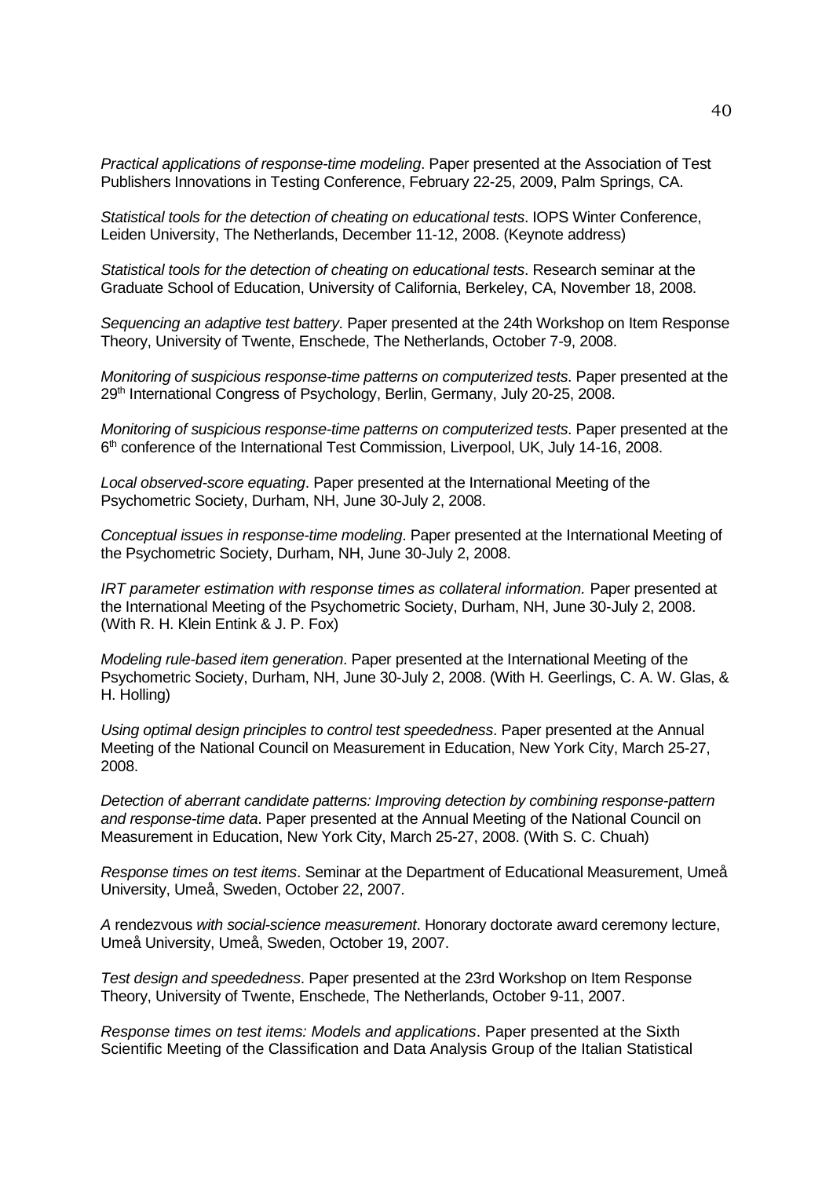*Practical applications of response-time modeling*. Paper presented at the Association of Test Publishers Innovations in Testing Conference, February 22-25, 2009, Palm Springs, CA.

*Statistical tools for the detection of cheating on educational tests*. IOPS Winter Conference, Leiden University, The Netherlands, December 11-12, 2008. (Keynote address)

*Statistical tools for the detection of cheating on educational tests*. Research seminar at the Graduate School of Education, University of California, Berkeley, CA, November 18, 2008.

*Sequencing an adaptive test battery*. Paper presented at the 24th Workshop on Item Response Theory, University of Twente, Enschede, The Netherlands, October 7-9, 2008.

*Monitoring of suspicious response-time patterns on computerized tests*. Paper presented at the 29th International Congress of Psychology, Berlin, Germany, July 20-25, 2008.

*Monitoring of suspicious response-time patterns on computerized tests*. Paper presented at the 6th conference of the International Test Commission, Liverpool, UK, July 14-16, 2008.

*Local observed-score equating*. Paper presented at the International Meeting of the Psychometric Society, Durham, NH, June 30-July 2, 2008.

*Conceptual issues in response-time modeling*. Paper presented at the International Meeting of the Psychometric Society, Durham, NH, June 30-July 2, 2008.

*IRT parameter estimation with response times as collateral information.* Paper presented at the International Meeting of the Psychometric Society, Durham, NH, June 30-July 2, 2008. (With R. H. Klein Entink & J. P. Fox)

*Modeling rule-based item generation*. Paper presented at the International Meeting of the Psychometric Society, Durham, NH, June 30-July 2, 2008. (With H. Geerlings, C. A. W. Glas, & H. Holling)

*Using optimal design principles to control test speededness*. Paper presented at the Annual Meeting of the National Council on Measurement in Education, New York City, March 25-27, 2008.

*Detection of aberrant candidate patterns: Improving detection by combining response-pattern and response-time data*. Paper presented at the Annual Meeting of the National Council on Measurement in Education, New York City, March 25-27, 2008. (With S. C. Chuah)

*Response times on test items*. Seminar at the Department of Educational Measurement, Umeå University, Umeå, Sweden, October 22, 2007.

*A* rendezvous *with social-science measurement*. Honorary doctorate award ceremony lecture, Umeå University, Umeå, Sweden, October 19, 2007.

*Test design and speededness*. Paper presented at the 23rd Workshop on Item Response Theory, University of Twente, Enschede, The Netherlands, October 9-11, 2007.

*Response times on test items: Models and applications*. Paper presented at the Sixth Scientific Meeting of the Classification and Data Analysis Group of the Italian Statistical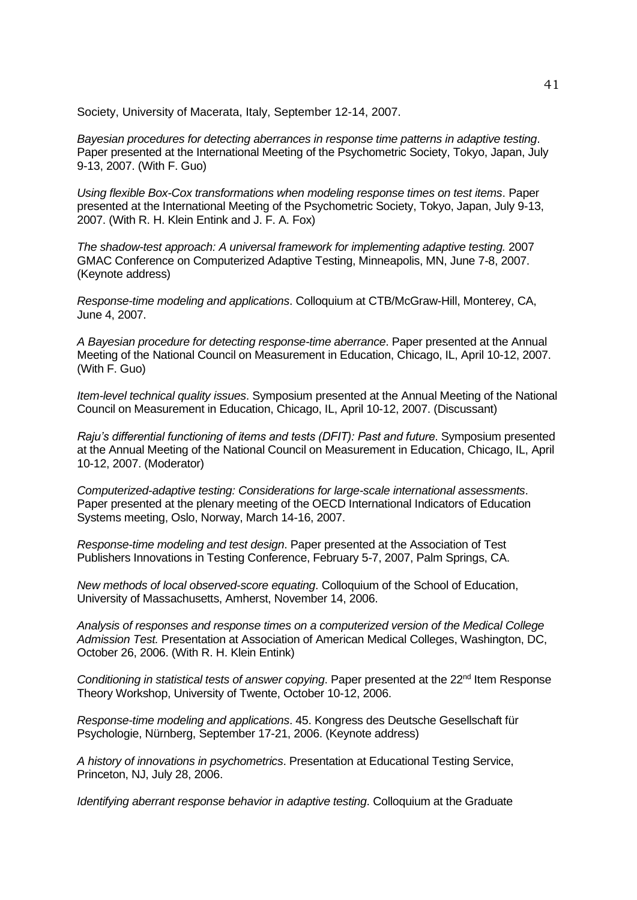Society, University of Macerata, Italy, September 12-14, 2007.

*Bayesian procedures for detecting aberrances in response time patterns in adaptive testing*. Paper presented at the International Meeting of the Psychometric Society, Tokyo, Japan, July 9-13, 2007. (With F. Guo)

*Using flexible Box-Cox transformations when modeling response times on test items*. Paper presented at the International Meeting of the Psychometric Society, Tokyo, Japan, July 9-13, 2007. (With R. H. Klein Entink and J. F. A. Fox)

*The shadow-test approach: A universal framework for implementing adaptive testing.* 2007 GMAC Conference on Computerized Adaptive Testing, Minneapolis, MN, June 7-8, 2007. (Keynote address)

*Response-time modeling and applications*. Colloquium at CTB/McGraw-Hill, Monterey, CA, June 4, 2007.

*A Bayesian procedure for detecting response-time aberrance*. Paper presented at the Annual Meeting of the National Council on Measurement in Education, Chicago, IL, April 10-12, 2007. (With F. Guo)

*Item-level technical quality issues*. Symposium presented at the Annual Meeting of the National Council on Measurement in Education, Chicago, IL, April 10-12, 2007. (Discussant)

*Raju's differential functioning of items and tests (DFIT): Past and future*. Symposium presented at the Annual Meeting of the National Council on Measurement in Education, Chicago, IL, April 10-12, 2007. (Moderator)

*Computerized-adaptive testing: Considerations for large-scale international assessments*. Paper presented at the plenary meeting of the OECD International Indicators of Education Systems meeting, Oslo, Norway, March 14-16, 2007.

*Response-time modeling and test design*. Paper presented at the Association of Test Publishers Innovations in Testing Conference, February 5-7, 2007, Palm Springs, CA.

*New methods of local observed-score equating*. Colloquium of the School of Education, University of Massachusetts, Amherst, November 14, 2006.

*Analysis of responses and response times on a computerized version of the Medical College Admission Test.* Presentation at Association of American Medical Colleges, Washington, DC, October 26, 2006. (With R. H. Klein Entink)

*Conditioning in statistical tests of answer copying*. Paper presented at the 22nd Item Response Theory Workshop, University of Twente, October 10-12, 2006.

*Response-time modeling and applications*. 45. Kongress des Deutsche Gesellschaft für Psychologie, Nürnberg, September 17-21, 2006. (Keynote address)

*A history of innovations in psychometrics*. Presentation at Educational Testing Service, Princeton, NJ, July 28, 2006.

*Identifying aberrant response behavior in adaptive testing*. Colloquium at the Graduate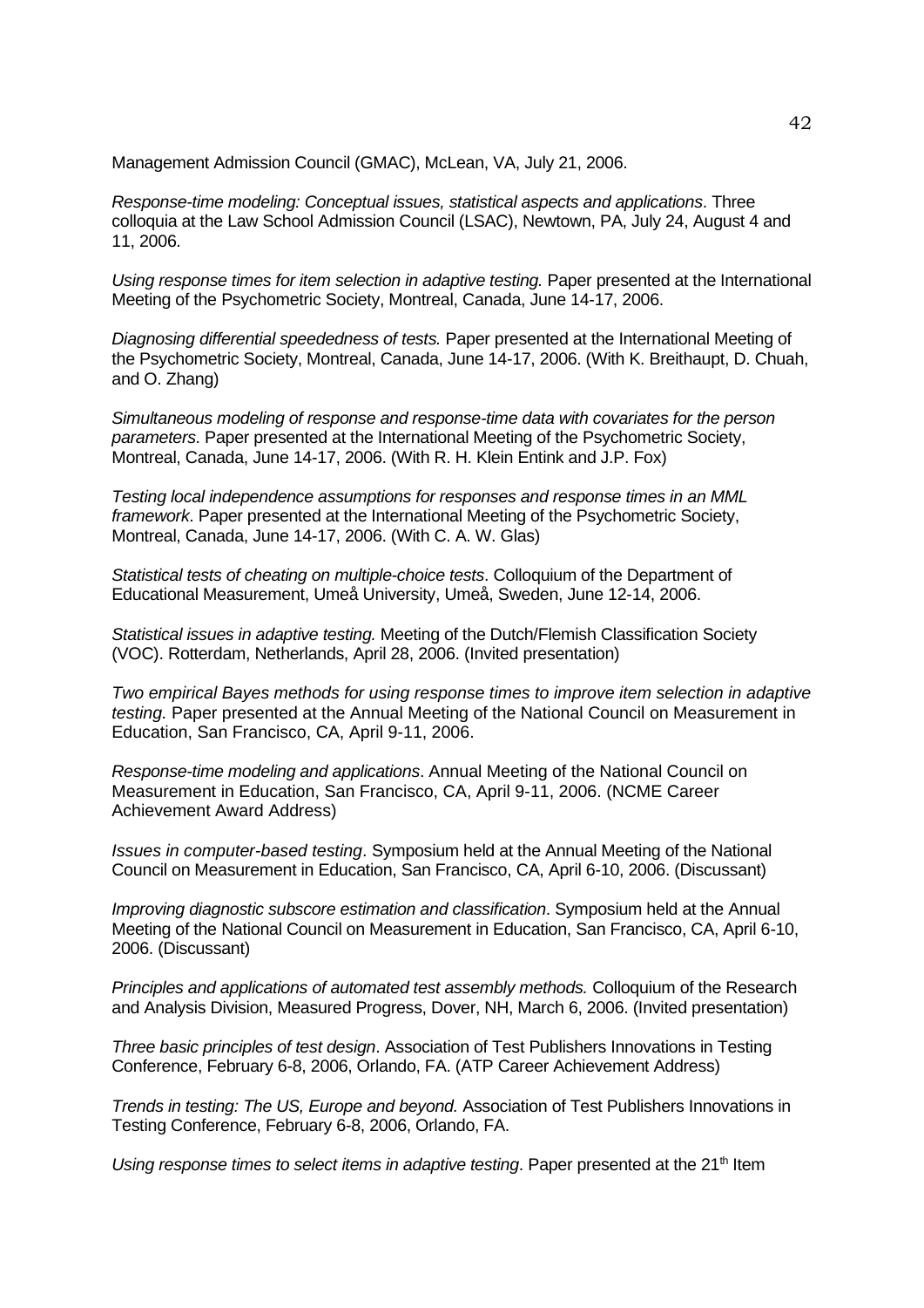Management Admission Council (GMAC), McLean, VA, July 21, 2006.

*Response-time modeling: Conceptual issues, statistical aspects and applications*. Three colloquia at the Law School Admission Council (LSAC), Newtown, PA, July 24, August 4 and 11, 2006.

*Using response times for item selection in adaptive testing.* Paper presented at the International Meeting of the Psychometric Society, Montreal, Canada, June 14-17, 2006.

*Diagnosing differential speededness of tests.* Paper presented at the International Meeting of the Psychometric Society, Montreal, Canada, June 14-17, 2006. (With K. Breithaupt, D. Chuah, and O. Zhang)

*Simultaneous modeling of response and response-time data with covariates for the person parameters*. Paper presented at the International Meeting of the Psychometric Society, Montreal, Canada, June 14-17, 2006. (With R. H. Klein Entink and J.P. Fox)

*Testing local independence assumptions for responses and response times in an MML framework*. Paper presented at the International Meeting of the Psychometric Society, Montreal, Canada, June 14-17, 2006. (With C. A. W. Glas)

*Statistical tests of cheating on multiple-choice tests*. Colloquium of the Department of Educational Measurement, Umeå University, Umeå, Sweden, June 12-14, 2006.

*Statistical issues in adaptive testing.* Meeting of the Dutch/Flemish Classification Society (VOC). Rotterdam, Netherlands, April 28, 2006. (Invited presentation)

*Two empirical Bayes methods for using response times to improve item selection in adaptive testing.* Paper presented at the Annual Meeting of the National Council on Measurement in Education, San Francisco, CA, April 9-11, 2006.

*Response-time modeling and applications*. Annual Meeting of the National Council on Measurement in Education, San Francisco, CA, April 9-11, 2006. (NCME Career Achievement Award Address)

*Issues in computer-based testing*. Symposium held at the Annual Meeting of the National Council on Measurement in Education, San Francisco, CA, April 6-10, 2006. (Discussant)

*Improving diagnostic subscore estimation and classification*. Symposium held at the Annual Meeting of the National Council on Measurement in Education, San Francisco, CA, April 6-10, 2006. (Discussant)

*Principles and applications of automated test assembly methods.* Colloquium of the Research and Analysis Division, Measured Progress, Dover, NH, March 6, 2006. (Invited presentation)

*Three basic principles of test design*. Association of Test Publishers Innovations in Testing Conference, February 6-8, 2006, Orlando, FA. (ATP Career Achievement Address)

*Trends in testing: The US, Europe and beyond.* Association of Test Publishers Innovations in Testing Conference, February 6-8, 2006, Orlando, FA.

*Using response times to select items in adaptive testing*. Paper presented at the 21th Item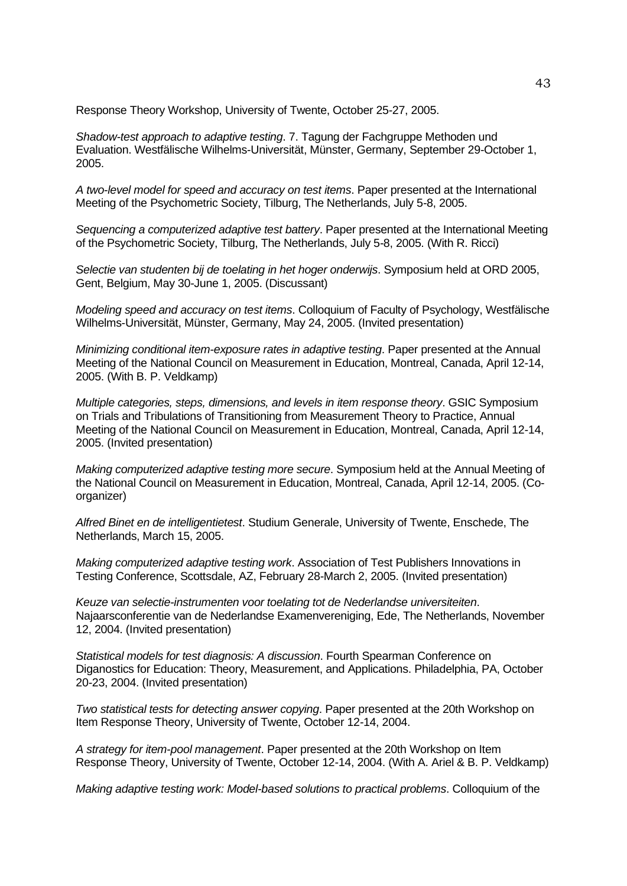Response Theory Workshop, University of Twente, October 25-27, 2005.

*Shadow-test approach to adaptive testing*. 7. Tagung der Fachgruppe Methoden und Evaluation. Westfälische Wilhelms-Universität, Münster, Germany, September 29-October 1, 2005.

*A two-level model for speed and accuracy on test items*. Paper presented at the International Meeting of the Psychometric Society, Tilburg, The Netherlands, July 5-8, 2005.

*Sequencing a computerized adaptive test battery*. Paper presented at the International Meeting of the Psychometric Society, Tilburg, The Netherlands, July 5-8, 2005. (With R. Ricci)

*Selectie van studenten bij de toelating in het hoger onderwijs*. Symposium held at ORD 2005, Gent, Belgium, May 30-June 1, 2005. (Discussant)

*Modeling speed and accuracy on test items*. Colloquium of Faculty of Psychology, Westfälische Wilhelms-Universität, Münster, Germany, May 24, 2005. (Invited presentation)

*Minimizing conditional item-exposure rates in adaptive testing*. Paper presented at the Annual Meeting of the National Council on Measurement in Education, Montreal, Canada, April 12-14, 2005. (With B. P. Veldkamp)

*Multiple categories, steps, dimensions, and levels in item response theory*. GSIC Symposium on Trials and Tribulations of Transitioning from Measurement Theory to Practice, Annual Meeting of the National Council on Measurement in Education, Montreal, Canada, April 12-14, 2005. (Invited presentation)

*Making computerized adaptive testing more secure*. Symposium held at the Annual Meeting of the National Council on Measurement in Education, Montreal, Canada, April 12-14, 2005. (Co-organizer)

*Alfred Binet en de intelligentietest*. Studium Generale, University of Twente, Enschede, The Netherlands, March 15, 2005.

*Making computerized adaptive testing work*. Association of Test Publishers Innovations in Testing Conference, Scottsdale, AZ, February 28-March 2, 2005. (Invited presentation)

*Keuze van selectie-instrumenten voor toelating tot de Nederlandse universiteiten*. Najaarsconferentie van de Nederlandse Examenvereniging, Ede, The Netherlands, November 12, 2004. (Invited presentation)

*Statistical models for test diagnosis: A discussion*. Fourth Spearman Conference on Diganostics for Education: Theory, Measurement, and Applications. Philadelphia, PA, October 20-23, 2004. (Invited presentation)

*Two statistical tests for detecting answer copying*. Paper presented at the 20th Workshop on Item Response Theory, University of Twente, October 12-14, 2004.

*A strategy for item-pool management*. Paper presented at the 20th Workshop on Item Response Theory, University of Twente, October 12-14, 2004. (With A. Ariel & B. P. Veldkamp)

*Making adaptive testing work: Model-based solutions to practical problems*. Colloquium of the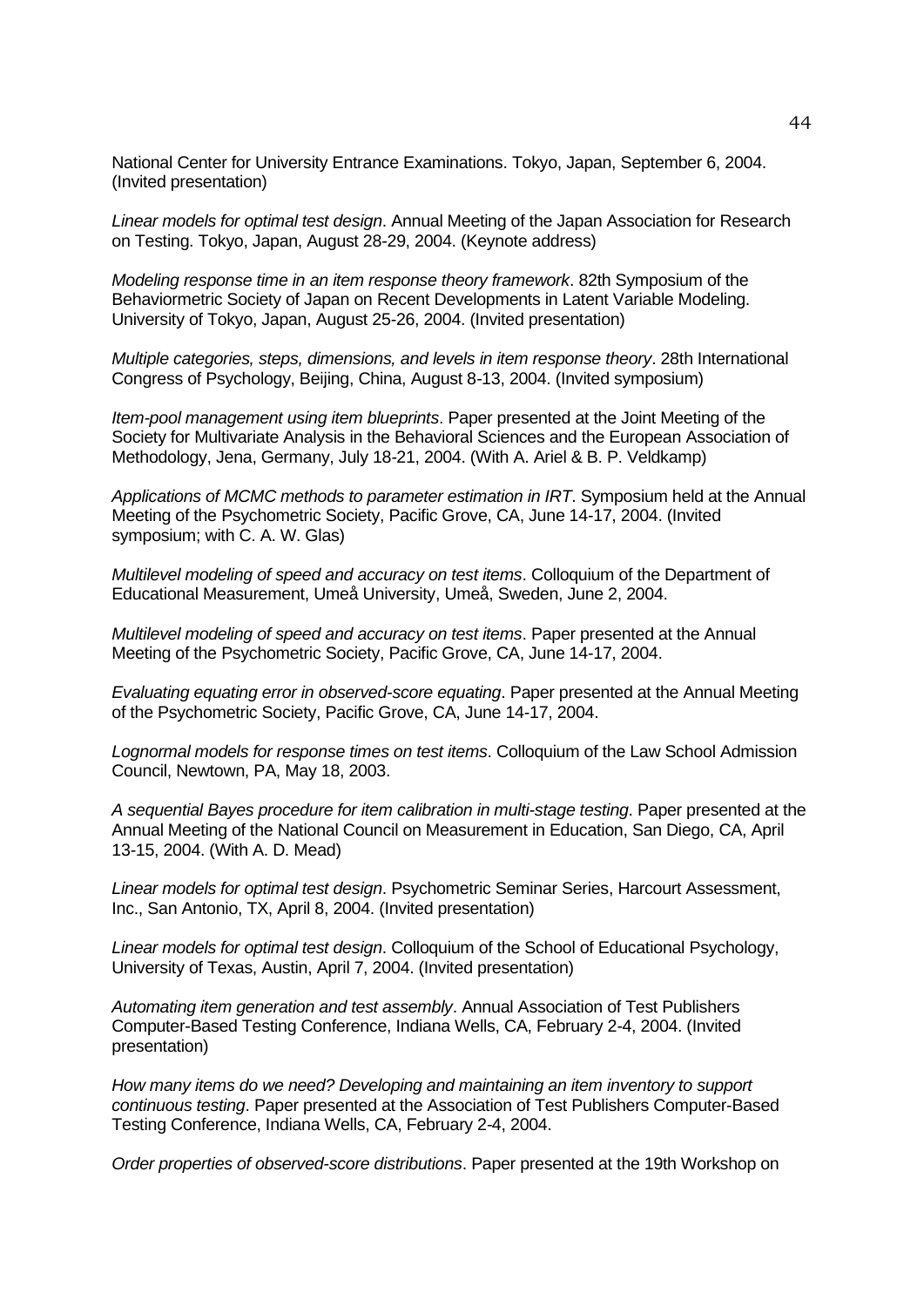National Center for University Entrance Examinations. Tokyo, Japan, September 6, 2004. (Invited presentation)

*Linear models for optimal test design*. Annual Meeting of the Japan Association for Research on Testing. Tokyo, Japan, August 28-29, 2004. (Keynote address)

*Modeling response time in an item response theory framework*. 82th Symposium of the Behaviormetric Society of Japan on Recent Developments in Latent Variable Modeling. University of Tokyo, Japan, August 25-26, 2004. (Invited presentation)

*Multiple categories, steps, dimensions, and levels in item response theory*. 28th International Congress of Psychology, Beijing, China, August 8-13, 2004. (Invited symposium)

*Item-pool management using item blueprints*. Paper presented at the Joint Meeting of the Society for Multivariate Analysis in the Behavioral Sciences and the European Association of Methodology, Jena, Germany, July 18-21, 2004. (With A. Ariel & B. P. Veldkamp)

*Applications of MCMC methods to parameter estimation in IRT*. Symposium held at the Annual Meeting of the Psychometric Society, Pacific Grove, CA, June 14-17, 2004. (Invited symposium; with C. A. W. Glas)

*Multilevel modeling of speed and accuracy on test items*. Colloquium of the Department of Educational Measurement, Umeå University, Umeå, Sweden, June 2, 2004.

*Multilevel modeling of speed and accuracy on test items*. Paper presented at the Annual Meeting of the Psychometric Society, Pacific Grove, CA, June 14-17, 2004.

*Evaluating equating error in observed-score equating*. Paper presented at the Annual Meeting of the Psychometric Society, Pacific Grove, CA, June 14-17, 2004.

*Lognormal models for response times on test items*. Colloquium of the Law School Admission Council, Newtown, PA, May 18, 2003.

*A sequential Bayes procedure for item calibration in multi-stage testing*. Paper presented at the Annual Meeting of the National Council on Measurement in Education, San Diego, CA, April 13-15, 2004. (With A. D. Mead)

*Linear models for optimal test design*. Psychometric Seminar Series, Harcourt Assessment, Inc., San Antonio, TX, April 8, 2004. (Invited presentation)

*Linear models for optimal test design*. Colloquium of the School of Educational Psychology, University of Texas, Austin, April 7, 2004. (Invited presentation)

*Automating item generation and test assembly*. Annual Association of Test Publishers Computer-Based Testing Conference, Indiana Wells, CA, February 2-4, 2004. (Invited presentation)

*How many items do we need? Developing and maintaining an item inventory to support continuous testing*. Paper presented at the Association of Test Publishers Computer-Based Testing Conference, Indiana Wells, CA, February 2-4, 2004.

*Order properties of observed-score distributions*. Paper presented at the 19th Workshop on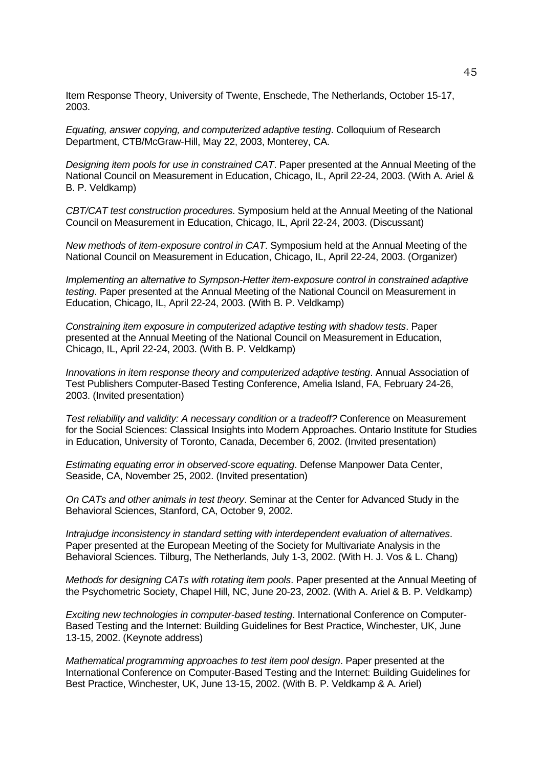Item Response Theory, University of Twente, Enschede, The Netherlands, October 15-17, 2003.

*Equating, answer copying, and computerized adaptive testing*. Colloquium of Research Department, CTB/McGraw-Hill, May 22, 2003, Monterey, CA.

*Designing item pools for use in constrained CAT*. Paper presented at the Annual Meeting of the National Council on Measurement in Education, Chicago, IL, April 22-24, 2003. (With A. Ariel & B. P. Veldkamp)

*CBT/CAT test construction procedures*. Symposium held at the Annual Meeting of the National Council on Measurement in Education, Chicago, IL, April 22-24, 2003. (Discussant)

*New methods of item-exposure control in CAT*. Symposium held at the Annual Meeting of the National Council on Measurement in Education, Chicago, IL, April 22-24, 2003. (Organizer)

*Implementing an alternative to Sympson-Hetter item-exposure control in constrained adaptive testing*. Paper presented at the Annual Meeting of the National Council on Measurement in Education, Chicago, IL, April 22-24, 2003. (With B. P. Veldkamp)

*Constraining item exposure in computerized adaptive testing with shadow tests*. Paper presented at the Annual Meeting of the National Council on Measurement in Education, Chicago, IL, April 22-24, 2003. (With B. P. Veldkamp)

*Innovations in item response theory and computerized adaptive testing*. Annual Association of Test Publishers Computer-Based Testing Conference, Amelia Island, FA, February 24-26, 2003. (Invited presentation)

*Test reliability and validity: A necessary condition or a tradeoff?* Conference on Measurement for the Social Sciences: Classical Insights into Modern Approaches. Ontario Institute for Studies in Education, University of Toronto, Canada, December 6, 2002. (Invited presentation)

*Estimating equating error in observed-score equating*. Defense Manpower Data Center, Seaside, CA, November 25, 2002. (Invited presentation)

*On CATs and other animals in test theory*. Seminar at the Center for Advanced Study in the Behavioral Sciences, Stanford, CA, October 9, 2002.

*Intrajudge inconsistency in standard setting with interdependent evaluation of alternatives*. Paper presented at the European Meeting of the Society for Multivariate Analysis in the Behavioral Sciences. Tilburg, The Netherlands, July 1-3, 2002. (With H. J. Vos & L. Chang)

*Methods for designing CATs with rotating item pools*. Paper presented at the Annual Meeting of the Psychometric Society, Chapel Hill, NC, June 20-23, 2002. (With A. Ariel & B. P. Veldkamp)

*Exciting new technologies in computer-based testing*. International Conference on Computer-Based Testing and the Internet: Building Guidelines for Best Practice, Winchester, UK, June 13-15, 2002. (Keynote address)

*Mathematical programming approaches to test item pool design*. Paper presented at the International Conference on Computer-Based Testing and the Internet: Building Guidelines for Best Practice, Winchester, UK, June 13-15, 2002. (With B. P. Veldkamp & A. Ariel)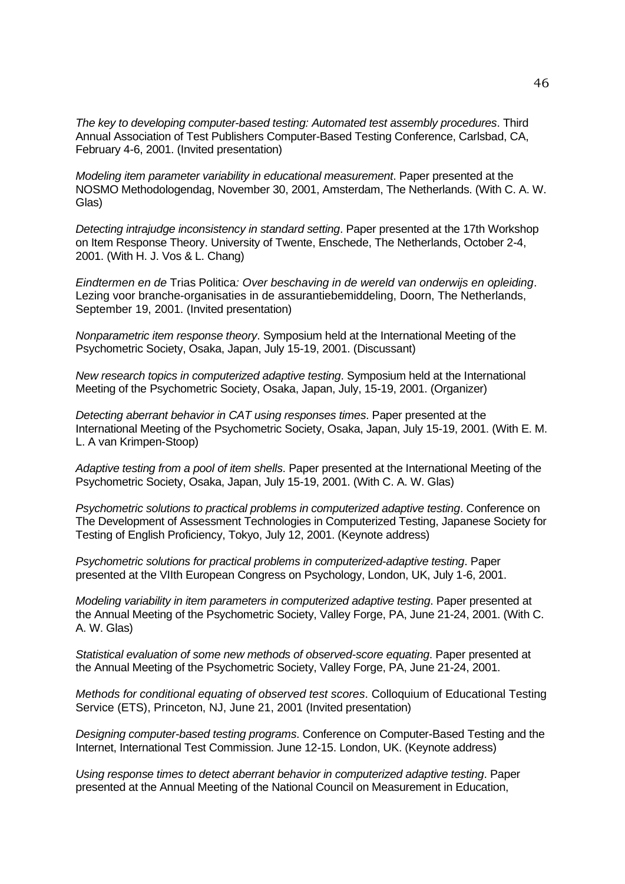*The key to developing computer-based testing: Automated test assembly procedures*. Third Annual Association of Test Publishers Computer-Based Testing Conference, Carlsbad, CA, February 4-6, 2001. (Invited presentation)

*Modeling item parameter variability in educational measurement*. Paper presented at the NOSMO Methodologendag, November 30, 2001, Amsterdam, The Netherlands. (With C. A. W. Glas)

*Detecting intrajudge inconsistency in standard setting*. Paper presented at the 17th Workshop on Item Response Theory. University of Twente, Enschede, The Netherlands, October 2-4, 2001. (With H. J. Vos & L. Chang)

*Eindtermen en de* Trias Politica*: Over beschaving in de wereld van onderwijs en opleiding*. Lezing voor branche-organisaties in de assurantiebemiddeling, Doorn, The Netherlands, September 19, 2001. (Invited presentation)

*Nonparametric item response theory*. Symposium held at the International Meeting of the Psychometric Society, Osaka, Japan, July 15-19, 2001. (Discussant)

*New research topics in computerized adaptive testing*. Symposium held at the International Meeting of the Psychometric Society, Osaka, Japan, July, 15-19, 2001. (Organizer)

*Detecting aberrant behavior in CAT using responses times*. Paper presented at the International Meeting of the Psychometric Society, Osaka, Japan, July 15-19, 2001. (With E. M. L. A van Krimpen-Stoop)

*Adaptive testing from a pool of item shells*. Paper presented at the International Meeting of the Psychometric Society, Osaka, Japan, July 15-19, 2001. (With C. A. W. Glas)

*Psychometric solutions to practical problems in computerized adaptive testing*. Conference on The Development of Assessment Technologies in Computerized Testing, Japanese Society for Testing of English Proficiency, Tokyo, July 12, 2001. (Keynote address)

*Psychometric solutions for practical problems in computerized-adaptive testing*. Paper presented at the VIIth European Congress on Psychology, London, UK, July 1-6, 2001.

*Modeling variability in item parameters in computerized adaptive testing*. Paper presented at the Annual Meeting of the Psychometric Society, Valley Forge, PA, June 21-24, 2001. (With C. A. W. Glas)

*Statistical evaluation of some new methods of observed-score equating*. Paper presented at the Annual Meeting of the Psychometric Society, Valley Forge, PA, June 21-24, 2001.

*Methods for conditional equating of observed test scores*. Colloquium of Educational Testing Service (ETS), Princeton, NJ, June 21, 2001 (Invited presentation)

*Designing computer-based testing programs*. Conference on Computer-Based Testing and the Internet, International Test Commission. June 12-15. London, UK. (Keynote address)

*Using response times to detect aberrant behavior in computerized adaptive testing*. Paper presented at the Annual Meeting of the National Council on Measurement in Education,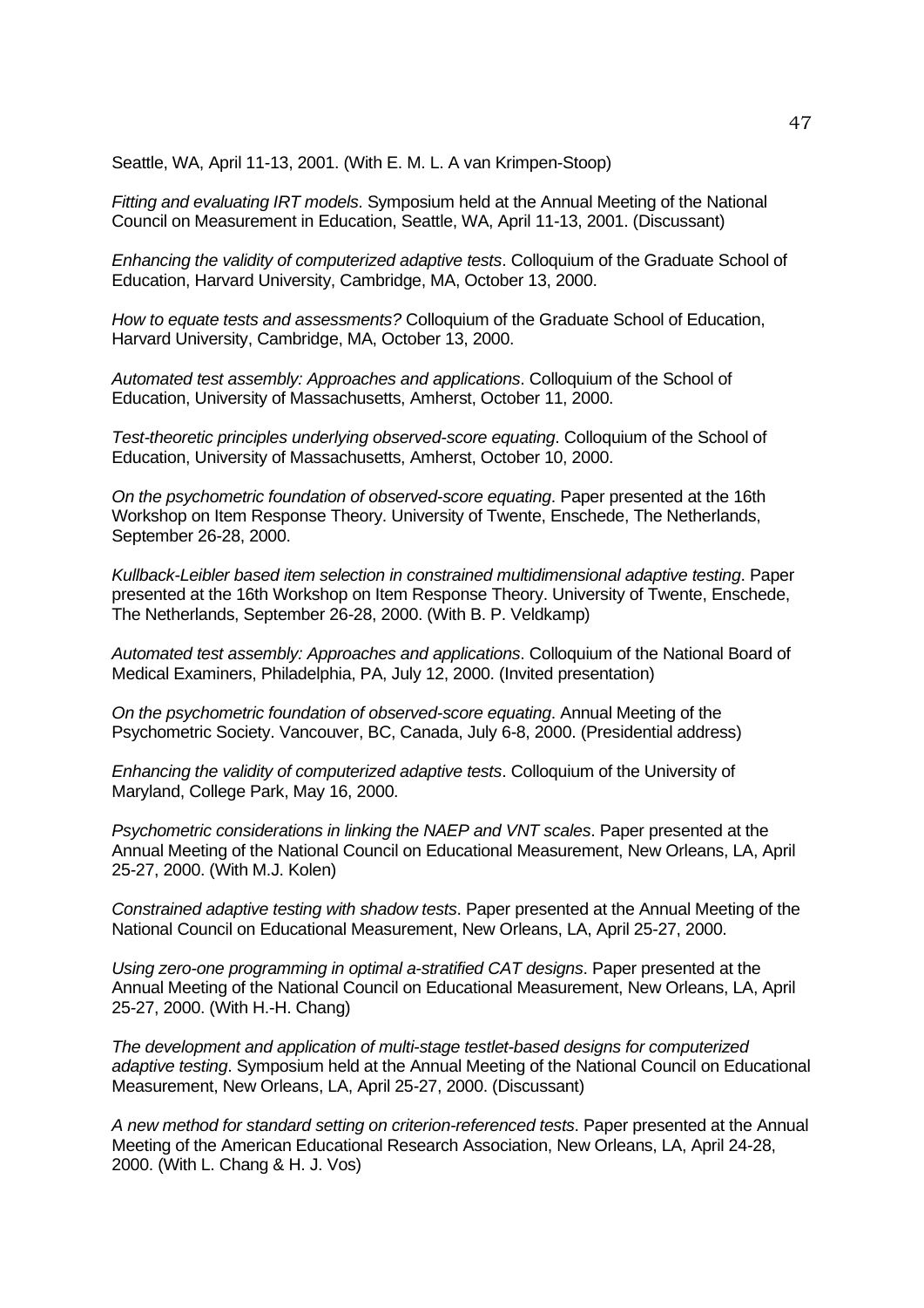Seattle, WA, April 11-13, 2001. (With E. M. L. A van Krimpen-Stoop)

*Fitting and evaluating IRT models*. Symposium held at the Annual Meeting of the National Council on Measurement in Education, Seattle, WA, April 11-13, 2001. (Discussant)

*Enhancing the validity of computerized adaptive tests*. Colloquium of the Graduate School of Education, Harvard University, Cambridge, MA, October 13, 2000.

*How to equate tests and assessments?* Colloquium of the Graduate School of Education, Harvard University, Cambridge, MA, October 13, 2000.

*Automated test assembly: Approaches and applications*. Colloquium of the School of Education, University of Massachusetts, Amherst, October 11, 2000.

*Test-theoretic principles underlying observed-score equating*. Colloquium of the School of Education, University of Massachusetts, Amherst, October 10, 2000.

*On the psychometric foundation of observed-score equating*. Paper presented at the 16th Workshop on Item Response Theory. University of Twente, Enschede, The Netherlands, September 26-28, 2000.

*Kullback-Leibler based item selection in constrained multidimensional adaptive testing*. Paper presented at the 16th Workshop on Item Response Theory. University of Twente, Enschede, The Netherlands, September 26-28, 2000. (With B. P. Veldkamp)

*Automated test assembly: Approaches and applications*. Colloquium of the National Board of Medical Examiners, Philadelphia, PA, July 12, 2000. (Invited presentation)

*On the psychometric foundation of observed-score equating*. Annual Meeting of the Psychometric Society. Vancouver, BC, Canada, July 6-8, 2000. (Presidential address)

*Enhancing the validity of computerized adaptive tests*. Colloquium of the University of Maryland, College Park, May 16, 2000.

*Psychometric considerations in linking the NAEP and VNT scales*. Paper presented at the Annual Meeting of the National Council on Educational Measurement, New Orleans, LA, April 25-27, 2000. (With M.J. Kolen)

*Constrained adaptive testing with shadow tests*. Paper presented at the Annual Meeting of the National Council on Educational Measurement, New Orleans, LA, April 25-27, 2000.

*Using zero-one programming in optimal a-stratified CAT designs*. Paper presented at the Annual Meeting of the National Council on Educational Measurement, New Orleans, LA, April 25-27, 2000. (With H.-H. Chang)

*The development and application of multi-stage testlet-based designs for computerized adaptive testing*. Symposium held at the Annual Meeting of the National Council on Educational Measurement, New Orleans, LA, April 25-27, 2000. (Discussant)

*A new method for standard setting on criterion-referenced tests*. Paper presented at the Annual Meeting of the American Educational Research Association, New Orleans, LA, April 24-28, 2000. (With L. Chang & H. J. Vos)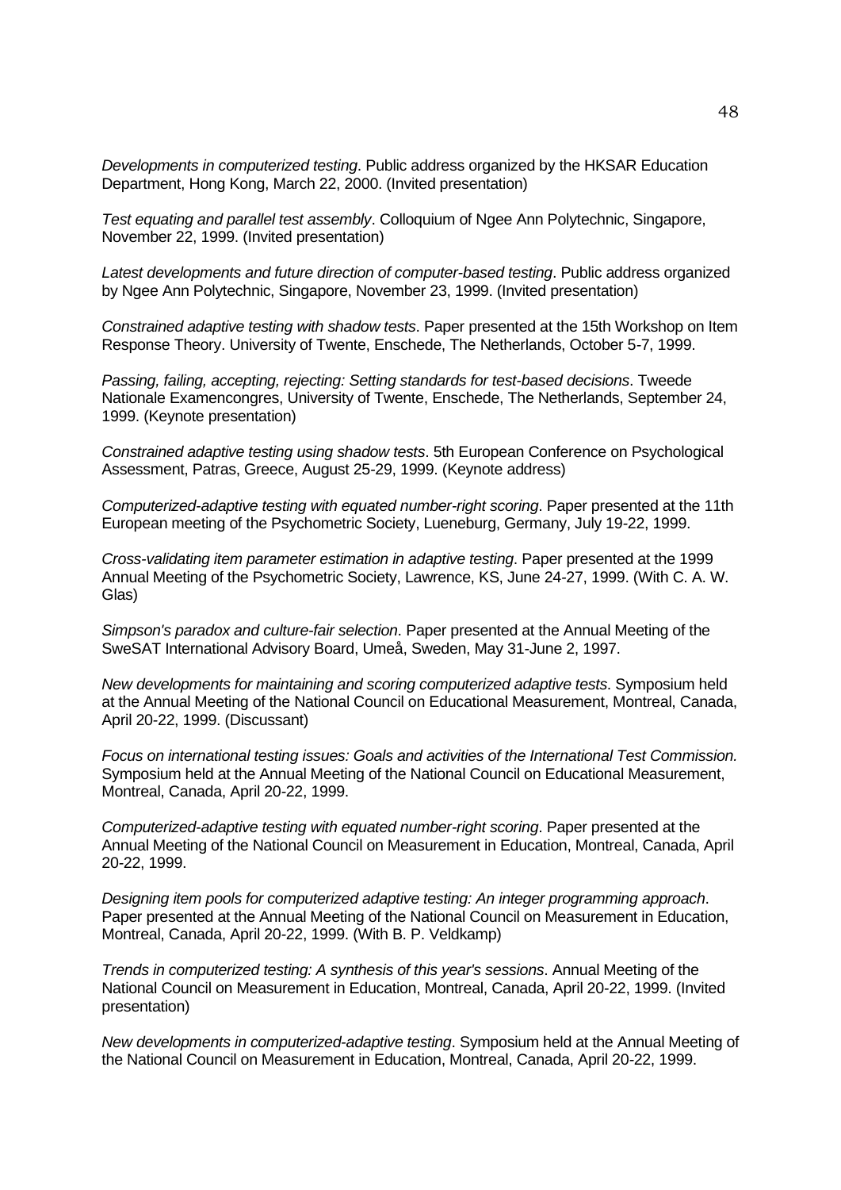*Developments in computerized testing*. Public address organized by the HKSAR Education Department, Hong Kong, March 22, 2000. (Invited presentation)

*Test equating and parallel test assembly*. Colloquium of Ngee Ann Polytechnic, Singapore, November 22, 1999. (Invited presentation)

*Latest developments and future direction of computer-based testing*. Public address organized by Ngee Ann Polytechnic, Singapore, November 23, 1999. (Invited presentation)

*Constrained adaptive testing with shadow tests*. Paper presented at the 15th Workshop on Item Response Theory. University of Twente, Enschede, The Netherlands, October 5-7, 1999.

*Passing, failing, accepting, rejecting: Setting standards for test-based decisions*. Tweede Nationale Examencongres, University of Twente, Enschede, The Netherlands, September 24, 1999. (Keynote presentation)

*Constrained adaptive testing using shadow tests*. 5th European Conference on Psychological Assessment, Patras, Greece, August 25-29, 1999. (Keynote address)

*Computerized-adaptive testing with equated number-right scoring*. Paper presented at the 11th European meeting of the Psychometric Society, Lueneburg, Germany, July 19-22, 1999.

*Cross-validating item parameter estimation in adaptive testing*. Paper presented at the 1999 Annual Meeting of the Psychometric Society, Lawrence, KS, June 24-27, 1999. (With C. A. W. Glas)

*Simpson's paradox and culture-fair selection*. Paper presented at the Annual Meeting of the SweSAT International Advisory Board, Umeå, Sweden, May 31-June 2, 1997.

*New developments for maintaining and scoring computerized adaptive tests*. Symposium held at the Annual Meeting of the National Council on Educational Measurement, Montreal, Canada, April 20-22, 1999. (Discussant)

*Focus on international testing issues: Goals and activities of the International Test Commission.* Symposium held at the Annual Meeting of the National Council on Educational Measurement, Montreal, Canada, April 20-22, 1999.

*Computerized-adaptive testing with equated number-right scoring*. Paper presented at the Annual Meeting of the National Council on Measurement in Education, Montreal, Canada, April 20-22, 1999.

*Designing item pools for computerized adaptive testing: An integer programming approach*. Paper presented at the Annual Meeting of the National Council on Measurement in Education, Montreal, Canada, April 20-22, 1999. (With B. P. Veldkamp)

*Trends in computerized testing: A synthesis of this year's sessions*. Annual Meeting of the National Council on Measurement in Education, Montreal, Canada, April 20-22, 1999. (Invited presentation)

*New developments in computerized-adaptive testing*. Symposium held at the Annual Meeting of the National Council on Measurement in Education, Montreal, Canada, April 20-22, 1999.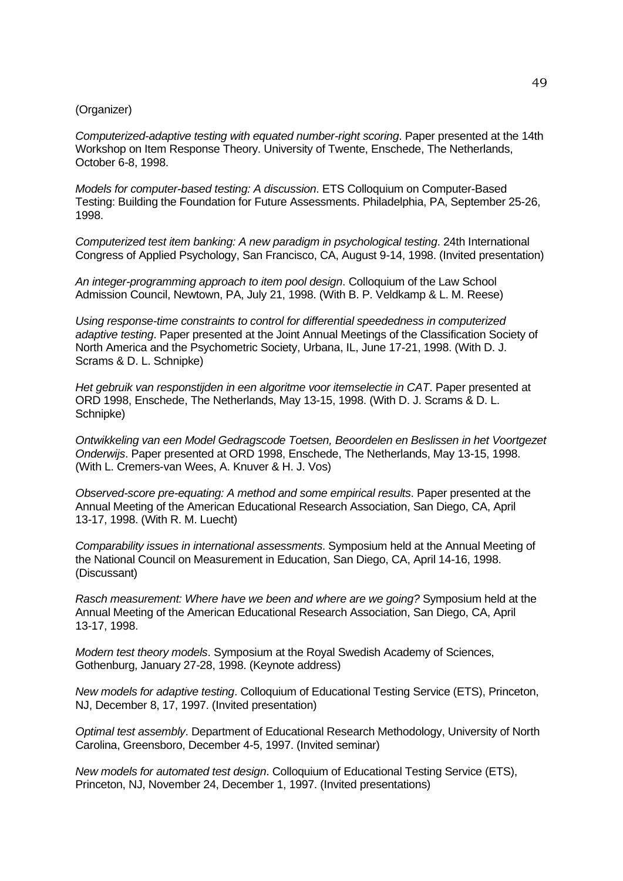(Organizer)

*Computerized-adaptive testing with equated number-right scoring*. Paper presented at the 14th Workshop on Item Response Theory. University of Twente, Enschede, The Netherlands, October 6-8, 1998.

*Models for computer-based testing: A discussion*. ETS Colloquium on Computer-Based Testing: Building the Foundation for Future Assessments. Philadelphia, PA, September 25-26, 1998.

*Computerized test item banking: A new paradigm in psychological testing*. 24th International Congress of Applied Psychology, San Francisco, CA, August 9-14, 1998. (Invited presentation)

*An integer-programming approach to item pool design*. Colloquium of the Law School Admission Council, Newtown, PA, July 21, 1998. (With B. P. Veldkamp & L. M. Reese)

*Using response-time constraints to control for differential speededness in computerized adaptive testing*. Paper presented at the Joint Annual Meetings of the Classification Society of North America and the Psychometric Society, Urbana, IL, June 17-21, 1998. (With D. J. Scrams & D. L. Schnipke)

*Het gebruik van responstijden in een algoritme voor itemselectie in CAT*. Paper presented at ORD 1998, Enschede, The Netherlands, May 13-15, 1998. (With D. J. Scrams & D. L. Schnipke)

*Ontwikkeling van een Model Gedragscode Toetsen, Beoordelen en Beslissen in het Voortgezet Onderwijs*. Paper presented at ORD 1998, Enschede, The Netherlands, May 13-15, 1998. (With L. Cremers-van Wees, A. Knuver & H. J. Vos)

*Observed-score pre-equating: A method and some empirical results*. Paper presented at the Annual Meeting of the American Educational Research Association, San Diego, CA, April 13-17, 1998. (With R. M. Luecht)

*Comparability issues in international assessments*. Symposium held at the Annual Meeting of the National Council on Measurement in Education, San Diego, CA, April 14-16, 1998. (Discussant)

*Rasch measurement: Where have we been and where are we going?* Symposium held at the Annual Meeting of the American Educational Research Association, San Diego, CA, April 13-17, 1998.

*Modern test theory models*. Symposium at the Royal Swedish Academy of Sciences, Gothenburg, January 27-28, 1998. (Keynote address)

*New models for adaptive testing*. Colloquium of Educational Testing Service (ETS), Princeton, NJ, December 8, 17, 1997. (Invited presentation)

*Optimal test assembly*. Department of Educational Research Methodology, University of North Carolina, Greensboro, December 4-5, 1997. (Invited seminar)

*New models for automated test design*. Colloquium of Educational Testing Service (ETS), Princeton, NJ, November 24, December 1, 1997. (Invited presentations)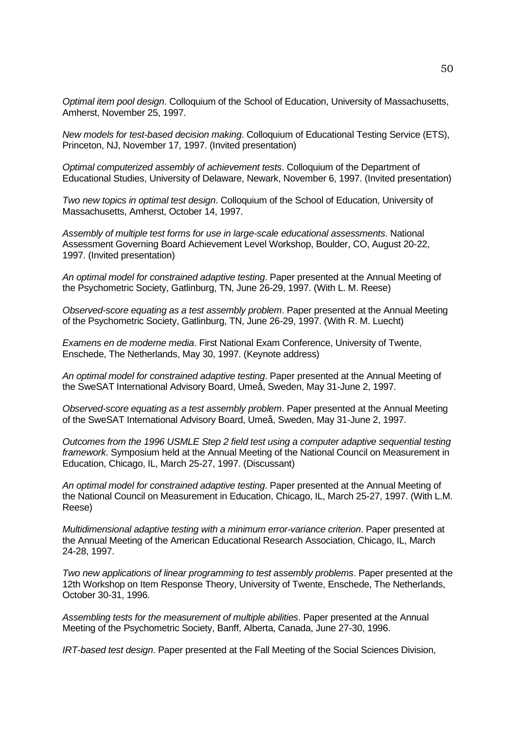*Optimal item pool design*. Colloquium of the School of Education, University of Massachusetts, Amherst, November 25, 1997.

*New models for test-based decision making*. Colloquium of Educational Testing Service (ETS), Princeton, NJ, November 17, 1997. (Invited presentation)

*Optimal computerized assembly of achievement tests*. Colloquium of the Department of Educational Studies, University of Delaware, Newark, November 6, 1997. (Invited presentation)

*Two new topics in optimal test design*. Colloquium of the School of Education, University of Massachusetts, Amherst, October 14, 1997.

*Assembly of multiple test forms for use in large-scale educational assessments*. National Assessment Governing Board Achievement Level Workshop, Boulder, CO, August 20-22, 1997. (Invited presentation)

*An optimal model for constrained adaptive testing*. Paper presented at the Annual Meeting of the Psychometric Society, Gatlinburg, TN, June 26-29, 1997. (With L. M. Reese)

*Observed-score equating as a test assembly problem*. Paper presented at the Annual Meeting of the Psychometric Society, Gatlinburg, TN, June 26-29, 1997. (With R. M. Luecht)

*Examens en de moderne media*. First National Exam Conference, University of Twente, Enschede, The Netherlands, May 30, 1997. (Keynote address)

*An optimal model for constrained adaptive testing*. Paper presented at the Annual Meeting of the SweSAT International Advisory Board, Umeå, Sweden, May 31-June 2, 1997.

*Observed-score equating as a test assembly problem*. Paper presented at the Annual Meeting of the SweSAT International Advisory Board, Umeå, Sweden, May 31-June 2, 1997.

*Outcomes from the 1996 USMLE Step 2 field test using a computer adaptive sequential testing framework*. Symposium held at the Annual Meeting of the National Council on Measurement in Education, Chicago, IL, March 25-27, 1997. (Discussant)

*An optimal model for constrained adaptive testing*. Paper presented at the Annual Meeting of the National Council on Measurement in Education, Chicago, IL, March 25-27, 1997. (With L.M. Reese)

*Multidimensional adaptive testing with a minimum error-variance criterion*. Paper presented at the Annual Meeting of the American Educational Research Association, Chicago, IL, March 24-28, 1997.

*Two new applications of linear programming to test assembly problems*. Paper presented at the 12th Workshop on Item Response Theory, University of Twente, Enschede, The Netherlands, October 30-31, 1996.

*Assembling tests for the measurement of multiple abilities*. Paper presented at the Annual Meeting of the Psychometric Society, Banff, Alberta, Canada, June 27-30, 1996.

*IRT-based test design*. Paper presented at the Fall Meeting of the Social Sciences Division,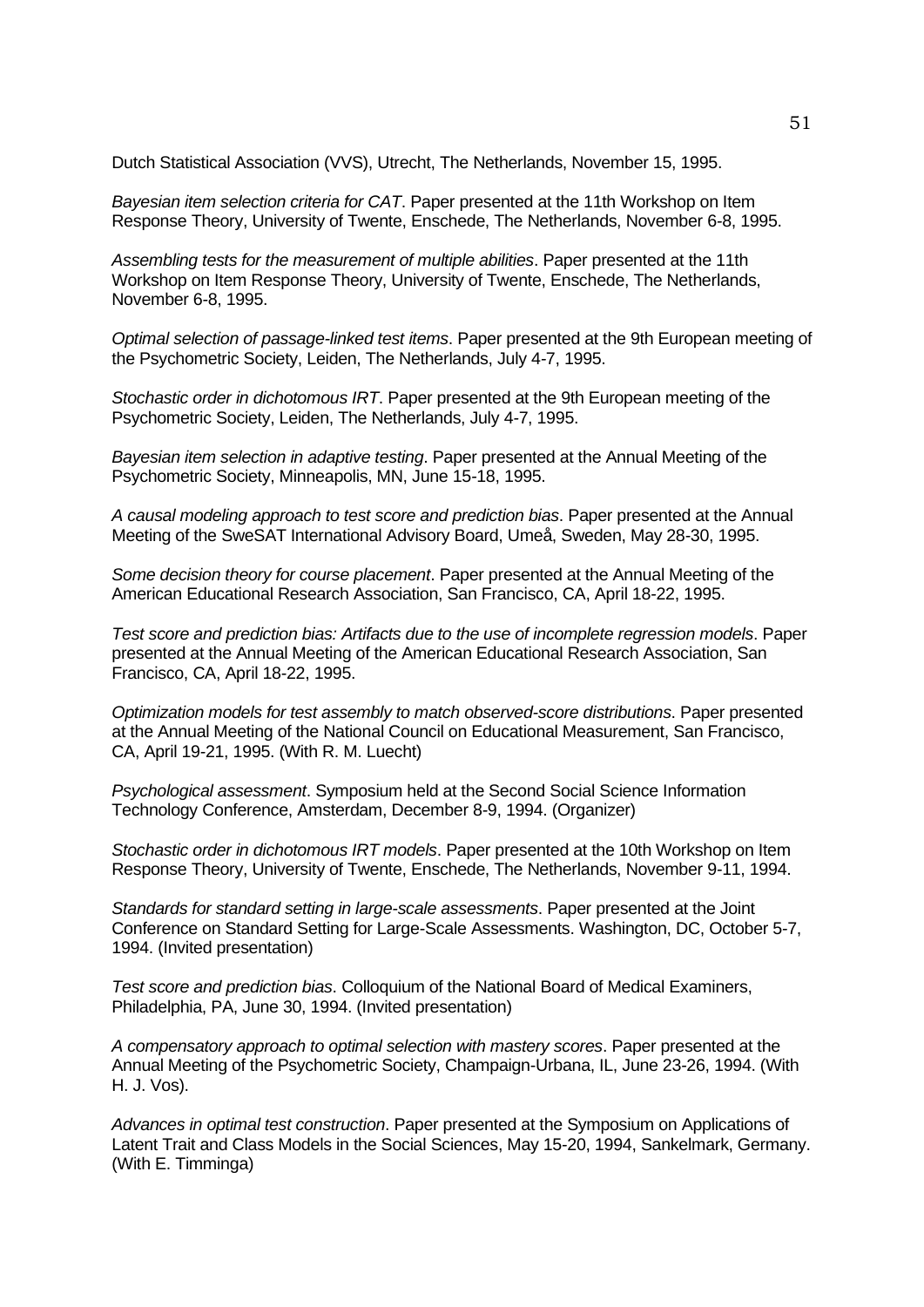Dutch Statistical Association (VVS), Utrecht, The Netherlands, November 15, 1995.

*Bayesian item selection criteria for CAT*. Paper presented at the 11th Workshop on Item Response Theory, University of Twente, Enschede, The Netherlands, November 6-8, 1995.

*Assembling tests for the measurement of multiple abilities*. Paper presented at the 11th Workshop on Item Response Theory, University of Twente, Enschede, The Netherlands, November 6-8, 1995.

*Optimal selection of passage-linked test items*. Paper presented at the 9th European meeting of the Psychometric Society, Leiden, The Netherlands, July 4-7, 1995.

*Stochastic order in dichotomous IRT*. Paper presented at the 9th European meeting of the Psychometric Society, Leiden, The Netherlands, July 4-7, 1995.

*Bayesian item selection in adaptive testing*. Paper presented at the Annual Meeting of the Psychometric Society, Minneapolis, MN, June 15-18, 1995.

*A causal modeling approach to test score and prediction bias*. Paper presented at the Annual Meeting of the SweSAT International Advisory Board, Umeå, Sweden, May 28-30, 1995.

*Some decision theory for course placement*. Paper presented at the Annual Meeting of the American Educational Research Association, San Francisco, CA, April 18-22, 1995.

*Test score and prediction bias: Artifacts due to the use of incomplete regression models*. Paper presented at the Annual Meeting of the American Educational Research Association, San Francisco, CA, April 18-22, 1995.

*Optimization models for test assembly to match observed-score distributions*. Paper presented at the Annual Meeting of the National Council on Educational Measurement, San Francisco, CA, April 19-21, 1995. (With R. M. Luecht)

*Psychological assessment*. Symposium held at the Second Social Science Information Technology Conference, Amsterdam, December 8-9, 1994. (Organizer)

*Stochastic order in dichotomous IRT models*. Paper presented at the 10th Workshop on Item Response Theory, University of Twente, Enschede, The Netherlands, November 9-11, 1994.

*Standards for standard setting in large-scale assessments*. Paper presented at the Joint Conference on Standard Setting for Large-Scale Assessments. Washington, DC, October 5-7, 1994. (Invited presentation)

*Test score and prediction bias*. Colloquium of the National Board of Medical Examiners, Philadelphia, PA, June 30, 1994. (Invited presentation)

*A compensatory approach to optimal selection with mastery scores*. Paper presented at the Annual Meeting of the Psychometric Society, Champaign-Urbana, IL, June 23-26, 1994. (With H. J. Vos).

*Advances in optimal test construction*. Paper presented at the Symposium on Applications of Latent Trait and Class Models in the Social Sciences, May 15-20, 1994, Sankelmark, Germany. (With E. Timminga)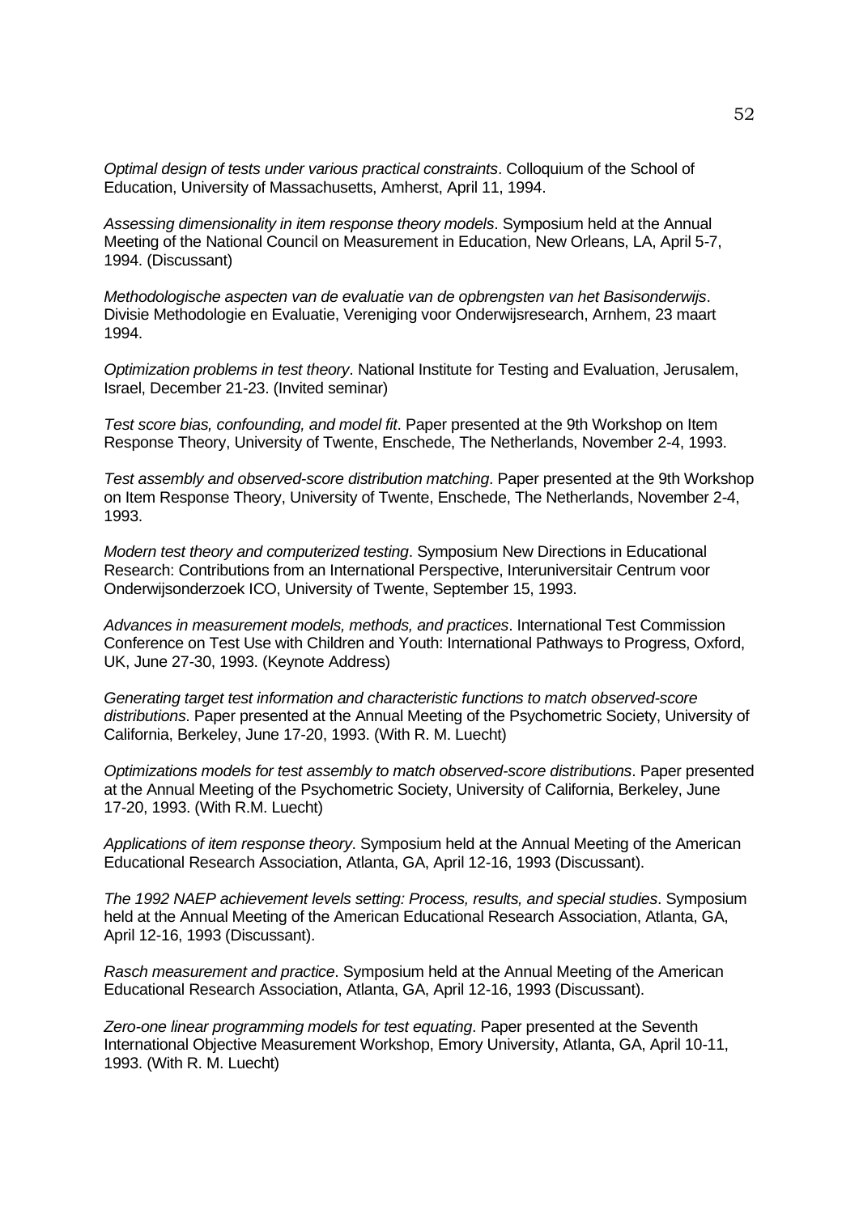*Optimal design of tests under various practical constraints*. Colloquium of the School of Education, University of Massachusetts, Amherst, April 11, 1994.

*Assessing dimensionality in item response theory models*. Symposium held at the Annual Meeting of the National Council on Measurement in Education, New Orleans, LA, April 5-7, 1994. (Discussant)

*Methodologische aspecten van de evaluatie van de opbrengsten van het Basisonderwijs*. Divisie Methodologie en Evaluatie, Vereniging voor Onderwijsresearch, Arnhem, 23 maart 1994.

*Optimization problems in test theory*. National Institute for Testing and Evaluation, Jerusalem, Israel, December 21-23. (Invited seminar)

*Test score bias, confounding, and model fit*. Paper presented at the 9th Workshop on Item Response Theory, University of Twente, Enschede, The Netherlands, November 2-4, 1993.

*Test assembly and observed-score distribution matching*. Paper presented at the 9th Workshop on Item Response Theory, University of Twente, Enschede, The Netherlands, November 2-4, 1993.

*Modern test theory and computerized testing*. Symposium New Directions in Educational Research: Contributions from an International Perspective, Interuniversitair Centrum voor Onderwijsonderzoek ICO, University of Twente, September 15, 1993.

*Advances in measurement models, methods, and practices*. International Test Commission Conference on Test Use with Children and Youth: International Pathways to Progress, Oxford, UK, June 27-30, 1993. (Keynote Address)

*Generating target test information and characteristic functions to match observed-score distributions*. Paper presented at the Annual Meeting of the Psychometric Society, University of California, Berkeley, June 17-20, 1993. (With R. M. Luecht)

*Optimizations models for test assembly to match observed-score distributions*. Paper presented at the Annual Meeting of the Psychometric Society, University of California, Berkeley, June 17-20, 1993. (With R.M. Luecht)

*Applications of item response theory*. Symposium held at the Annual Meeting of the American Educational Research Association, Atlanta, GA, April 12-16, 1993 (Discussant).

*The 1992 NAEP achievement levels setting: Process, results, and special studies*. Symposium held at the Annual Meeting of the American Educational Research Association, Atlanta, GA, April 12-16, 1993 (Discussant).

*Rasch measurement and practice*. Symposium held at the Annual Meeting of the American Educational Research Association, Atlanta, GA, April 12-16, 1993 (Discussant).

*Zero-one linear programming models for test equating*. Paper presented at the Seventh International Objective Measurement Workshop, Emory University, Atlanta, GA, April 10-11, 1993. (With R. M. Luecht)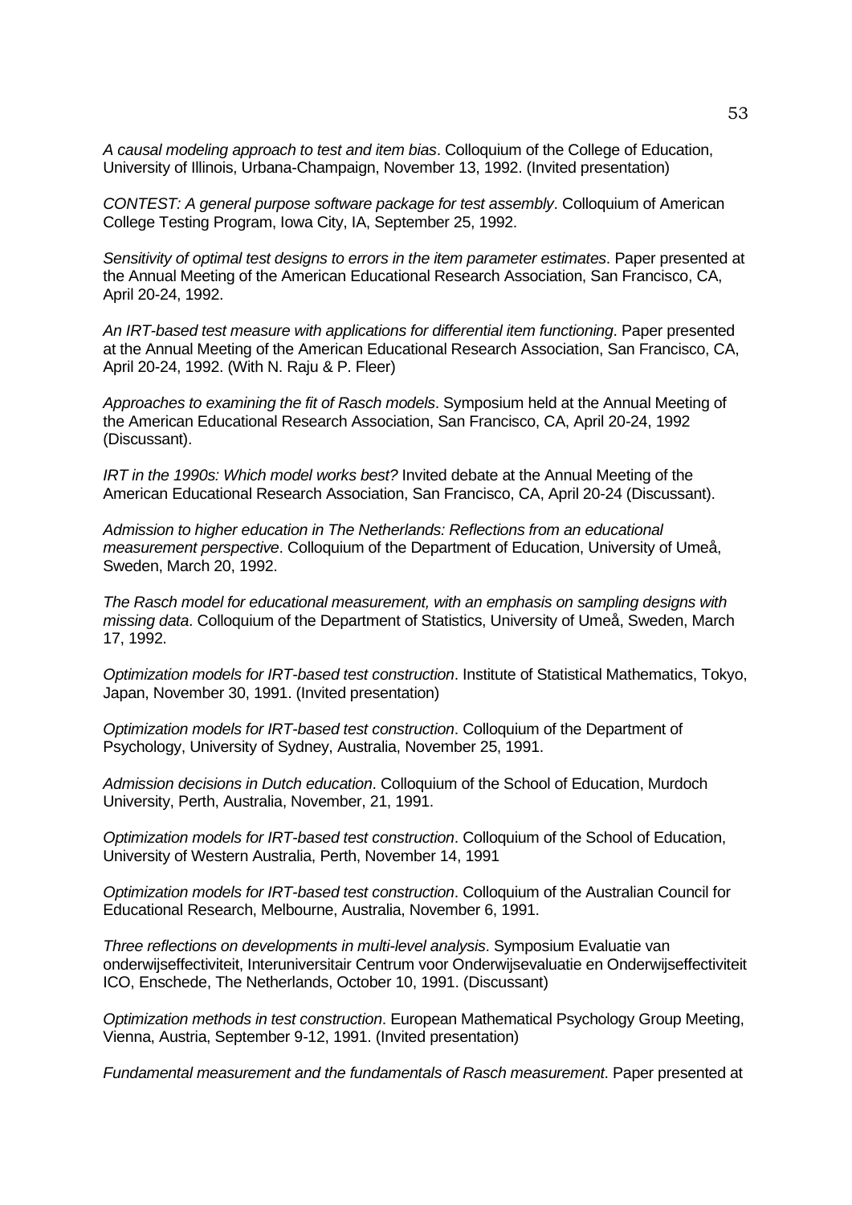*A causal modeling approach to test and item bias*. Colloquium of the College of Education, University of Illinois, Urbana-Champaign, November 13, 1992. (Invited presentation)

*CONTEST: A general purpose software package for test assembly*. Colloquium of American College Testing Program, Iowa City, IA, September 25, 1992.

*Sensitivity of optimal test designs to errors in the item parameter estimates*. Paper presented at the Annual Meeting of the American Educational Research Association, San Francisco, CA, April 20-24, 1992.

*An IRT-based test measure with applications for differential item functioning*. Paper presented at the Annual Meeting of the American Educational Research Association, San Francisco, CA, April 20-24, 1992. (With N. Raju & P. Fleer)

*Approaches to examining the fit of Rasch models*. Symposium held at the Annual Meeting of the American Educational Research Association, San Francisco, CA, April 20-24, 1992 (Discussant).

*IRT in the 1990s: Which model works best?* Invited debate at the Annual Meeting of the American Educational Research Association, San Francisco, CA, April 20-24 (Discussant).

*Admission to higher education in The Netherlands: Reflections from an educational measurement perspective*. Colloquium of the Department of Education, University of Umeå, Sweden, March 20, 1992.

*The Rasch model for educational measurement, with an emphasis on sampling designs with missing data*. Colloquium of the Department of Statistics, University of Umeå, Sweden, March 17, 1992.

*Optimization models for IRT-based test construction*. Institute of Statistical Mathematics, Tokyo, Japan, November 30, 1991. (Invited presentation)

*Optimization models for IRT-based test construction*. Colloquium of the Department of Psychology, University of Sydney, Australia, November 25, 1991.

*Admission decisions in Dutch education*. Colloquium of the School of Education, Murdoch University, Perth, Australia, November, 21, 1991.

*Optimization models for IRT-based test construction*. Colloquium of the School of Education, University of Western Australia, Perth, November 14, 1991

*Optimization models for IRT-based test construction*. Colloquium of the Australian Council for Educational Research, Melbourne, Australia, November 6, 1991.

*Three reflections on developments in multi-level analysis*. Symposium Evaluatie van onderwijseffectiviteit, Interuniversitair Centrum voor Onderwijsevaluatie en Onderwijseffectiviteit ICO, Enschede, The Netherlands, October 10, 1991. (Discussant)

*Optimization methods in test construction*. European Mathematical Psychology Group Meeting, Vienna, Austria, September 9-12, 1991. (Invited presentation)

*Fundamental measurement and the fundamentals of Rasch measurement*. Paper presented at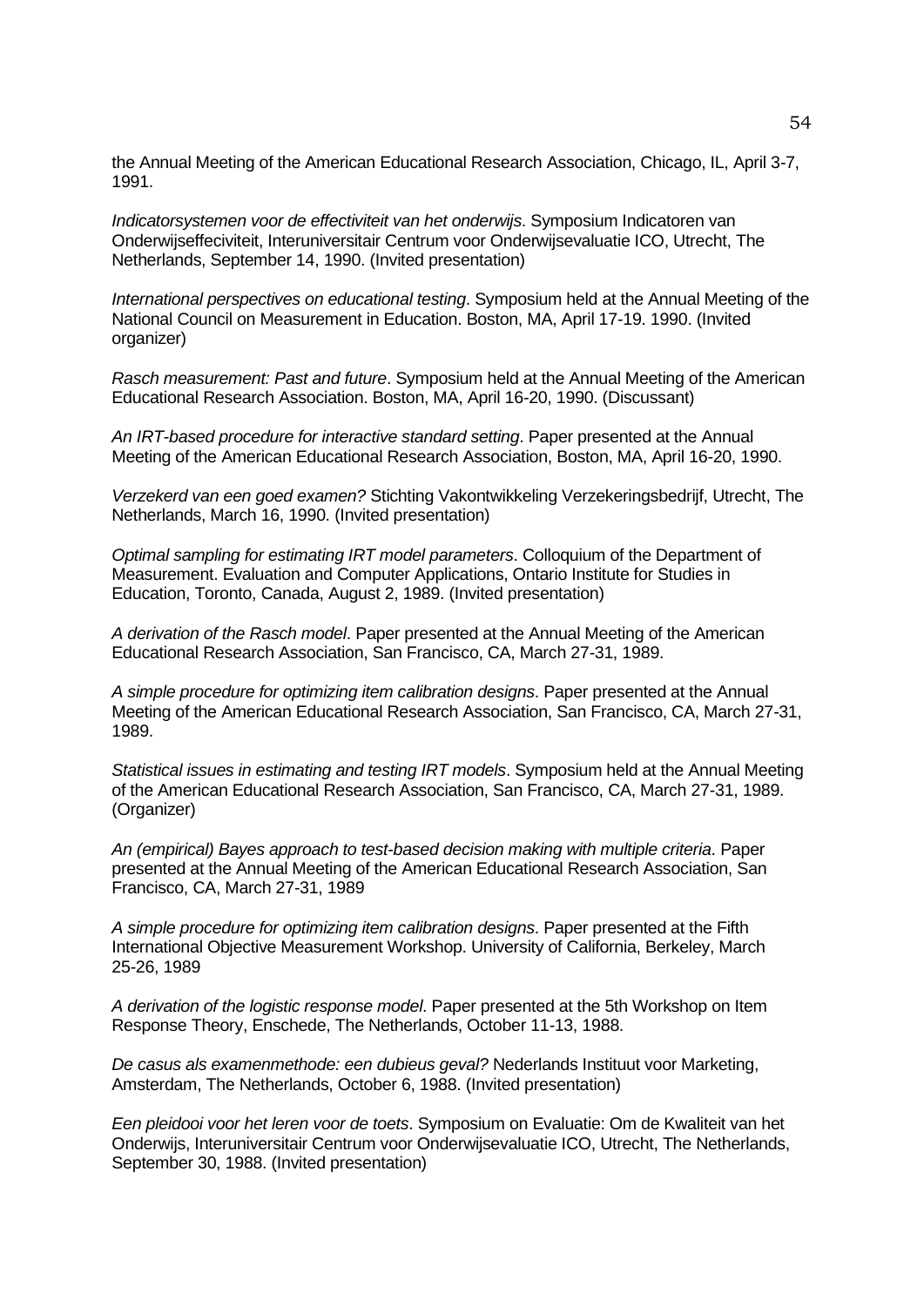the Annual Meeting of the American Educational Research Association, Chicago, IL, April 3-7, 1991.

*Indicatorsystemen voor de effectiviteit van het onderwijs*. Symposium Indicatoren van Onderwijseffeciviteit, Interuniversitair Centrum voor Onderwijsevaluatie ICO, Utrecht, The Netherlands, September 14, 1990. (Invited presentation)

*International perspectives on educational testing*. Symposium held at the Annual Meeting of the National Council on Measurement in Education. Boston, MA, April 17-19. 1990. (Invited organizer)

*Rasch measurement: Past and future*. Symposium held at the Annual Meeting of the American Educational Research Association. Boston, MA, April 16-20, 1990. (Discussant)

*An IRT-based procedure for interactive standard setting*. Paper presented at the Annual Meeting of the American Educational Research Association, Boston, MA, April 16-20, 1990.

*Verzekerd van een goed examen?* Stichting Vakontwikkeling Verzekeringsbedrijf, Utrecht, The Netherlands, March 16, 1990. (Invited presentation)

*Optimal sampling for estimating IRT model parameters*. Colloquium of the Department of Measurement. Evaluation and Computer Applications, Ontario Institute for Studies in Education, Toronto, Canada, August 2, 1989. (Invited presentation)

*A derivation of the Rasch model*. Paper presented at the Annual Meeting of the American Educational Research Association, San Francisco, CA, March 27-31, 1989.

*A simple procedure for optimizing item calibration designs*. Paper presented at the Annual Meeting of the American Educational Research Association, San Francisco, CA, March 27-31, 1989.

*Statistical issues in estimating and testing IRT models*. Symposium held at the Annual Meeting of the American Educational Research Association, San Francisco, CA, March 27-31, 1989. (Organizer)

*An (empirical) Bayes approach to test-based decision making with multiple criteria*. Paper presented at the Annual Meeting of the American Educational Research Association, San Francisco, CA, March 27-31, 1989

*A simple procedure for optimizing item calibration designs*. Paper presented at the Fifth International Objective Measurement Workshop. University of California, Berkeley, March 25-26, 1989

*A derivation of the logistic response model*. Paper presented at the 5th Workshop on Item Response Theory, Enschede, The Netherlands, October 11-13, 1988.

*De casus als examenmethode: een dubieus geval?* Nederlands Instituut voor Marketing, Amsterdam, The Netherlands, October 6, 1988. (Invited presentation)

*Een pleidooi voor het leren voor de toets*. Symposium on Evaluatie: Om de Kwaliteit van het Onderwijs, Interuniversitair Centrum voor Onderwijsevaluatie ICO, Utrecht, The Netherlands, September 30, 1988. (Invited presentation)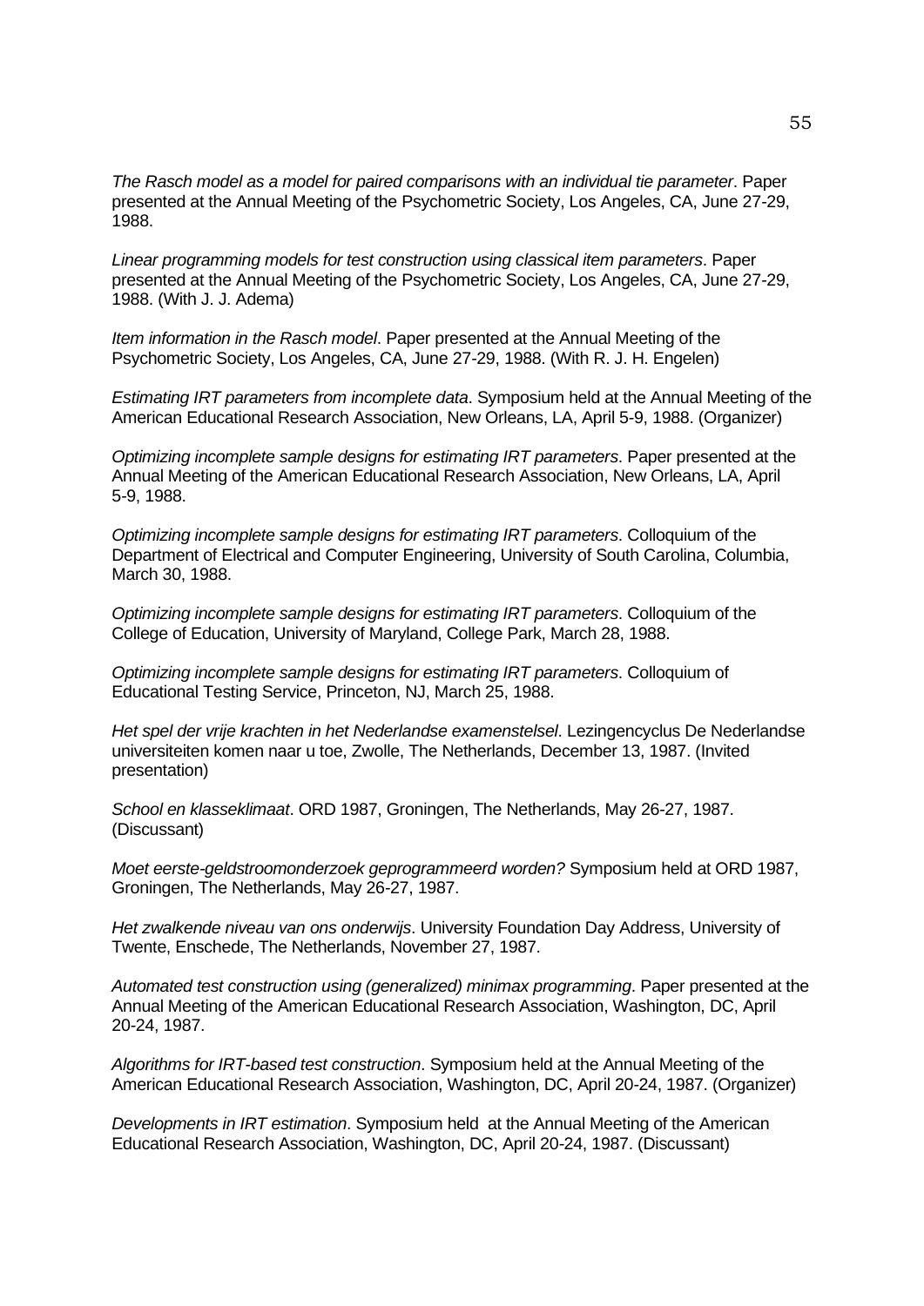*The Rasch model as a model for paired comparisons with an individual tie parameter*. Paper presented at the Annual Meeting of the Psychometric Society, Los Angeles, CA, June 27-29, 1988.

*Linear programming models for test construction using classical item parameters*. Paper presented at the Annual Meeting of the Psychometric Society, Los Angeles, CA, June 27-29, 1988. (With J. J. Adema)

*Item information in the Rasch model*. Paper presented at the Annual Meeting of the Psychometric Society, Los Angeles, CA, June 27-29, 1988. (With R. J. H. Engelen)

*Estimating IRT parameters from incomplete data*. Symposium held at the Annual Meeting of the American Educational Research Association, New Orleans, LA, April 5-9, 1988. (Organizer)

*Optimizing incomplete sample designs for estimating IRT parameters*. Paper presented at the Annual Meeting of the American Educational Research Association, New Orleans, LA, April 5-9, 1988.

*Optimizing incomplete sample designs for estimating IRT parameters*. Colloquium of the Department of Electrical and Computer Engineering, University of South Carolina, Columbia, March 30, 1988.

*Optimizing incomplete sample designs for estimating IRT parameters*. Colloquium of the College of Education, University of Maryland, College Park, March 28, 1988.

*Optimizing incomplete sample designs for estimating IRT parameters*. Colloquium of Educational Testing Service, Princeton, NJ, March 25, 1988.

*Het spel der vrije krachten in het Nederlandse examenstelsel*. Lezingencyclus De Nederlandse universiteiten komen naar u toe, Zwolle, The Netherlands, December 13, 1987. (Invited presentation)

*School en klasseklimaat*. ORD 1987, Groningen, The Netherlands, May 26-27, 1987. (Discussant)

*Moet eerste-geldstroomonderzoek geprogrammeerd worden?* Symposium held at ORD 1987, Groningen, The Netherlands, May 26-27, 1987.

*Het zwalkende niveau van ons onderwijs*. University Foundation Day Address, University of Twente, Enschede, The Netherlands, November 27, 1987.

*Automated test construction using (generalized) minimax programming*. Paper presented at the Annual Meeting of the American Educational Research Association, Washington, DC, April 20-24, 1987.

*Algorithms for IRT-based test construction*. Symposium held at the Annual Meeting of the American Educational Research Association, Washington, DC, April 20-24, 1987. (Organizer)

*Developments in IRT estimation*. Symposium held at the Annual Meeting of the American Educational Research Association, Washington, DC, April 20-24, 1987. (Discussant)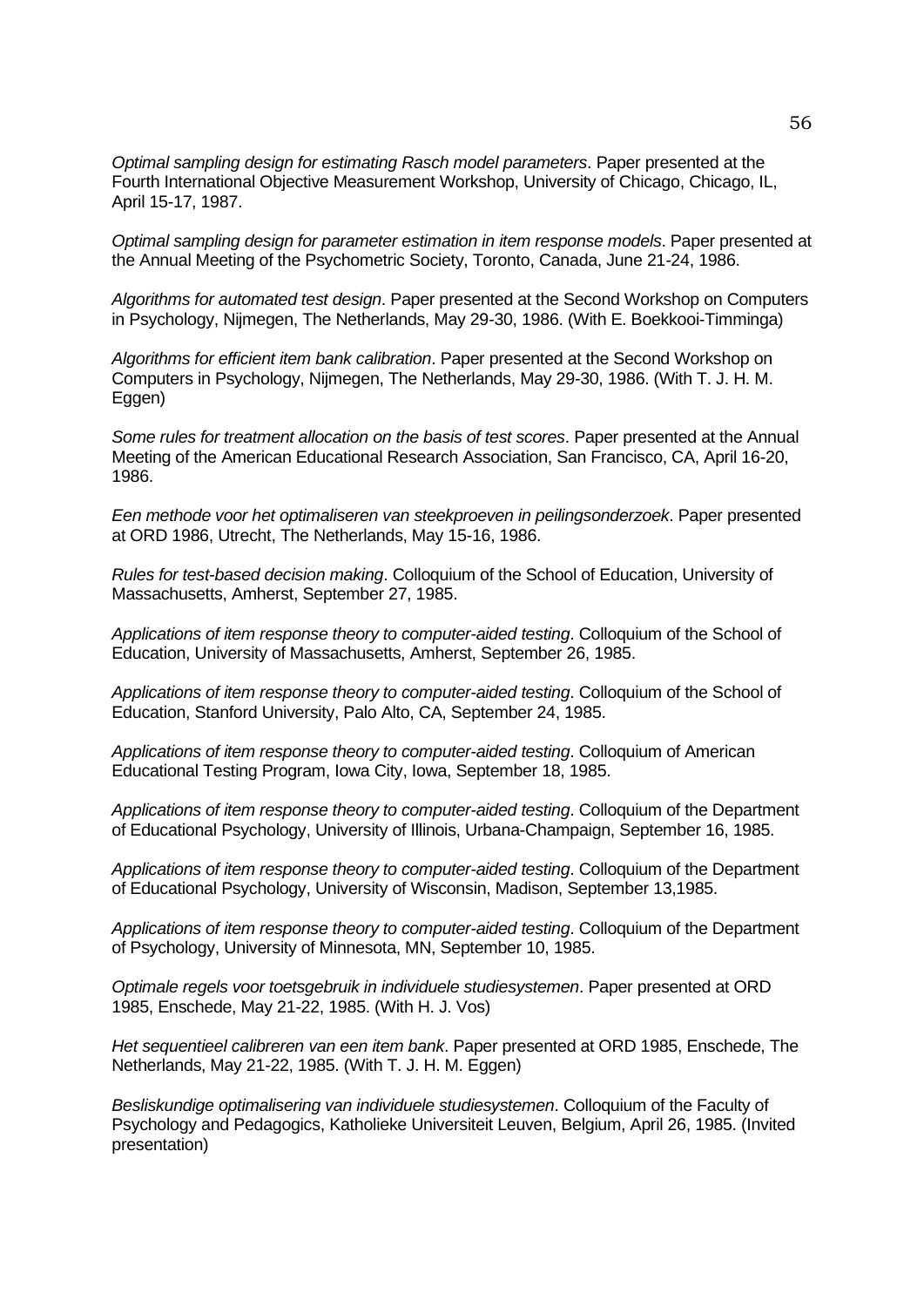*Optimal sampling design for estimating Rasch model parameters*. Paper presented at the Fourth International Objective Measurement Workshop, University of Chicago, Chicago, IL, April 15-17, 1987.

*Optimal sampling design for parameter estimation in item response models*. Paper presented at the Annual Meeting of the Psychometric Society, Toronto, Canada, June 21-24, 1986.

*Algorithms for automated test design*. Paper presented at the Second Workshop on Computers in Psychology, Nijmegen, The Netherlands, May 29-30, 1986. (With E. Boekkooi-Timminga)

*Algorithms for efficient item bank calibration*. Paper presented at the Second Workshop on Computers in Psychology, Nijmegen, The Netherlands, May 29-30, 1986. (With T. J. H. M. Eggen)

*Some rules for treatment allocation on the basis of test scores*. Paper presented at the Annual Meeting of the American Educational Research Association, San Francisco, CA, April 16-20, 1986.

*Een methode voor het optimaliseren van steekproeven in peilingsonderzoek*. Paper presented at ORD 1986, Utrecht, The Netherlands, May 15-16, 1986.

*Rules for test-based decision making*. Colloquium of the School of Education, University of Massachusetts, Amherst, September 27, 1985.

*Applications of item response theory to computer-aided testing*. Colloquium of the School of Education, University of Massachusetts, Amherst, September 26, 1985.

*Applications of item response theory to computer-aided testing*. Colloquium of the School of Education, Stanford University, Palo Alto, CA, September 24, 1985.

*Applications of item response theory to computer-aided testing*. Colloquium of American Educational Testing Program, Iowa City, Iowa, September 18, 1985.

*Applications of item response theory to computer-aided testing*. Colloquium of the Department of Educational Psychology, University of Illinois, Urbana-Champaign, September 16, 1985.

*Applications of item response theory to computer-aided testing*. Colloquium of the Department of Educational Psychology, University of Wisconsin, Madison, September 13,1985.

*Applications of item response theory to computer-aided testing*. Colloquium of the Department of Psychology, University of Minnesota, MN, September 10, 1985.

*Optimale regels voor toetsgebruik in individuele studiesystemen*. Paper presented at ORD 1985, Enschede, May 21-22, 1985. (With H. J. Vos)

*Het sequentieel calibreren van een item bank*. Paper presented at ORD 1985, Enschede, The Netherlands, May 21-22, 1985. (With T. J. H. M. Eggen)

*Besliskundige optimalisering van individuele studiesystemen*. Colloquium of the Faculty of Psychology and Pedagogics, Katholieke Universiteit Leuven, Belgium, April 26, 1985. (Invited presentation)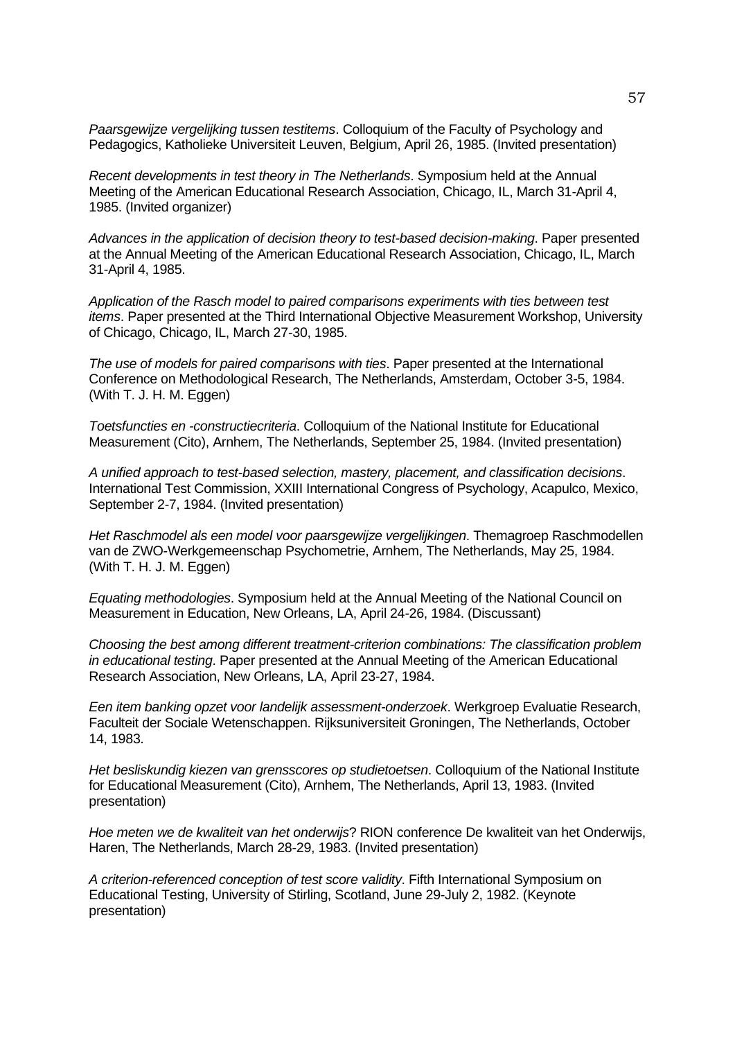*Paarsgewijze vergelijking tussen testitems*. Colloquium of the Faculty of Psychology and Pedagogics, Katholieke Universiteit Leuven, Belgium, April 26, 1985. (Invited presentation)

*Recent developments in test theory in The Netherlands*. Symposium held at the Annual Meeting of the American Educational Research Association, Chicago, IL, March 31-April 4, 1985. (Invited organizer)

*Advances in the application of decision theory to test-based decision-making*. Paper presented at the Annual Meeting of the American Educational Research Association, Chicago, IL, March 31-April 4, 1985.

*Application of the Rasch model to paired comparisons experiments with ties between test items*. Paper presented at the Third International Objective Measurement Workshop, University of Chicago, Chicago, IL, March 27-30, 1985.

*The use of models for paired comparisons with ties*. Paper presented at the International Conference on Methodological Research, The Netherlands, Amsterdam, October 3-5, 1984. (With T. J. H. M. Eggen)

*Toetsfuncties en -constructiecriteria*. Colloquium of the National Institute for Educational Measurement (Cito), Arnhem, The Netherlands, September 25, 1984. (Invited presentation)

*A unified approach to test-based selection, mastery, placement, and classification decisions*. International Test Commission, XXIII International Congress of Psychology, Acapulco, Mexico, September 2-7, 1984. (Invited presentation)

*Het Raschmodel als een model voor paarsgewijze vergelijkingen*. Themagroep Raschmodellen van de ZWO-Werkgemeenschap Psychometrie, Arnhem, The Netherlands, May 25, 1984. (With T. H. J. M. Eggen)

*Equating methodologies*. Symposium held at the Annual Meeting of the National Council on Measurement in Education, New Orleans, LA, April 24-26, 1984. (Discussant)

*Choosing the best among different treatment-criterion combinations: The classification problem in educational testing*. Paper presented at the Annual Meeting of the American Educational Research Association, New Orleans, LA, April 23-27, 1984.

*Een item banking opzet voor landelijk assessment-onderzoek*. Werkgroep Evaluatie Research, Faculteit der Sociale Wetenschappen. Rijksuniversiteit Groningen, The Netherlands, October 14, 1983.

*Het besliskundig kiezen van grensscores op studietoetsen*. Colloquium of the National Institute for Educational Measurement (Cito), Arnhem, The Netherlands, April 13, 1983. (Invited presentation)

*Hoe meten we de kwaliteit van het onderwijs*? RION conference De kwaliteit van het Onderwijs, Haren, The Netherlands, March 28-29, 1983. (Invited presentation)

*A criterion-referenced conception of test score validity*. Fifth International Symposium on Educational Testing, University of Stirling, Scotland, June 29-July 2, 1982. (Keynote presentation)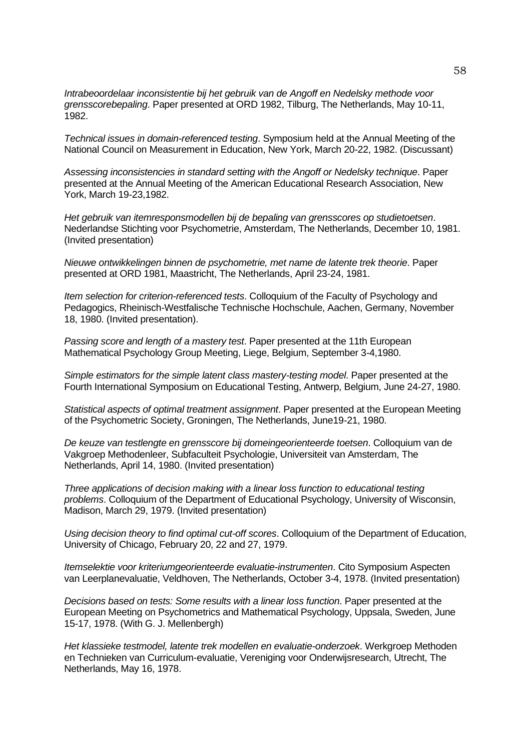*Intrabeoordelaar inconsistentie bij het gebruik van de Angoff en Nedelsky methode voor grensscorebepaling*. Paper presented at ORD 1982, Tilburg, The Netherlands, May 10-11, 1982.

*Technical issues in domain-referenced testing*. Symposium held at the Annual Meeting of the National Council on Measurement in Education, New York, March 20-22, 1982. (Discussant)

*Assessing inconsistencies in standard setting with the Angoff or Nedelsky technique*. Paper presented at the Annual Meeting of the American Educational Research Association, New York, March 19-23,1982.

*Het gebruik van itemresponsmodellen bij de bepaling van grensscores op studietoetsen*. Nederlandse Stichting voor Psychometrie, Amsterdam, The Netherlands, December 10, 1981. (Invited presentation)

*Nieuwe ontwikkelingen binnen de psychometrie, met name de latente trek theorie*. Paper presented at ORD 1981, Maastricht, The Netherlands, April 23-24, 1981.

*Item selection for criterion-referenced tests*. Colloquium of the Faculty of Psychology and Pedagogics, Rheinisch-Westfalische Technische Hochschule, Aachen, Germany, November 18, 1980. (Invited presentation).

*Passing score and length of a mastery test*. Paper presented at the 11th European Mathematical Psychology Group Meeting, Liege, Belgium, September 3-4,1980.

*Simple estimators for the simple latent class mastery-testing model*. Paper presented at the Fourth International Symposium on Educational Testing, Antwerp, Belgium, June 24-27, 1980.

*Statistical aspects of optimal treatment assignment*. Paper presented at the European Meeting of the Psychometric Society, Groningen, The Netherlands, June19-21, 1980.

*De keuze van testlengte en grensscore bij domeingeorienteerde toetsen*. Colloquium van de Vakgroep Methodenleer, Subfaculteit Psychologie, Universiteit van Amsterdam, The Netherlands, April 14, 1980. (Invited presentation)

*Three applications of decision making with a linear loss function to educational testing problems*. Colloquium of the Department of Educational Psychology, University of Wisconsin, Madison, March 29, 1979. (Invited presentation)

*Using decision theory to find optimal cut-off scores*. Colloquium of the Department of Education, University of Chicago, February 20, 22 and 27, 1979.

*Itemselektie voor kriteriumgeorienteerde evaluatie-instrumenten*. Cito Symposium Aspecten van Leerplanevaluatie, Veldhoven, The Netherlands, October 3-4, 1978. (Invited presentation)

*Decisions based on tests: Some results with a linear loss function*. Paper presented at the European Meeting on Psychometrics and Mathematical Psychology, Uppsala, Sweden, June 15-17, 1978. (With G. J. Mellenbergh)

*Het klassieke testmodel, latente trek modellen en evaluatie-onderzoek*. Werkgroep Methoden en Technieken van Curriculum-evaluatie, Vereniging voor Onderwijsresearch, Utrecht, The Netherlands, May 16, 1978.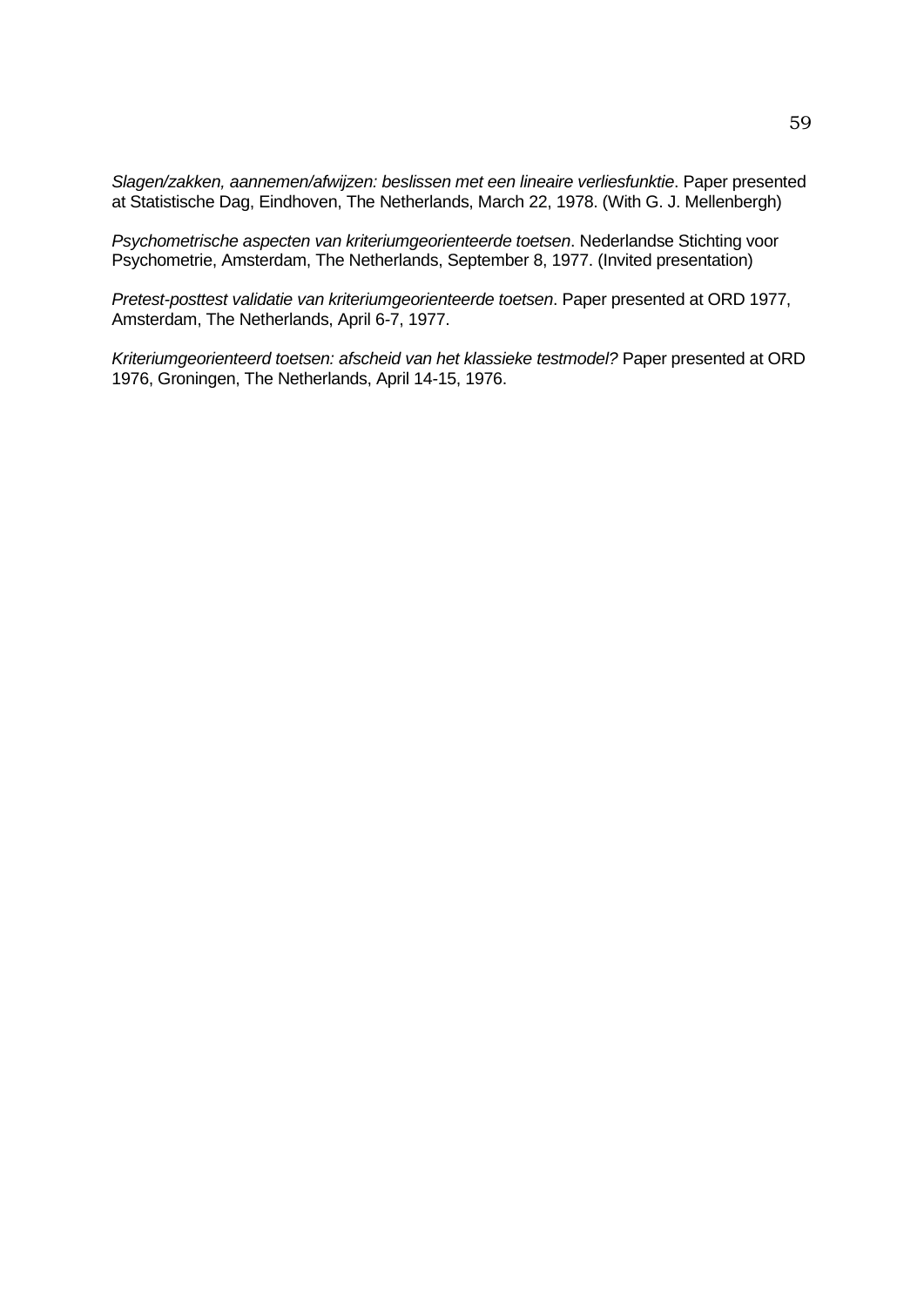*Slagen/zakken, aannemen/afwijzen: beslissen met een lineaire verliesfunktie*. Paper presented at Statistische Dag, Eindhoven, The Netherlands, March 22, 1978. (With G. J. Mellenbergh)

*Psychometrische aspecten van kriteriumgeorienteerde toetsen*. Nederlandse Stichting voor Psychometrie, Amsterdam, The Netherlands, September 8, 1977. (Invited presentation)

*Pretest-posttest validatie van kriteriumgeorienteerde toetsen*. Paper presented at ORD 1977, Amsterdam, The Netherlands, April 6-7, 1977.

*Kriteriumgeorienteerd toetsen: afscheid van het klassieke testmodel?* Paper presented at ORD 1976, Groningen, The Netherlands, April 14-15, 1976.